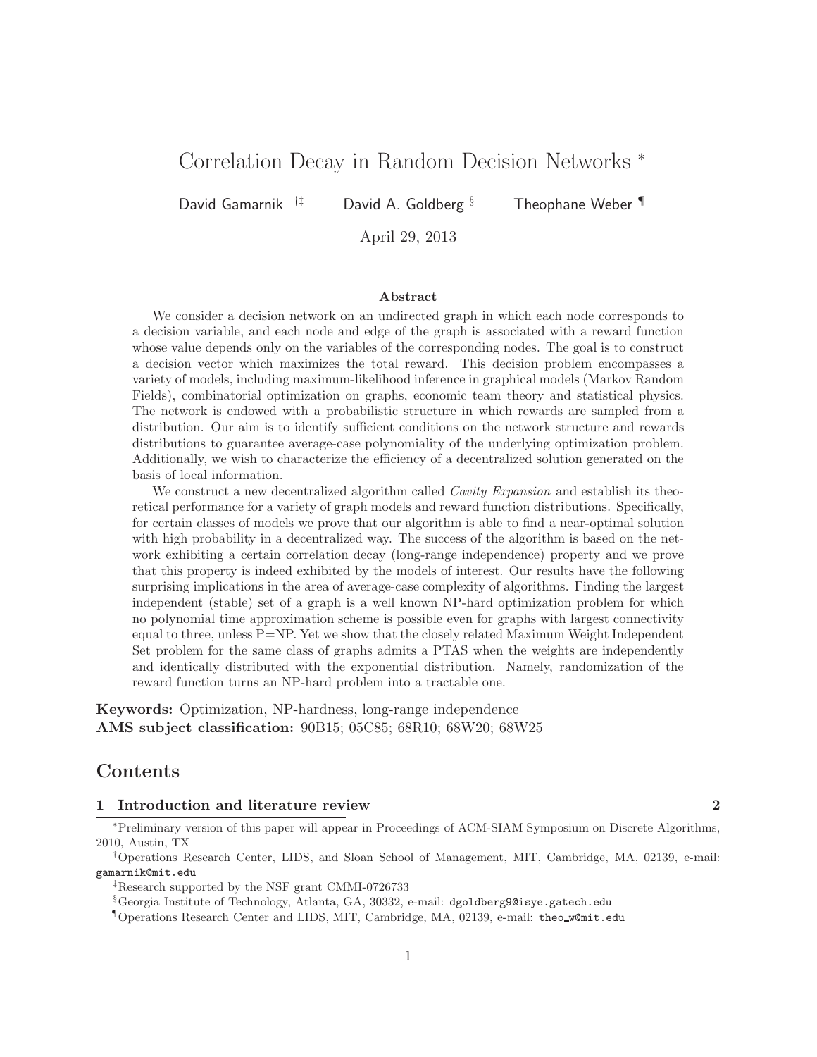# Correlation Decay in Random Decision Networks *

David Gamarnik [†‡] David A. Goldberg [§] Theophane Weber [¶]

April 29, 2013

### Abstract

We consider a decision network on an undirected graph in which each node corresponds to a decision variable, and each node and edge of the graph is associated with a reward function whose value depends only on the variables of the corresponding nodes. The goal is to construct a decision vector which maximizes the total reward. This decision problem encompasses a variety of models, including maximum-likelihood inference in graphical models (Markov Random Fields), combinatorial optimization on graphs, economic team theory and statistical physics. The network is endowed with a probabilistic structure in which rewards are sampled from a distribution. Our aim is to identify sufficient conditions on the network structure and rewards distributions to guarantee average-case polynomiality of the underlying optimization problem. Additionally, we wish to characterize the efficiency of a decentralized solution generated on the basis of local information.

We construct a new decentralized algorithm called *Cavity Expansion* and establish its theoretical performance for a variety of graph models and reward function distributions. Specifically, for certain classes of models we prove that our algorithm is able to find a near-optimal solution with high probability in a decentralized way. The success of the algorithm is based on the network exhibiting a certain correlation decay (long-range independence) property and we prove that this property is indeed exhibited by the models of interest. Our results have the following surprising implications in the area of average-case complexity of algorithms. Finding the largest independent (stable) set of a graph is a well known NP-hard optimization problem for which no polynomial time approximation scheme is possible even for graphs with largest connectivity equal to three, unless P=NP. Yet we show that the closely related Maximum Weight Independent Set problem for the same class of graphs admits a PTAS when the weights are independently and identically distributed with the exponential distribution. Namely, randomization of the reward function turns an NP-hard problem into a tractable one.

**Keywords:** Optimization, NP-hardness, long-range independence
**AMS subject classification:** 90B15; 05C85; 68R10; 68W20; 68W25

## Contents

**1 Introduction and literature review** **2**

---

*Preliminary version of this paper will appear in Proceedings of ACM-SIAM Symposium on Discrete Algorithms, 2010, Austin, TX

†Operations Research Center, LIDS, and Sloan School of Management, MIT, Cambridge, MA, 02139, e-mail: gamarnik@mit.edu

‡Research supported by the NSF grant CMMI-0726733

§Georgia Institute of Technology, Atlanta, GA, 30332, e-mail: dgoldberg9@isye.gatech.edu

¶Operations Research Center and LIDS, MIT, Cambridge, MA, 02139, e-mail: theo_w@mit.edu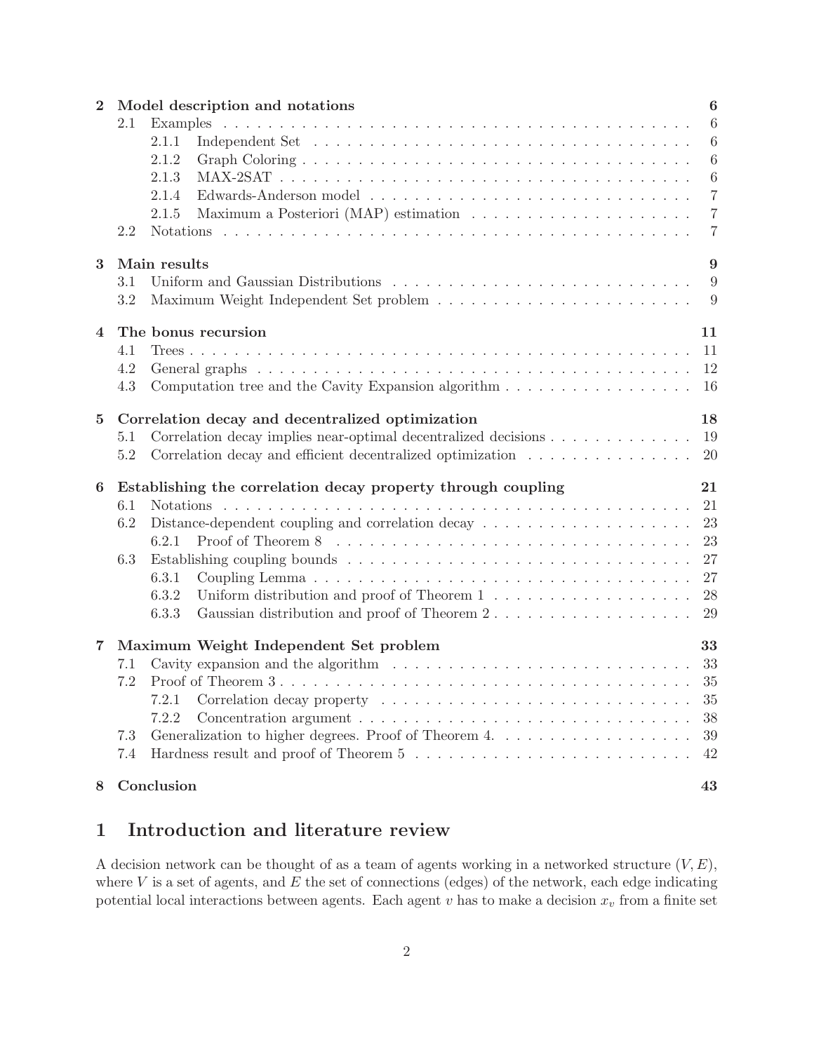| | | |
|---|---|---|
| **2** | **Model description and notations** | **6** |
| 2.1 | Examples | 6 |
| 2.1.1 | Independent Set | 6 |
| 2.1.2 | Graph Coloring | 6 |
| 2.1.3 | MAX-2SAT | 6 |
| 2.1.4 | Edwards-Anderson model | 7 |
| 2.1.5 | Maximum a Posteriori (MAP) estimation | 7 |
| 2.2 | Notations | 7 |
| **3** | **Main results** | **9** |
| 3.1 | Uniform and Gaussian Distributions | 9 |
| 3.2 | Maximum Weight Independent Set problem | 9 |
| **4** | **The bonus recursion** | **11** |
| 4.1 | Trees | 11 |
| 4.2 | General graphs | 12 |
| 4.3 | Computation tree and the Cavity Expansion algorithm | 16 |
| **5** | **Correlation decay and decentralized optimization** | **18** |
| 5.1 | Correlation decay implies near-optimal decentralized decisions | 19 |
| 5.2 | Correlation decay and efficient decentralized optimization | 20 |
| **6** | **Establishing the correlation decay property through coupling** | **21** |
| 6.1 | Notations | 21 |
| 6.2 | Distance-dependent coupling and correlation decay | 23 |
| 6.2.1 | Proof of Theorem 8 | 23 |
| 6.3 | Establishing coupling bounds | 27 |
| 6.3.1 | Coupling Lemma | 27 |
| 6.3.2 | Uniform distribution and proof of Theorem 1 | 28 |
| 6.3.3 | Gaussian distribution and proof of Theorem 2 | 29 |
| **7** | **Maximum Weight Independent Set problem** | **33** |
| 7.1 | Cavity expansion and the algorithm | 33 |
| 7.2 | Proof of Theorem 3 | 35 |
| 7.2.1 | Correlation decay property | 35 |
| 7.2.2 | Concentration argument | 38 |
| 7.3 | Generalization to higher degrees. Proof of Theorem 4. | 39 |
| 7.4 | Hardness result and proof of Theorem 5 | 42 |
| **8** | **Conclusion** | **43** |

# 1 Introduction and literature review

A decision network can be thought of as a team of agents working in a networked structure $(V, E)$, where $V$ is a set of agents, and $E$ the set of connections (edges) of the network, each edge indicating potential local interactions between agents. Each agent $v$ has to make a decision $x_v$ from a finite set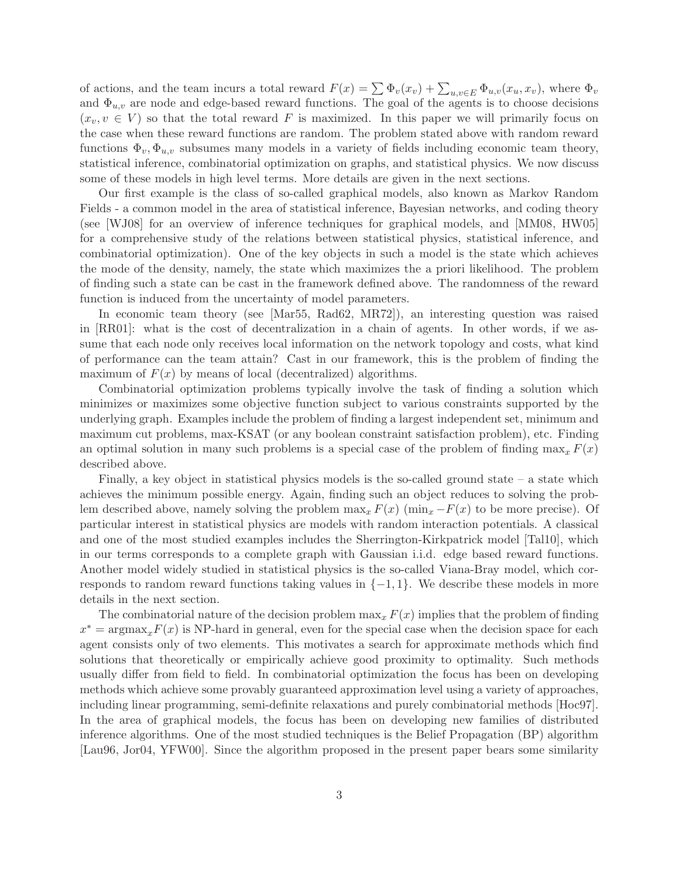of actions, and the team incurs a total reward $F(x) = \sum \Phi_v(x_v) + \sum_{u,v \in E} \Phi_{u,v}(x_u, x_v)$, where $\Phi_v$ and $\Phi_{u,v}$ are node and edge-based reward functions. The goal of the agents is to choose decisions $(x_v, v \in V)$ so that the total reward $F$ is maximized. In this paper we will primarily focus on the case when these reward functions are random. The problem stated above with random reward functions $\Phi_v, \Phi_{u,v}$ subsumes many models in a variety of fields including economic team theory, statistical inference, combinatorial optimization on graphs, and statistical physics. We now discuss some of these models in high level terms. More details are given in the next sections.

Our first example is the class of so-called graphical models, also known as Markov Random Fields - a common model in the area of statistical inference, Bayesian networks, and coding theory (see [WJ08] for an overview of inference techniques for graphical models, and [MM08, HW05] for a comprehensive study of the relations between statistical physics, statistical inference, and combinatorial optimization). One of the key objects in such a model is the state which achieves the mode of the density, namely, the state which maximizes the a priori likelihood. The problem of finding such a state can be cast in the framework defined above. The randomness of the reward function is induced from the uncertainty of model parameters.

In economic team theory (see [Mar55, Rad62, MR72]), an interesting question was raised in [RR01]: what is the cost of decentralization in a chain of agents. In other words, if we assume that each node only receives local information on the network topology and costs, what kind of performance can the team attain? Cast in our framework, this is the problem of finding the maximum of $F(x)$ by means of local (decentralized) algorithms.

Combinatorial optimization problems typically involve the task of finding a solution which minimizes or maximizes some objective function subject to various constraints supported by the underlying graph. Examples include the problem of finding a largest independent set, minimum and maximum cut problems, max-KSAT (or any boolean constraint satisfaction problem), etc. Finding an optimal solution in many such problems is a special case of the problem of finding $\max_x F(x)$ described above.

Finally, a key object in statistical physics models is the so-called ground state – a state which achieves the minimum possible energy. Again, finding such an object reduces to solving the problem described above, namely solving the problem $\max_x F(x)$ ($\min_x -F(x)$ to be more precise). Of particular interest in statistical physics are models with random interaction potentials. A classical and one of the most studied examples includes the Sherrington-Kirkpatrick model [Tal10], which in our terms corresponds to a complete graph with Gaussian i.i.d. edge based reward functions. Another model widely studied in statistical physics is the so-called Viana-Bray model, which corresponds to random reward functions taking values in $\{-1, 1\}$. We describe these models in more details in the next section.

The combinatorial nature of the decision problem $\max_x F(x)$ implies that the problem of finding $x^* = \text{argmax}_x F(x)$ is NP-hard in general, even for the special case when the decision space for each agent consists only of two elements. This motivates a search for approximate methods which find solutions that theoretically or empirically achieve good proximity to optimality. Such methods usually differ from field to field. In combinatorial optimization the focus has been on developing methods which achieve some provably guaranteed approximation level using a variety of approaches, including linear programming, semi-definite relaxations and purely combinatorial methods [Hoc97]. In the area of graphical models, the focus has been on developing new families of distributed inference algorithms. One of the most studied techniques is the Belief Propagation (BP) algorithm [Lau96, Jor04, YFW00]. Since the algorithm proposed in the present paper bears some similarity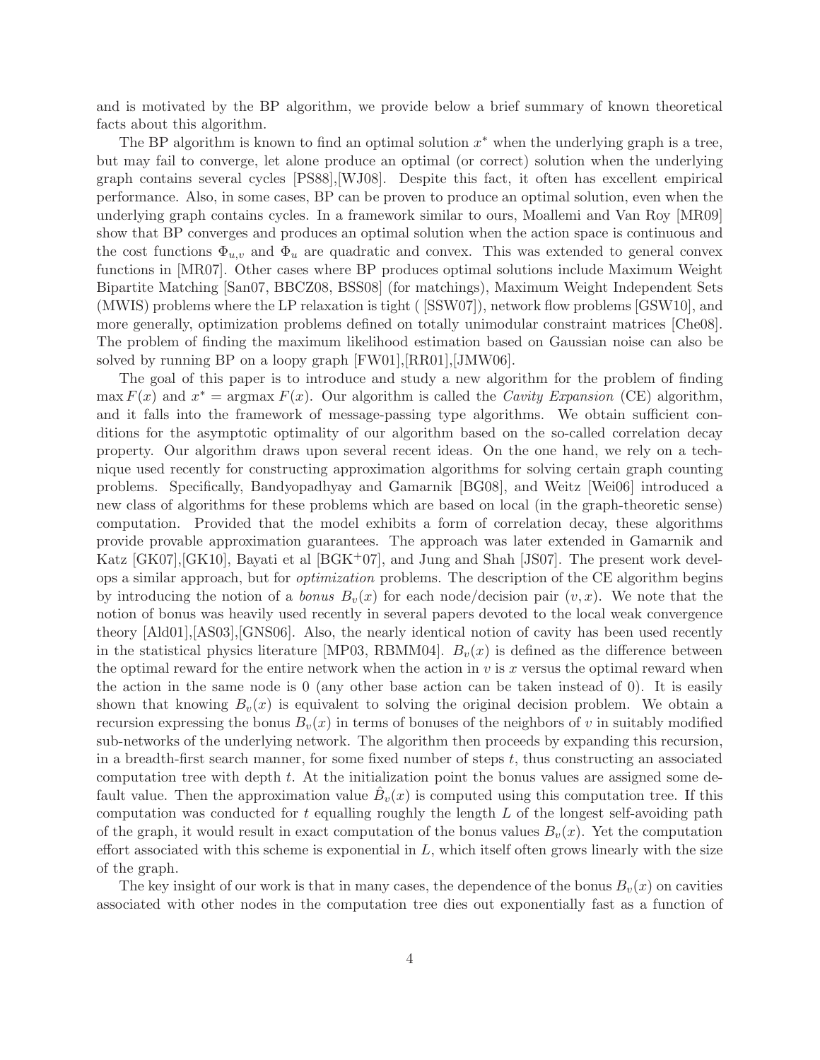and is motivated by the BP algorithm, we provide below a brief summary of known theoretical facts about this algorithm.

The BP algorithm is known to find an optimal solution $x^*$ when the underlying graph is a tree, but may fail to converge, let alone produce an optimal (or correct) solution when the underlying graph contains several cycles [PS88],[WJ08]. Despite this fact, it often has excellent empirical performance. Also, in some cases, BP can be proven to produce an optimal solution, even when the underlying graph contains cycles. In a framework similar to ours, Moallemi and Van Roy [MR09] show that BP converges and produces an optimal solution when the action space is continuous and the cost functions $\Phi_{u,v}$ and $\Phi_u$ are quadratic and convex. This was extended to general convex functions in [MR07]. Other cases where BP produces optimal solutions include Maximum Weight Bipartite Matching [San07, BBCZ08, BSS08] (for matchings), Maximum Weight Independent Sets (MWIS) problems where the LP relaxation is tight ( [SSW07]), network flow problems [GSW10], and more generally, optimization problems defined on totally unimodular constraint matrices [Che08]. The problem of finding the maximum likelihood estimation based on Gaussian noise can also be solved by running BP on a loopy graph [FW01],[RR01],[JMW06].

The goal of this paper is to introduce and study a new algorithm for the problem of finding $\max F(x)$ and $x^* = \text{argmax } F(x)$. Our algorithm is called the *Cavity Expansion* (CE) algorithm, and it falls into the framework of message-passing type algorithms. We obtain sufficient conditions for the asymptotic optimality of our algorithm based on the so-called correlation decay property. Our algorithm draws upon several recent ideas. On the one hand, we rely on a technique used recently for constructing approximation algorithms for solving certain graph counting problems. Specifically, Bandyopadhyay and Gamarnik [BG08], and Weitz [Wei06] introduced a new class of algorithms for these problems which are based on local (in the graph-theoretic sense) computation. Provided that the model exhibits a form of correlation decay, these algorithms provide provable approximation guarantees. The approach was later extended in Gamarnik and Katz [GK07],[GK10], Bayati et al [BGK+07], and Jung and Shah [JS07]. The present work develops a similar approach, but for *optimization* problems. The description of the CE algorithm begins by introducing the notion of a *bonus* $B_v(x)$ for each node/decision pair $(v, x)$. We note that the notion of bonus was heavily used recently in several papers devoted to the local weak convergence theory [Ald01],[AS03],[GNS06]. Also, the nearly identical notion of cavity has been used recently in the statistical physics literature [MP03, RBMM04]. $B_v(x)$ is defined as the difference between the optimal reward for the entire network when the action in $v$ is $x$ versus the optimal reward when the action in the same node is 0 (any other base action can be taken instead of 0). It is easily shown that knowing $B_v(x)$ is equivalent to solving the original decision problem. We obtain a recursion expressing the bonus $B_v(x)$ in terms of bonuses of the neighbors of $v$ in suitably modified sub-networks of the underlying network. The algorithm then proceeds by expanding this recursion, in a breadth-first search manner, for some fixed number of steps $t$, thus constructing an associated computation tree with depth $t$. At the initialization point the bonus values are assigned some default value. Then the approximation value $\hat{B}_v(x)$ is computed using this computation tree. If this computation was conducted for $t$ equalling roughly the length $L$ of the longest self-avoiding path of the graph, it would result in exact computation of the bonus values $B_v(x)$. Yet the computation effort associated with this scheme is exponential in $L$, which itself often grows linearly with the size of the graph.

The key insight of our work is that in many cases, the dependence of the bonus $B_v(x)$ on cavities associated with other nodes in the computation tree dies out exponentially fast as a function of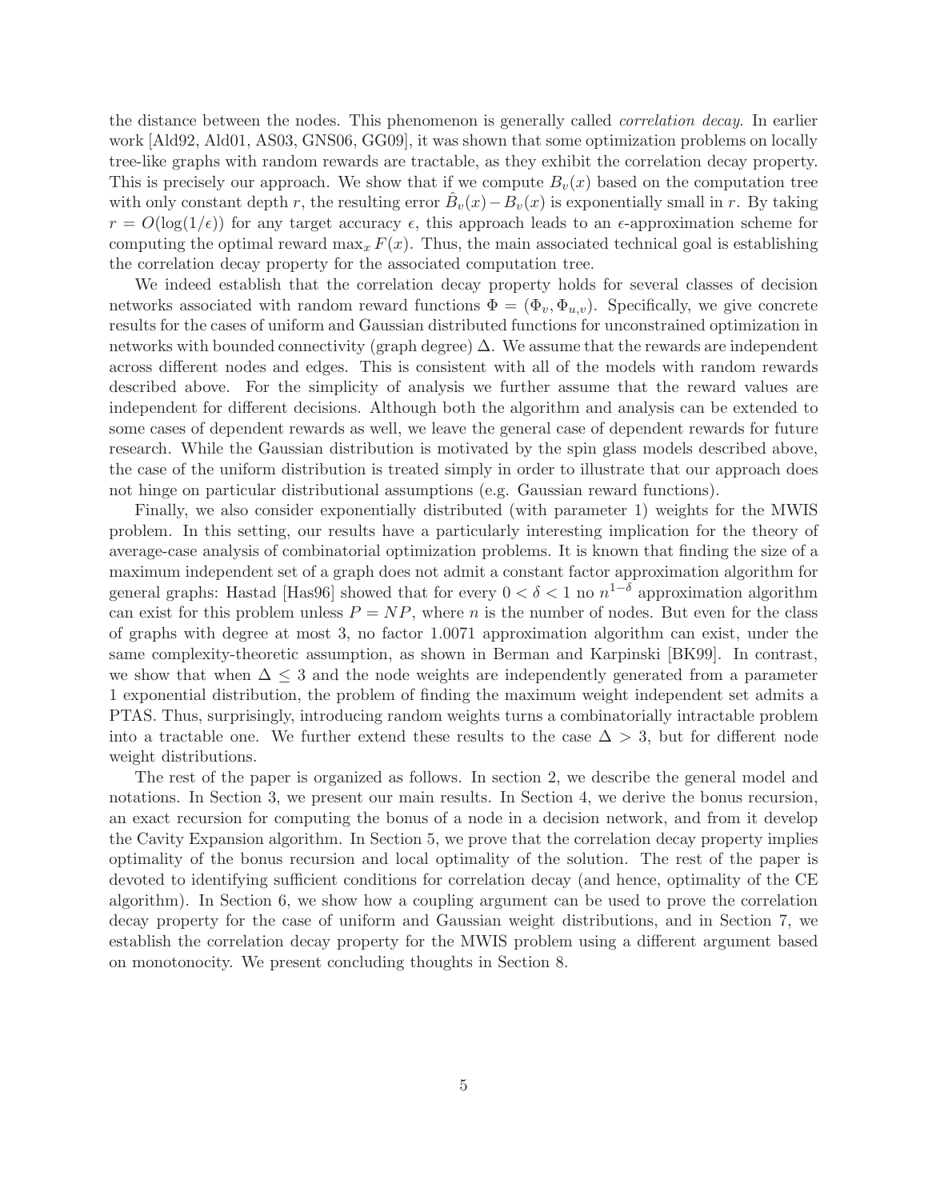the distance between the nodes. This phenomenon is generally called *correlation decay*. In earlier work [Ald92, Ald01, AS03, GNS06, GG09], it was shown that some optimization problems on locally tree-like graphs with random rewards are tractable, as they exhibit the correlation decay property. This is precisely our approach. We show that if we compute $B_v(x)$ based on the computation tree with only constant depth $r$, the resulting error $\hat{B}_v(x) - B_v(x)$ is exponentially small in $r$. By taking $r = O(\log(1/\epsilon))$ for any target accuracy $\epsilon$, this approach leads to an $\epsilon$-approximation scheme for computing the optimal reward $\max_x F(x)$. Thus, the main associated technical goal is establishing the correlation decay property for the associated computation tree.

We indeed establish that the correlation decay property holds for several classes of decision networks associated with random reward functions $\Phi = (\Phi_v, \Phi_{u,v})$. Specifically, we give concrete results for the cases of uniform and Gaussian distributed functions for unconstrained optimization in networks with bounded connectivity (graph degree) $\Delta$. We assume that the rewards are independent across different nodes and edges. This is consistent with all of the models with random rewards described above. For the simplicity of analysis we further assume that the reward values are independent for different decisions. Although both the algorithm and analysis can be extended to some cases of dependent rewards as well, we leave the general case of dependent rewards for future research. While the Gaussian distribution is motivated by the spin glass models described above, the case of the uniform distribution is treated simply in order to illustrate that our approach does not hinge on particular distributional assumptions (e.g. Gaussian reward functions).

Finally, we also consider exponentially distributed (with parameter 1) weights for the MWIS problem. In this setting, our results have a particularly interesting implication for the theory of average-case analysis of combinatorial optimization problems. It is known that finding the size of a maximum independent set of a graph does not admit a constant factor approximation algorithm for general graphs: Hastad [Has96] showed that for every $0 < \delta < 1$ no $n^{1-\delta}$ approximation algorithm can exist for this problem unless $P = NP$, where $n$ is the number of nodes. But even for the class of graphs with degree at most 3, no factor 1.0071 approximation algorithm can exist, under the same complexity-theoretic assumption, as shown in Berman and Karpinski [BK99]. In contrast, we show that when $\Delta \leq 3$ and the node weights are independently generated from a parameter 1 exponential distribution, the problem of finding the maximum weight independent set admits a PTAS. Thus, surprisingly, introducing random weights turns a combinatorially intractable problem into a tractable one. We further extend these results to the case $\Delta > 3$, but for different node weight distributions.

The rest of the paper is organized as follows. In section 2, we describe the general model and notations. In Section 3, we present our main results. In Section 4, we derive the bonus recursion, an exact recursion for computing the bonus of a node in a decision network, and from it develop the Cavity Expansion algorithm. In Section 5, we prove that the correlation decay property implies optimality of the bonus recursion and local optimality of the solution. The rest of the paper is devoted to identifying sufficient conditions for correlation decay (and hence, optimality of the CE algorithm). In Section 6, we show how a coupling argument can be used to prove the correlation decay property for the case of uniform and Gaussian weight distributions, and in Section 7, we establish the correlation decay property for the MWIS problem using a different argument based on monotonocity. We present concluding thoughts in Section 8.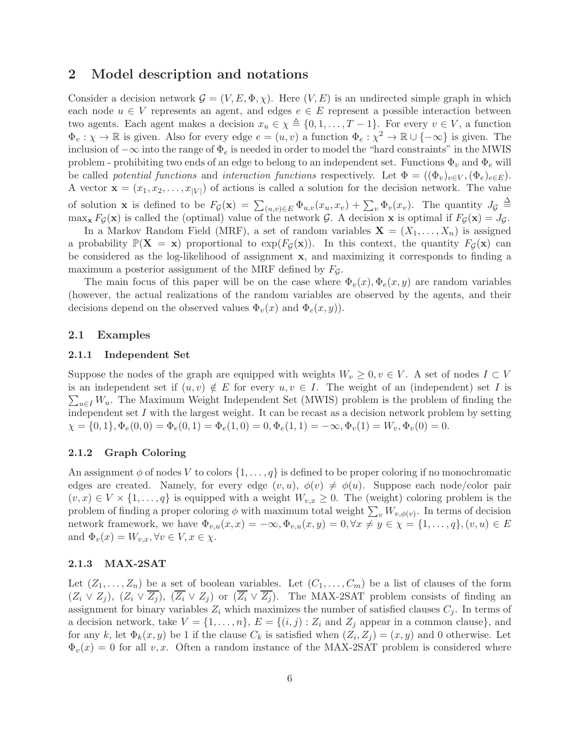## 2 Model description and notations

Consider a decision network $\mathcal{G} = (V, E, \Phi, \chi)$. Here $(V, E)$ is an undirected simple graph in which each node $u \in V$ represents an agent, and edges $e \in E$ represent a possible interaction between two agents. Each agent makes a decision $x_u \in \chi \triangleq \{0, 1, \ldots, T-1\}$. For every $v \in V$, a function $\Phi_v : \chi \to \mathbb{R}$ is given. Also for every edge $e = (u, v)$ a function $\Phi_e : \chi^2 \to \mathbb{R} \cup \{-\infty\}$ is given. The inclusion of $-\infty$ into the range of $\Phi_e$ is needed in order to model the "hard constraints" in the MWIS problem - prohibiting two ends of an edge to belong to an independent set. Functions $\Phi_v$ and $\Phi_e$ will be called *potential functions* and *interaction functions* respectively. Let $\Phi = ((\Phi_v)_{v \in V}, (\Phi_e)_{e \in E})$. A vector $\mathbf{x} = (x_1, x_2, \ldots, x_{|V|})$ of actions is called a solution for the decision network. The value of solution $\mathbf{x}$ is defined to be $F_{\mathcal{G}}(\mathbf{x}) = \sum_{(u,v) \in E} \Phi_{u,v}(x_u, x_v) + \sum_v \Phi_v(x_v)$. The quantity $J_{\mathcal{G}} \triangleq \max_{\mathbf{x}} F_{\mathcal{G}}(\mathbf{x})$ is called the (optimal) value of the network $\mathcal{G}$. A decision $\mathbf{x}$ is optimal if $F_{\mathcal{G}}(\mathbf{x}) = J_{\mathcal{G}}$.

In a Markov Random Field (MRF), a set of random variables $\mathbf{X} = (X_1, \ldots, X_n)$ is assigned a probability $\mathbb{P}(\mathbf{X} = \mathbf{x})$ proportional to $\exp(F_{\mathcal{G}}(\mathbf{x}))$. In this context, the quantity $F_{\mathcal{G}}(\mathbf{x})$ can be considered as the log-likelihood of assignment $\mathbf{x}$, and maximizing it corresponds to finding a maximum a posterior assignment of the MRF defined by $F_{\mathcal{G}}$.

The main focus of this paper will be on the case where $\Phi_v(x), \Phi_e(x, y)$ are random variables (however, the actual realizations of the random variables are observed by the agents, and their decisions depend on the observed values $\Phi_v(x)$ and $\Phi_e(x, y)$).

### 2.1 Examples

#### 2.1.1 Independent Set

Suppose the nodes of the graph are equipped with weights $W_v \geq 0, v \in V$. A set of nodes $I \subset V$ is an independent set if $(u, v) \notin E$ for every $u, v \in I$. The weight of an (independent) set $I$ is $\sum_{u \in I} W_u$. The Maximum Weight Independent Set (MWIS) problem is the problem of finding the independent set $I$ with the largest weight. It can be recast as a decision network problem by setting $\chi = \{0, 1\}, \Phi_e(0, 0) = \Phi_e(0, 1) = \Phi_e(1, 0) = 0, \Phi_e(1, 1) = -\infty, \Phi_v(1) = W_v, \Phi_v(0) = 0$.

#### 2.1.2 Graph Coloring

An assignment $\phi$ of nodes $V$ to colors $\{1, \ldots, q\}$ is defined to be proper coloring if no monochromatic edges are created. Namely, for every edge $(v, u)$, $\phi(v) \neq \phi(u)$. Suppose each node/color pair $(v, x) \in V \times \{1, \ldots, q\}$ is equipped with a weight $W_{v,x} \geq 0$. The (weight) coloring problem is the problem of finding a proper coloring $\phi$ with maximum total weight $\sum_v W_{v,\phi(v)}$. In terms of decision network framework, we have $\Phi_{v,u}(x, x) = -\infty, \Phi_{v,u}(x, y) = 0, \forall x \neq y \in \chi = \{1, \ldots, q\}, (v, u) \in E$ and $\Phi_v(x) = W_{v,x}, \forall v \in V, x \in \chi$.

#### 2.1.3 MAX-2SAT

Let $(Z_1, \ldots, Z_n)$ be a set of boolean variables. Let $(C_1, \ldots, C_m)$ be a list of clauses of the form $(Z_i \vee Z_j)$, $(Z_i \vee \overline{Z_j})$, $(\overline{Z_i} \vee Z_j)$ or $(\overline{Z_i} \vee \overline{Z_j})$. The MAX-2SAT problem consists of finding an assignment for binary variables $Z_i$ which maximizes the number of satisfied clauses $C_j$. In terms of a decision network, take $V = \{1, \ldots, n\}$, $E = \{(i, j) : Z_i \text{ and } Z_j \text{ appear in a common clause}\}$, and for any $k$, let $\Phi_k(x, y)$ be 1 if the clause $C_k$ is satisfied when $(Z_i, Z_j) = (x, y)$ and 0 otherwise. Let $\Phi_v(x) = 0$ for all $v, x$. Often a random instance of the MAX-2SAT problem is considered where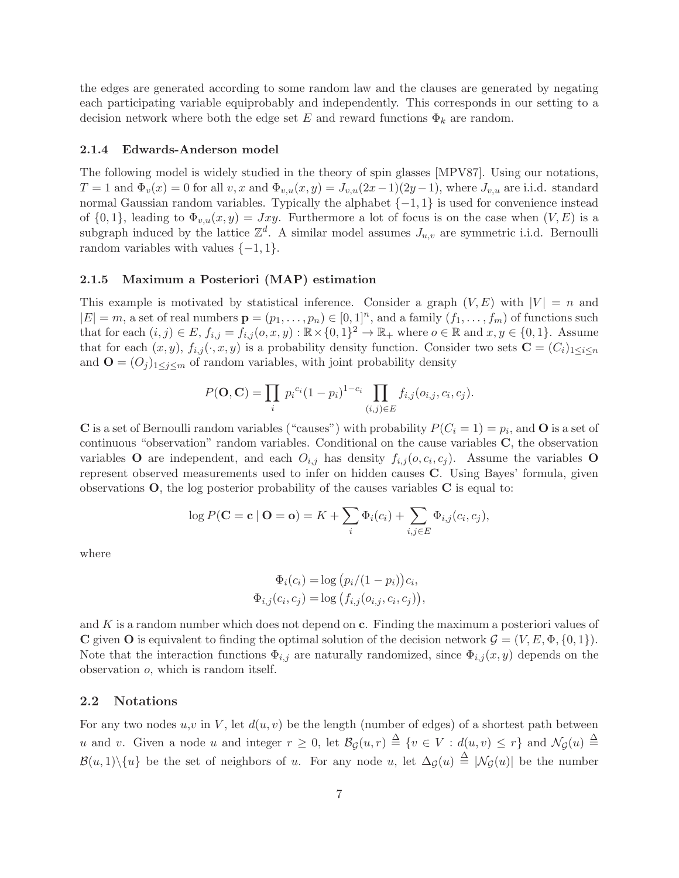the edges are generated according to some random law and the clauses are generated by negating each participating variable equiprobably and independently. This corresponds in our setting to a decision network where both the edge set $E$ and reward functions $\Phi_k$ are random.

#### 2.1.4 Edwards-Anderson model

The following model is widely studied in the theory of spin glasses [MPV87]. Using our notations, $T = 1$ and $\Phi_v(x) = 0$ for all $v, x$ and $\Phi_{v,u}(x, y) = J_{v,u}(2x-1)(2y-1)$, where $J_{v,u}$ are i.i.d. standard normal Gaussian random variables. Typically the alphabet $\{-1, 1\}$ is used for convenience instead of $\{0, 1\}$, leading to $\Phi_{v,u}(x, y) = Jxy$. Furthermore a lot of focus is on the case when $(V, E)$ is a subgraph induced by the lattice $\mathbb{Z}^d$. A similar model assumes $J_{u,v}$ are symmetric i.i.d. Bernoulli random variables with values $\{-1, 1\}$.

#### 2.1.5 Maximum a Posteriori (MAP) estimation

This example is motivated by statistical inference. Consider a graph $(V, E)$ with $|V| = n$ and $|E| = m$, a set of real numbers $\mathbf{p} = (p_1, \ldots, p_n) \in [0, 1]^n$, and a family $(f_1, \ldots, f_m)$ of functions such that for each $(i, j) \in E$, $f_{i,j} = f_{i,j}(o, x, y) : \mathbb{R} \times \{0, 1\}^2 \to \mathbb{R}_+$ where $o \in \mathbb{R}$ and $x, y \in \{0, 1\}$. Assume that for each $(x, y)$, $f_{i,j}(\cdot, x, y)$ is a probability density function. Consider two sets $\mathbf{C} = (C_i)_{1 \le i \le n}$ and $\mathbf{O} = (O_j)_{1 \le j \le m}$ of random variables, with joint probability density

$$P(\mathbf{O}, \mathbf{C}) = \prod_i p_i{}^{c_i}(1 - p_i)^{1-c_i} \prod_{(i,j) \in E} f_{i,j}(o_{i,j}, c_i, c_j).$$

$\mathbf{C}$ is a set of Bernoulli random variables ("causes") with probability $P(C_i = 1) = p_i$, and $\mathbf{O}$ is a set of continuous "observation" random variables. Conditional on the cause variables $\mathbf{C}$, the observation variables $\mathbf{O}$ are independent, and each $O_{i,j}$ has density $f_{i,j}(o, c_i, c_j)$. Assume the variables $\mathbf{O}$ represent observed measurements used to infer on hidden causes $\mathbf{C}$. Using Bayes' formula, given observations $\mathbf{O}$, the log posterior probability of the causes variables $\mathbf{C}$ is equal to:

$$\log P(\mathbf{C} = \mathbf{c} \mid \mathbf{O} = \mathbf{o}) = K + \sum_i \Phi_i(c_i) + \sum_{i,j \in E} \Phi_{i,j}(c_i, c_j),$$

where

$$\begin{aligned}
\Phi_i(c_i) &= \log\big(p_i/(1 - p_i)\big)c_i, \\
\Phi_{i,j}(c_i, c_j) &= \log\big(f_{i,j}(o_{i,j}, c_i, c_j)\big),
\end{aligned}$$

and $K$ is a random number which does not depend on $\mathbf{c}$. Finding the maximum a posteriori values of $\mathbf{C}$ given $\mathbf{O}$ is equivalent to finding the optimal solution of the decision network $\mathcal{G} = (V, E, \Phi, \{0, 1\})$. Note that the interaction functions $\Phi_{i,j}$ are naturally randomized, since $\Phi_{i,j}(x, y)$ depends on the observation $o$, which is random itself.

### 2.2 Notations

For any two nodes $u$,$v$ in $V$, let $d(u, v)$ be the length (number of edges) of a shortest path between $u$ and $v$. Given a node $u$ and integer $r \ge 0$, let $\mathcal{B}_{\mathcal{G}}(u, r) \triangleq \{v \in V : d(u, v) \le r\}$ and $\mathcal{N}_{\mathcal{G}}(u) \triangleq \mathcal{B}(u, 1) \backslash \{u\}$ be the set of neighbors of $u$. For any node $u$, let $\Delta_{\mathcal{G}}(u) \triangleq |\mathcal{N}_{\mathcal{G}}(u)|$ be the number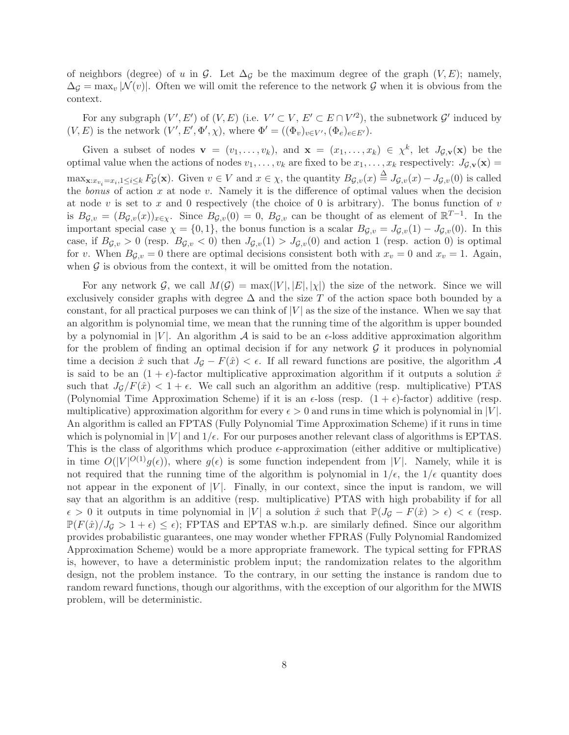of neighbors (degree) of $u$ in $\mathcal{G}$. Let $\Delta_{\mathcal{G}}$ be the maximum degree of the graph $(V, E)$; namely, $\Delta_{\mathcal{G}} = \max_v |\mathcal{N}(v)|$. Often we will omit the reference to the network $\mathcal{G}$ when it is obvious from the context.

For any subgraph $(V', E')$ of $(V, E)$ (i.e. $V' \subset V$, $E' \subset E \cap V'^2$), the subnetwork $\mathcal{G}'$ induced by $(V, E)$ is the network $(V', E', \Phi', \chi)$, where $\Phi' = ((\Phi_v)_{v \in V'}, (\Phi_e)_{e \in E'})$.

Given a subset of nodes $\mathbf{v} = (v_1, \ldots, v_k)$, and $\mathbf{x} = (x_1, \ldots, x_k) \in \chi^k$, let $J_{\mathcal{G},\mathbf{v}}(\mathbf{x})$ be the optimal value when the actions of nodes $v_1, \ldots, v_k$ are fixed to be $x_1, \ldots, x_k$ respectively: $J_{\mathcal{G},\mathbf{v}}(\mathbf{x}) = \max_{\mathbf{x}: x_{v_i} = x_i, 1 \le i \le k} F_{\mathcal{G}}(\mathbf{x})$. Given $v \in V$ and $x \in \chi$, the quantity $B_{\mathcal{G},v}(x) \stackrel{\Delta}{=} J_{\mathcal{G},v}(x) - J_{\mathcal{G},v}(0)$ is called the *bonus* of action $x$ at node $v$. Namely it is the difference of optimal values when the decision at node $v$ is set to $x$ and 0 respectively (the choice of 0 is arbitrary). The bonus function of $v$ is $B_{\mathcal{G},v} = (B_{\mathcal{G},v}(x))_{x \in \chi}$. Since $B_{\mathcal{G},v}(0) = 0$, $B_{\mathcal{G},v}$ can be thought of as element of $\mathbb{R}^{T-1}$. In the important special case $\chi = \{0, 1\}$, the bonus function is a scalar $B_{\mathcal{G},v} = J_{\mathcal{G},v}(1) - J_{\mathcal{G},v}(0)$. In this case, if $B_{\mathcal{G},v} > 0$ (resp. $B_{\mathcal{G},v} < 0$) then $J_{\mathcal{G},v}(1) > J_{\mathcal{G},v}(0)$ and action 1 (resp. action 0) is optimal for $v$. When $B_{\mathcal{G},v} = 0$ there are optimal decisions consistent both with $x_v = 0$ and $x_v = 1$. Again, when $\mathcal{G}$ is obvious from the context, it will be omitted from the notation.

For any network $\mathcal{G}$, we call $M(\mathcal{G}) = \max(|V|, |E|, |\chi|)$ the size of the network. Since we will exclusively consider graphs with degree $\Delta$ and the size $T$ of the action space both bounded by a constant, for all practical purposes we can think of $|V|$ as the size of the instance. When we say that an algorithm is polynomial time, we mean that the running time of the algorithm is upper bounded by a polynomial in $|V|$. An algorithm $\mathcal{A}$ is said to be an $\epsilon$-loss additive approximation algorithm for the problem of finding an optimal decision if for any network $\mathcal{G}$ it produces in polynomial time a decision $\hat{x}$ such that $J_{\mathcal{G}} - F(\hat{x}) < \epsilon$. If all reward functions are positive, the algorithm $\mathcal{A}$ is said to be an $(1+\epsilon)$-factor multiplicative approximation algorithm if it outputs a solution $\hat{x}$ such that $J_{\mathcal{G}}/F(\hat{x}) < 1 + \epsilon$. We call such an algorithm an additive (resp. multiplicative) PTAS (Polynomial Time Approximation Scheme) if it is an $\epsilon$-loss (resp. $(1+\epsilon)$-factor) additive (resp. multiplicative) approximation algorithm for every $\epsilon > 0$ and runs in time which is polynomial in $|V|$. An algorithm is called an FPTAS (Fully Polynomial Time Approximation Scheme) if it runs in time which is polynomial in $|V|$ and $1/\epsilon$. For our purposes another relevant class of algorithms is EPTAS. This is the class of algorithms which produce $\epsilon$-approximation (either additive or multiplicative) in time $O(|V|^{O(1)} g(\epsilon))$, where $g(\epsilon)$ is some function independent from $|V|$. Namely, while it is not required that the running time of the algorithm is polynomial in $1/\epsilon$, the $1/\epsilon$ quantity does not appear in the exponent of $|V|$. Finally, in our context, since the input is random, we will say that an algorithm is an additive (resp. multiplicative) PTAS with high probability if for all $\epsilon > 0$ it outputs in time polynomial in $|V|$ a solution $\hat{x}$ such that $\mathbb{P}(J_{\mathcal{G}} - F(\hat{x}) > \epsilon) < \epsilon$ (resp. $\mathbb{P}(F(\hat{x})/J_{\mathcal{G}} > 1 + \epsilon) \le \epsilon$); FPTAS and EPTAS w.h.p. are similarly defined. Since our algorithm provides probabilistic guarantees, one may wonder whether FPRAS (Fully Polynomial Randomized Approximation Scheme) would be a more appropriate framework. The typical setting for FPRAS is, however, to have a deterministic problem input; the randomization relates to the algorithm design, not the problem instance. To the contrary, in our setting the instance is random due to random reward functions, though our algorithms, with the exception of our algorithm for the MWIS problem, will be deterministic.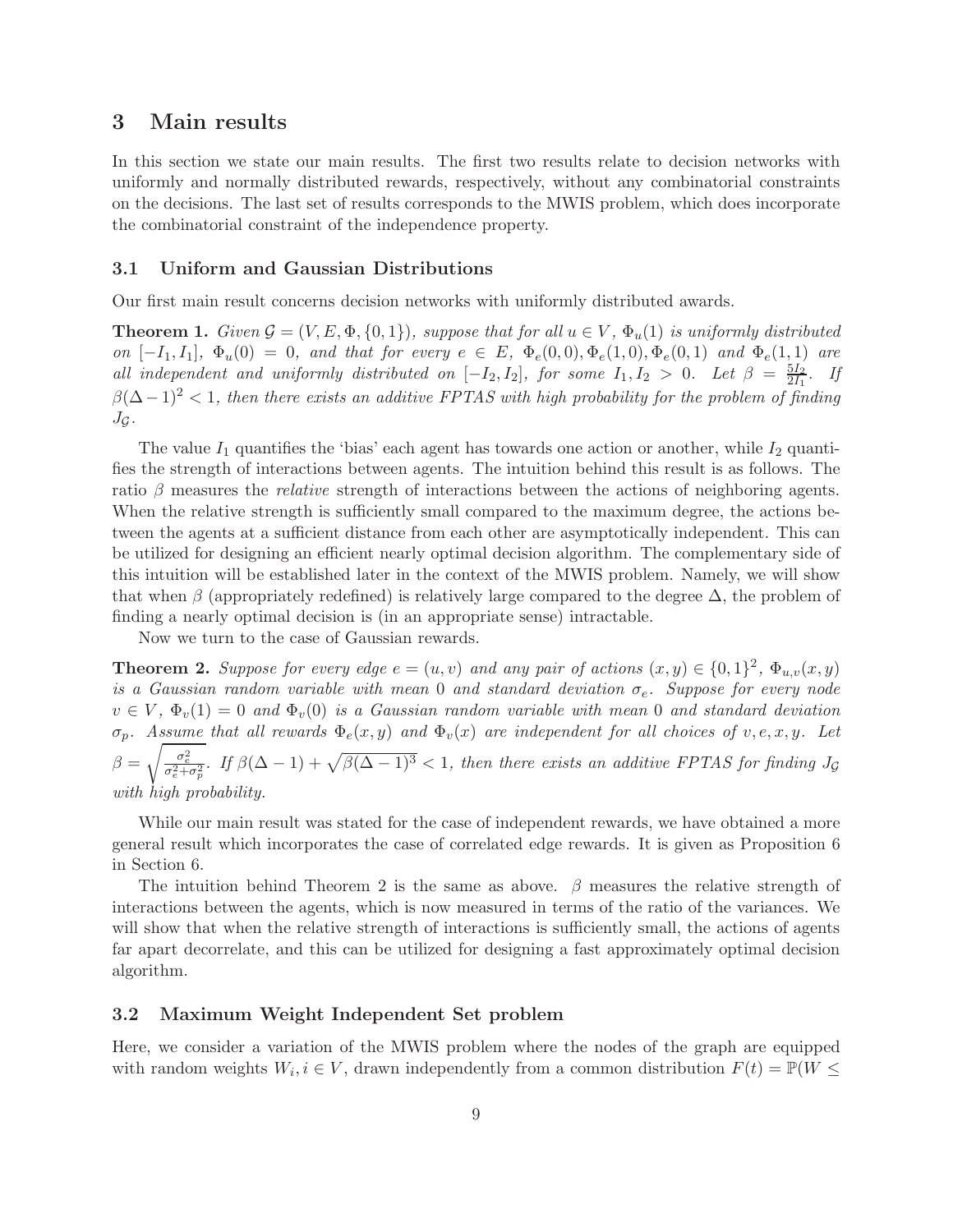## 3 Main results

In this section we state our main results. The first two results relate to decision networks with uniformly and normally distributed rewards, respectively, without any combinatorial constraints on the decisions. The last set of results corresponds to the MWIS problem, which does incorporate the combinatorial constraint of the independence property.

### 3.1 Uniform and Gaussian Distributions

Our first main result concerns decision networks with uniformly distributed awards.

**Theorem 1.** *Given $\mathcal{G} = (V, E, \Phi, \{0,1\})$, suppose that for all $u \in V$, $\Phi_u(1)$ is uniformly distributed on $[-I_1, I_1]$, $\Phi_u(0) = 0$, and that for every $e \in E$, $\Phi_e(0,0), \Phi_e(1,0), \Phi_e(0,1)$ and $\Phi_e(1,1)$ are all independent and uniformly distributed on $[-I_2, I_2]$, for some $I_1, I_2 > 0$. Let $\beta = \frac{5I_2}{2I_1}$. If $\beta(\Delta-1)^2 < 1$, then there exists an additive FPTAS with high probability for the problem of finding $J_{\mathcal{G}}$.*

The value $I_1$ quantifies the 'bias' each agent has towards one action or another, while $I_2$ quantifies the strength of interactions between agents. The intuition behind this result is as follows. The ratio $\beta$ measures the *relative* strength of interactions between the actions of neighboring agents. When the relative strength is sufficiently small compared to the maximum degree, the actions between the agents at a sufficient distance from each other are asymptotically independent. This can be utilized for designing an efficient nearly optimal decision algorithm. The complementary side of this intuition will be established later in the context of the MWIS problem. Namely, we will show that when $\beta$ (appropriately redefined) is relatively large compared to the degree $\Delta$, the problem of finding a nearly optimal decision is (in an appropriate sense) intractable.

Now we turn to the case of Gaussian rewards.

**Theorem 2.** *Suppose for every edge $e = (u, v)$ and any pair of actions $(x, y) \in \{0,1\}^2$, $\Phi_{u,v}(x, y)$ is a Gaussian random variable with mean 0 and standard deviation $\sigma_e$. Suppose for every node $v \in V$, $\Phi_v(1) = 0$ and $\Phi_v(0)$ is a Gaussian random variable with mean 0 and standard deviation $\sigma_p$. Assume that all rewards $\Phi_e(x, y)$ and $\Phi_v(x)$ are independent for all choices of $v, e, x, y$. Let $\beta = \sqrt{\frac{\sigma_e^2}{\sigma_e^2+\sigma_p^2}}$. If $\beta(\Delta-1) + \sqrt{\beta(\Delta-1)^3} < 1$, then there exists an additive FPTAS for finding $J_{\mathcal{G}}$ with high probability.*

While our main result was stated for the case of independent rewards, we have obtained a more general result which incorporates the case of correlated edge rewards. It is given as Proposition 6 in Section 6.

The intuition behind Theorem 2 is the same as above. $\beta$ measures the relative strength of interactions between the agents, which is now measured in terms of the ratio of the variances. We will show that when the relative strength of interactions is sufficiently small, the actions of agents far apart decorrelate, and this can be utilized for designing a fast approximately optimal decision algorithm.

### 3.2 Maximum Weight Independent Set problem

Here, we consider a variation of the MWIS problem where the nodes of the graph are equipped with random weights $W_i, i \in V$, drawn independently from a common distribution $F(t) = \mathbb{P}(W \leq$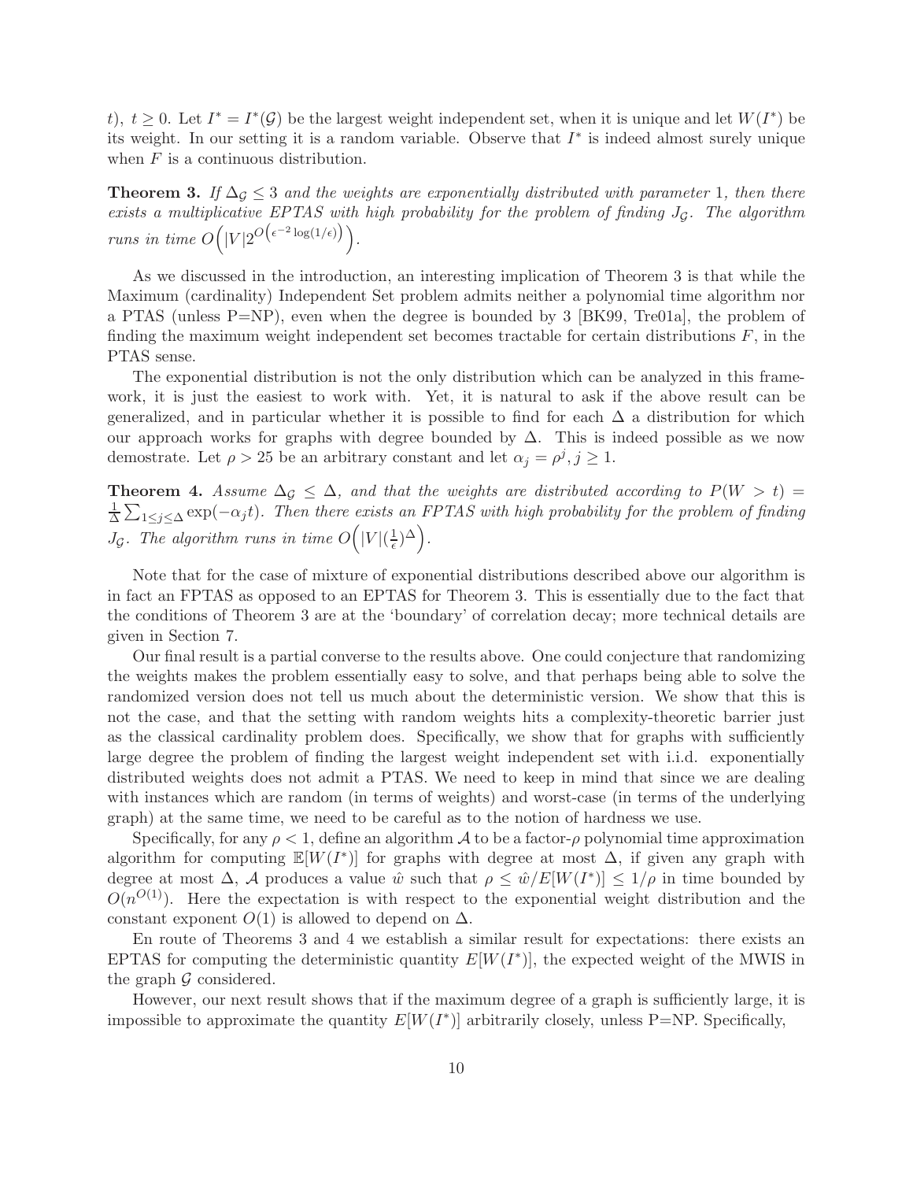$t$), $t \geq 0$. Let $I^* = I^*(\mathcal{G})$ be the largest weight independent set, when it is unique and let $W(I^*)$ be its weight. In our setting it is a random variable. Observe that $I^*$ is indeed almost surely unique when $F$ is a continuous distribution.

**Theorem 3.** *If $\Delta_{\mathcal{G}} \leq 3$ and the weights are exponentially distributed with parameter 1, then there exists a multiplicative EPTAS with high probability for the problem of finding $J_{\mathcal{G}}$. The algorithm runs in time $O\Big(|V|2^{O\left(\epsilon^{-2}\log(1/\epsilon)\right)}\Big)$.*

As we discussed in the introduction, an interesting implication of Theorem 3 is that while the Maximum (cardinality) Independent Set problem admits neither a polynomial time algorithm nor a PTAS (unless P=NP), even when the degree is bounded by 3 [BK99, Tre01a], the problem of finding the maximum weight independent set becomes tractable for certain distributions $F$, in the PTAS sense.

The exponential distribution is not the only distribution which can be analyzed in this framework, it is just the easiest to work with. Yet, it is natural to ask if the above result can be generalized, and in particular whether it is possible to find for each $\Delta$ a distribution for which our approach works for graphs with degree bounded by $\Delta$. This is indeed possible as we now demostrate. Let $\rho > 25$ be an arbitrary constant and let $\alpha_j = \rho^j, j \geq 1$.

**Theorem 4.** *Assume $\Delta_{\mathcal{G}} \leq \Delta$, and that the weights are distributed according to $P(W > t) = \frac{1}{\Delta}\sum_{1\leq j\leq \Delta}\exp(-\alpha_j t)$. Then there exists an FPTAS with high probability for the problem of finding $J_{\mathcal{G}}$. The algorithm runs in time $O\Big(|V|(\frac{1}{\epsilon})^{\Delta}\Big)$.*

Note that for the case of mixture of exponential distributions described above our algorithm is in fact an FPTAS as opposed to an EPTAS for Theorem 3. This is essentially due to the fact that the conditions of Theorem 3 are at the 'boundary' of correlation decay; more technical details are given in Section 7.

Our final result is a partial converse to the results above. One could conjecture that randomizing the weights makes the problem essentially easy to solve, and that perhaps being able to solve the randomized version does not tell us much about the deterministic version. We show that this is not the case, and that the setting with random weights hits a complexity-theoretic barrier just as the classical cardinality problem does. Specifically, we show that for graphs with sufficiently large degree the problem of finding the largest weight independent set with i.i.d. exponentially distributed weights does not admit a PTAS. We need to keep in mind that since we are dealing with instances which are random (in terms of weights) and worst-case (in terms of the underlying graph) at the same time, we need to be careful as to the notion of hardness we use.

Specifically, for any $\rho < 1$, define an algorithm $\mathcal{A}$ to be a factor-$\rho$ polynomial time approximation algorithm for computing $\mathbb{E}[W(I^*)]$ for graphs with degree at most $\Delta$, if given any graph with degree at most $\Delta$, $\mathcal{A}$ produces a value $\hat{w}$ such that $\rho \leq \hat{w}/E[W(I^*)] \leq 1/\rho$ in time bounded by $O(n^{O(1)})$. Here the expectation is with respect to the exponential weight distribution and the constant exponent $O(1)$ is allowed to depend on $\Delta$.

En route of Theorems 3 and 4 we establish a similar result for expectations: there exists an EPTAS for computing the deterministic quantity $E[W(I^*)]$, the expected weight of the MWIS in the graph $\mathcal{G}$ considered.

However, our next result shows that if the maximum degree of a graph is sufficiently large, it is impossible to approximate the quantity $E[W(I^*)]$ arbitrarily closely, unless P=NP. Specifically,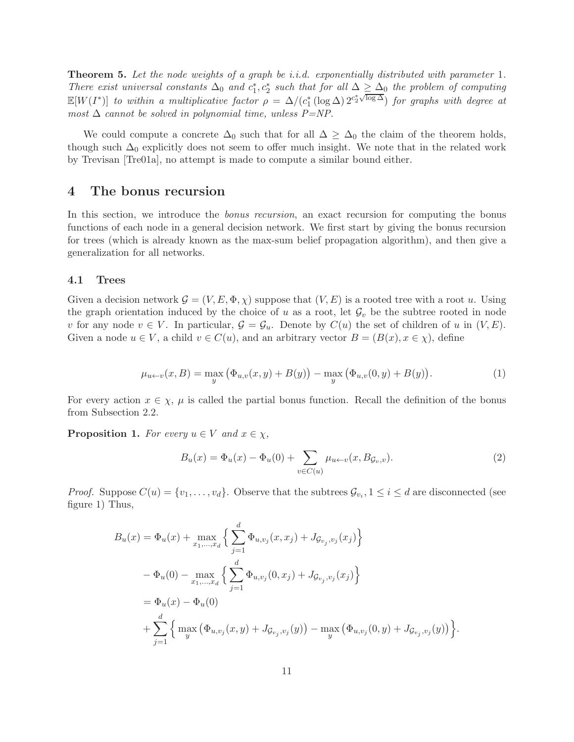**Theorem 5.** *Let the node weights of a graph be i.i.d. exponentially distributed with parameter* 1*. There exist universal constants* $\Delta_0$ *and* $c_1^*, c_2^*$ *such that for all* $\Delta \geq \Delta_0$ *the problem of computing* $\mathbb{E}[W(I^*)]$ *to within a multiplicative factor* $\rho = \Delta/(c_1^* (\log \Delta) 2^{c_2^* \sqrt{\log \Delta}})$ *for graphs with degree at most* $\Delta$ *cannot be solved in polynomial time, unless P=NP.*

We could compute a concrete $\Delta_0$ such that for all $\Delta \geq \Delta_0$ the claim of the theorem holds, though such $\Delta_0$ explicitly does not seem to offer much insight. We note that in the related work by Trevisan [Tre01a], no attempt is made to compute a similar bound either.

# 4 The bonus recursion

In this section, we introduce the *bonus recursion*, an exact recursion for computing the bonus functions of each node in a general decision network. We first start by giving the bonus recursion for trees (which is already known as the max-sum belief propagation algorithm), and then give a generalization for all networks.

## 4.1 Trees

Given a decision network $\mathcal{G} = (V, E, \Phi, \chi)$ suppose that $(V, E)$ is a rooted tree with a root $u$. Using the graph orientation induced by the choice of $u$ as a root, let $\mathcal{G}_v$ be the subtree rooted in node $v$ for any node $v \in V$. In particular, $\mathcal{G} = \mathcal{G}_u$. Denote by $C(u)$ the set of children of $u$ in $(V, E)$. Given a node $u \in V$, a child $v \in C(u)$, and an arbitrary vector $B = (B(x), x \in \chi)$, define

$$\mu_{u \leftarrow v}(x, B) = \max_y \big(\Phi_{u,v}(x, y) + B(y)\big) - \max_y \big(\Phi_{u,v}(0, y) + B(y)\big). \tag{1}$$

For every action $x \in \chi$, $\mu$ is called the partial bonus function. Recall the definition of the bonus from Subsection 2.2.

**Proposition 1.** *For every* $u \in V$ *and* $x \in \chi$,

$$B_u(x) = \Phi_u(x) - \Phi_u(0) + \sum_{v \in C(u)} \mu_{u \leftarrow v}(x, B_{\mathcal{G}_v, v}). \tag{2}$$

*Proof.* Suppose $C(u) = \{v_1, \ldots, v_d\}$. Observe that the subtrees $\mathcal{G}_{v_i}, 1 \leq i \leq d$ are disconnected (see figure 1) Thus,

$$\begin{aligned}
B_u(x) &= \Phi_u(x) + \max_{x_1, \ldots, x_d} \Big\{ \sum_{j=1}^{d} \Phi_{u,v_j}(x, x_j) + J_{\mathcal{G}_{v_j}, v_j}(x_j) \Big\} \\
&\quad - \Phi_u(0) - \max_{x_1, \ldots, x_d} \Big\{ \sum_{j=1}^{d} \Phi_{u,v_j}(0, x_j) + J_{\mathcal{G}_{v_j}, v_j}(x_j) \Big\} \\
&= \Phi_u(x) - \Phi_u(0) \\
&\quad + \sum_{j=1}^{d} \Big\{ \max_y \big(\Phi_{u,v_j}(x, y) + J_{\mathcal{G}_{v_j}, v_j}(y)\big) - \max_y \big(\Phi_{u,v_j}(0, y) + J_{\mathcal{G}_{v_j}, v_j}(y)\big) \Big\}.
\end{aligned}$$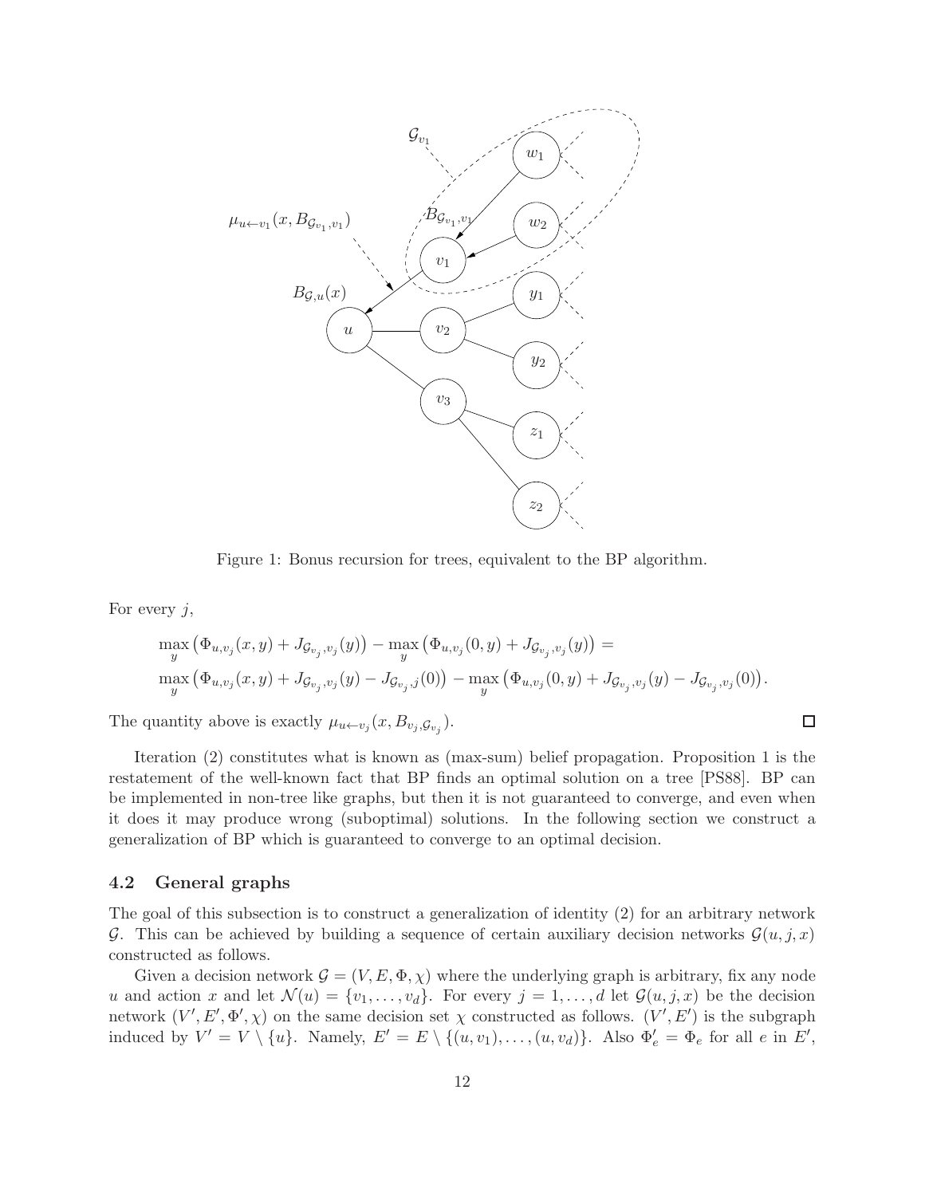Figure 1: Bonus recursion for trees, equivalent to the BP algorithm.

For every $j$,

$$
\begin{aligned}
&\max_y \left(\Phi_{u,v_j}(x,y) + J_{\mathcal{G}_{v_j},v_j}(y)\right) - \max_y \left(\Phi_{u,v_j}(0,y) + J_{\mathcal{G}_{v_j},v_j}(y)\right) = \\
&\max_y \left(\Phi_{u,v_j}(x,y) + J_{\mathcal{G}_{v_j},v_j}(y) - J_{\mathcal{G}_{v_j},j}(0)\right) - \max_y \left(\Phi_{u,v_j}(0,y) + J_{\mathcal{G}_{v_j},v_j}(y) - J_{\mathcal{G}_{v_j},v_j}(0)\right).
\end{aligned}
$$

The quantity above is exactly $\mu_{u \leftarrow v_j}(x, B_{v_j,\mathcal{G}_{v_j}})$. □

Iteration (2) constitutes what is known as (max-sum) belief propagation. Proposition 1 is the restatement of the well-known fact that BP finds an optimal solution on a tree [PS88]. BP can be implemented in non-tree like graphs, but then it is not guaranteed to converge, and even when it does it may produce wrong (suboptimal) solutions. In the following section we construct a generalization of BP which is guaranteed to converge to an optimal decision.

### 4.2 General graphs

The goal of this subsection is to construct a generalization of identity (2) for an arbitrary network $\mathcal{G}$. This can be achieved by building a sequence of certain auxiliary decision networks $\mathcal{G}(u,j,x)$ constructed as follows.

Given a decision network $\mathcal{G} = (V, E, \Phi, \chi)$ where the underlying graph is arbitrary, fix any node $u$ and action $x$ and let $\mathcal{N}(u) = \{v_1, \dots, v_d\}$. For every $j = 1, \dots, d$ let $\mathcal{G}(u,j,x)$ be the decision network $(V', E', \Phi', \chi)$ on the same decision set $\chi$ constructed as follows. $(V', E')$ is the subgraph induced by $V' = V \setminus \{u\}$. Namely, $E' = E \setminus \{(u,v_1), \dots, (u,v_d)\}$. Also $\Phi'_e = \Phi_e$ for all $e$ in $E'$,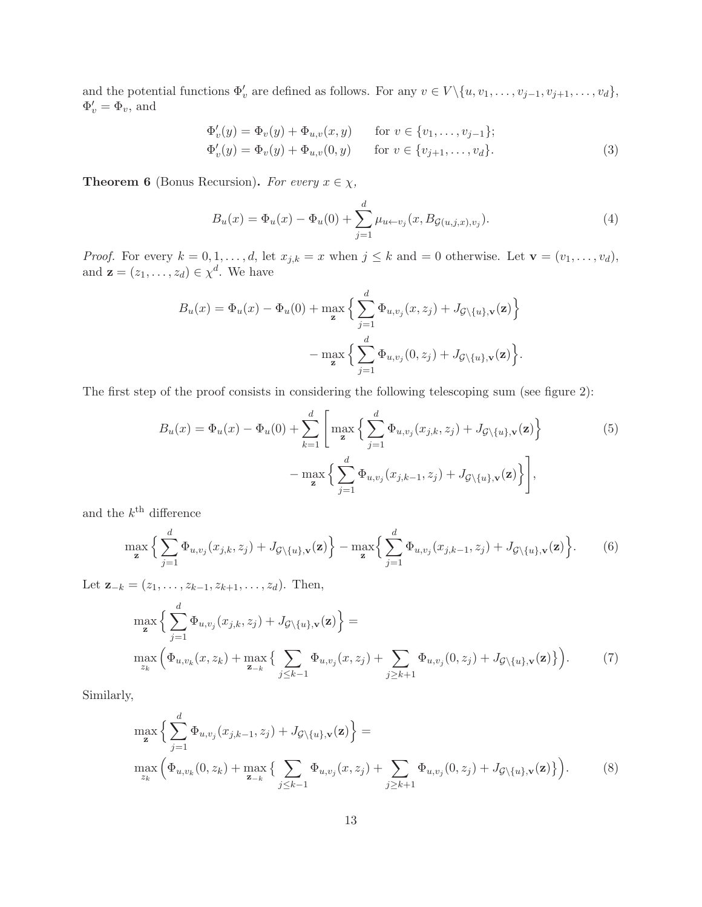and the potential functions $\Phi'_v$ are defined as follows. For any $v \in V \backslash \{u, v_1, \ldots, v_{j-1}, v_{j+1}, \ldots, v_d\}$, $\Phi'_v = \Phi_v$, and

$$
\begin{aligned}
\Phi'_v(y) &= \Phi_v(y) + \Phi_{u,v}(x,y) \qquad \text{for } v \in \{v_1, \ldots, v_{j-1}\}; \\
\Phi'_v(y) &= \Phi_v(y) + \Phi_{u,v}(0,y) \qquad \text{for } v \in \{v_{j+1}, \ldots, v_d\}.
\end{aligned} \tag{3}
$$

**Theorem 6** (Bonus Recursion). *For every $x \in \chi$,*

$$
B_u(x) = \Phi_u(x) - \Phi_u(0) + \sum_{j=1}^{d} \mu_{u \leftarrow v_j}(x, B_{\mathcal{G}(u,j,x),v_j}). \tag{4}
$$

*Proof.* For every $k = 0, 1, \ldots, d$, let $x_{j,k} = x$ when $j \leq k$ and $= 0$ otherwise. Let $\mathbf{v} = (v_1, \ldots, v_d)$, and $\mathbf{z} = (z_1, \ldots, z_d) \in \chi^d$. We have

$$
\begin{aligned}
B_u(x) = \Phi_u(x) - \Phi_u(0) &+ \max_{\mathbf{z}} \Big\{ \sum_{j=1}^{d} \Phi_{u,v_j}(x, z_j) + J_{\mathcal{G}\backslash\{u\},\mathbf{v}}(\mathbf{z}) \Big\} \\
&- \max_{\mathbf{z}} \Big\{ \sum_{j=1}^{d} \Phi_{u,v_j}(0, z_j) + J_{\mathcal{G}\backslash\{u\},\mathbf{v}}(\mathbf{z}) \Big\}.
\end{aligned}
$$

The first step of the proof consists in considering the following telescoping sum (see figure 2):

$$
\begin{aligned}
B_u(x) = \Phi_u(x) - \Phi_u(0) + \sum_{k=1}^{d} \Bigg[ &\max_{\mathbf{z}} \Big\{ \sum_{j=1}^{d} \Phi_{u,v_j}(x_{j,k}, z_j) + J_{\mathcal{G}\backslash\{u\},\mathbf{v}}(\mathbf{z}) \Big\} \\
&- \max_{\mathbf{z}} \Big\{ \sum_{j=1}^{d} \Phi_{u,v_j}(x_{j,k-1}, z_j) + J_{\mathcal{G}\backslash\{u\},\mathbf{v}}(\mathbf{z}) \Big\} \Bigg],
\end{aligned} \tag{5}
$$

and the $k^{\text{th}}$ difference

$$
\max_{\mathbf{z}} \Big\{ \sum_{j=1}^{d} \Phi_{u,v_j}(x_{j,k}, z_j) + J_{\mathcal{G}\backslash\{u\},\mathbf{v}}(\mathbf{z}) \Big\} - \max_{\mathbf{z}} \Big\{ \sum_{j=1}^{d} \Phi_{u,v_j}(x_{j,k-1}, z_j) + J_{\mathcal{G}\backslash\{u\},\mathbf{v}}(\mathbf{z}) \Big\}. \tag{6}
$$

Let $\mathbf{z}_{-k} = (z_1, \ldots, z_{k-1}, z_{k+1}, \ldots, z_d)$. Then,

$$
\begin{aligned}
&\max_{\mathbf{z}} \Big\{ \sum_{j=1}^{d} \Phi_{u,v_j}(x_{j,k}, z_j) + J_{\mathcal{G}\backslash\{u\},\mathbf{v}}(\mathbf{z}) \Big\} = \\
&\max_{z_k} \Big( \Phi_{u,v_k}(x, z_k) + \max_{\mathbf{z}_{-k}} \big\{ \sum_{j \leq k-1} \Phi_{u,v_j}(x, z_j) + \sum_{j \geq k+1} \Phi_{u,v_j}(0, z_j) + J_{\mathcal{G}\backslash\{u\},\mathbf{v}}(\mathbf{z}) \big\} \Big).
\end{aligned} \tag{7}
$$

Similarly,

$$
\begin{aligned}
&\max_{\mathbf{z}} \Big\{ \sum_{j=1}^{d} \Phi_{u,v_j}(x_{j,k-1}, z_j) + J_{\mathcal{G}\backslash\{u\},\mathbf{v}}(\mathbf{z}) \Big\} = \\
&\max_{z_k} \Big( \Phi_{u,v_k}(0, z_k) + \max_{\mathbf{z}_{-k}} \big\{ \sum_{j \leq k-1} \Phi_{u,v_j}(x, z_j) + \sum_{j \geq k+1} \Phi_{u,v_j}(0, z_j) + J_{\mathcal{G}\backslash\{u\},\mathbf{v}}(\mathbf{z}) \big\} \Big).
\end{aligned} \tag{8}
$$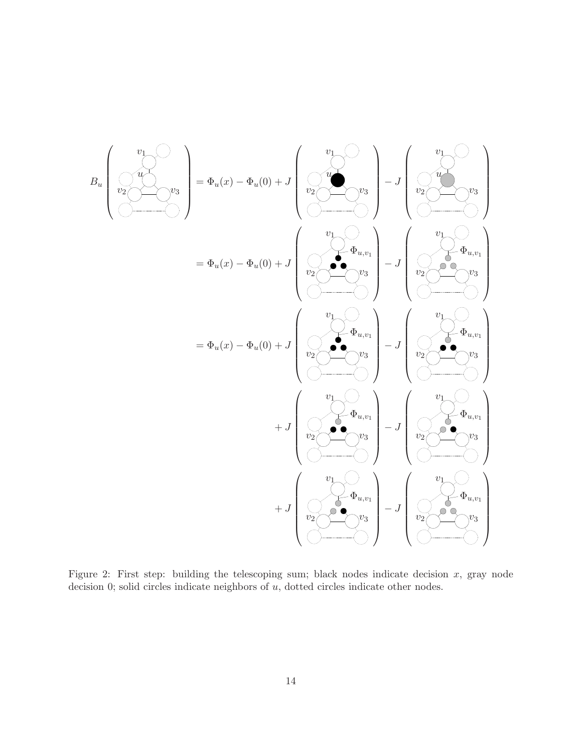$$
B_u\left(\cdot\right) = \Phi_u(x) - \Phi_u(0) + J\left(\cdot\right) - J\left(\cdot\right)
$$

$$
= \Phi_u(x) - \Phi_u(0) + J\left(\cdot\right) - J\left(\cdot\right)
$$

$$
= \Phi_u(x) - \Phi_u(0) + J\left(\cdot\right) - J\left(\cdot\right)
$$

$$
+ J\left(\cdot\right) - J\left(\cdot\right)
$$

$$
+ J\left(\cdot\right) - J\left(\cdot\right)
$$

Figure 2: First step: building the telescoping sum; black nodes indicate decision $x$, gray node decision 0; solid circles indicate neighbors of $u$, dotted circles indicate other nodes.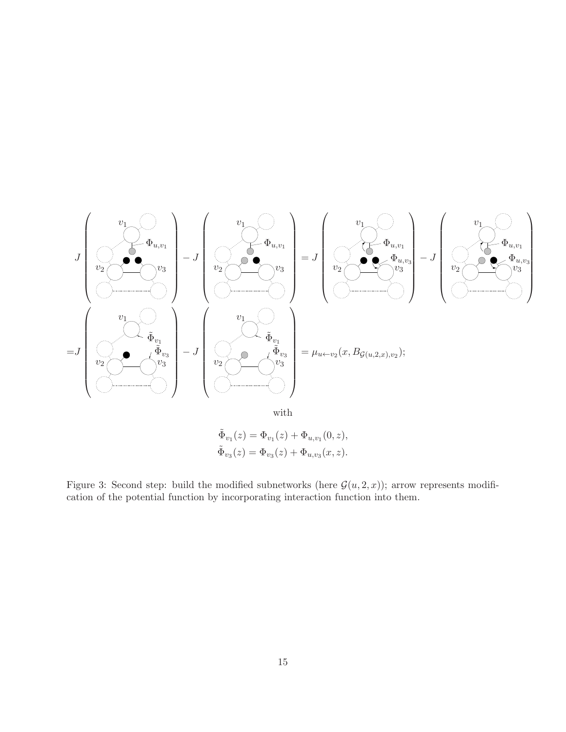$$= \mu_{u \leftarrow v_2}(x, B_{\mathcal{G}(u,2,x),v_2});$$

with

$$\tilde{\Phi}_{v_1}(z) = \Phi_{v_1}(z) + \Phi_{u,v_1}(0, z),$$
$$\tilde{\Phi}_{v_3}(z) = \Phi_{v_3}(z) + \Phi_{u,v_3}(x, z).$$

Figure 3: Second step: build the modified subnetworks (here $\mathcal{G}(u, 2, x)$); arrow represents modification of the potential function by incorporating interaction function into them.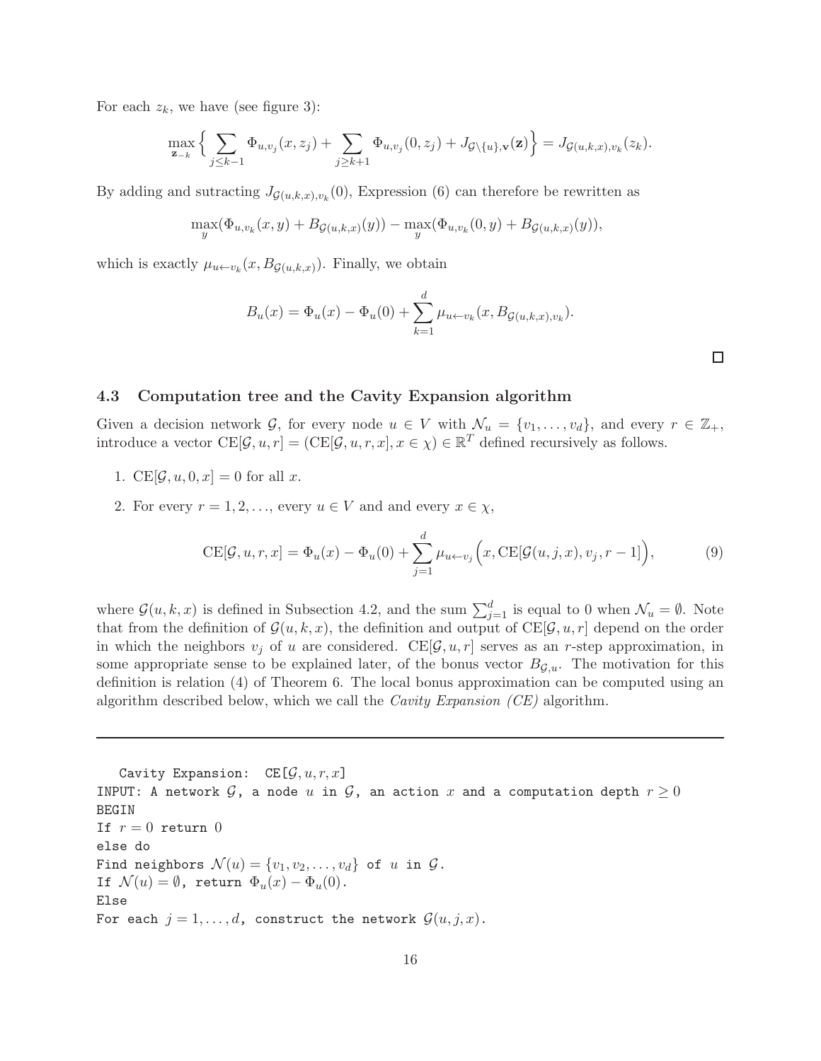For each $z_k$, we have (see figure 3):

$$\max_{\mathbf{z}_{-k}} \Big\{ \sum_{j \le k-1} \Phi_{u,v_j}(x, z_j) + \sum_{j \ge k+1} \Phi_{u,v_j}(0, z_j) + J_{\mathcal{G} \setminus \{u\}, \mathbf{v}}(\mathbf{z}) \Big\} = J_{\mathcal{G}(u,k,x),v_k}(z_k).$$

By adding and sutracting $J_{\mathcal{G}(u,k,x),v_k}(0)$, Expression (6) can therefore be rewritten as

$$\max_y (\Phi_{u,v_k}(x, y) + B_{\mathcal{G}(u,k,x)}(y)) - \max_y (\Phi_{u,v_k}(0, y) + B_{\mathcal{G}(u,k,x)}(y)),$$

which is exactly $\mu_{u \leftarrow v_k}(x, B_{\mathcal{G}(u,k,x)})$. Finally, we obtain

$$B_u(x) = \Phi_u(x) - \Phi_u(0) + \sum_{k=1}^{d} \mu_{u \leftarrow v_k}(x, B_{\mathcal{G}(u,k,x),v_k}).$$

□

### 4.3 Computation tree and the Cavity Expansion algorithm

Given a decision network $\mathcal{G}$, for every node $u \in V$ with $\mathcal{N}_u = \{v_1, \ldots, v_d\}$, and every $r \in \mathbb{Z}_+$, introduce a vector $\mathrm{CE}[\mathcal{G}, u, r] = (\mathrm{CE}[\mathcal{G}, u, r, x], x \in \chi) \in \mathbb{R}^T$ defined recursively as follows.

1. $\mathrm{CE}[\mathcal{G}, u, 0, x] = 0$ for all $x$.
2. For every $r = 1, 2, \ldots$, every $u \in V$ and and every $x \in \chi$,

$$\mathrm{CE}[\mathcal{G}, u, r, x] = \Phi_u(x) - \Phi_u(0) + \sum_{j=1}^{d} \mu_{u \leftarrow v_j}\Big(x, \mathrm{CE}[\mathcal{G}(u, j, x), v_j, r-1]\Big), \tag{9}$$

where $\mathcal{G}(u, k, x)$ is defined in Subsection 4.2, and the sum $\sum_{j=1}^{d}$ is equal to 0 when $\mathcal{N}_u = \emptyset$. Note that from the definition of $\mathcal{G}(u, k, x)$, the definition and output of $\mathrm{CE}[\mathcal{G}, u, r]$ depend on the order in which the neighbors $v_j$ of $u$ are considered. $\mathrm{CE}[\mathcal{G}, u, r]$ serves as an $r$-step approximation, in some appropriate sense to be explained later, of the bonus vector $B_{\mathcal{G},u}$. The motivation for this definition is relation (4) of Theorem 6. The local bonus approximation can be computed using an algorithm described below, which we call the *Cavity Expansion (CE)* algorithm.

---

```
   Cavity Expansion:  CE[G, u, r, x]
INPUT: A network G, a node u in G, an action x and a computation depth r ≥ 0
BEGIN
If r = 0 return 0
else do
Find neighbors N(u) = {v_1, v_2, ..., v_d} of u in G.
If N(u) = ∅, return Φ_u(x) − Φ_u(0).
Else
For each j = 1, ..., d, construct the network G(u, j, x).
```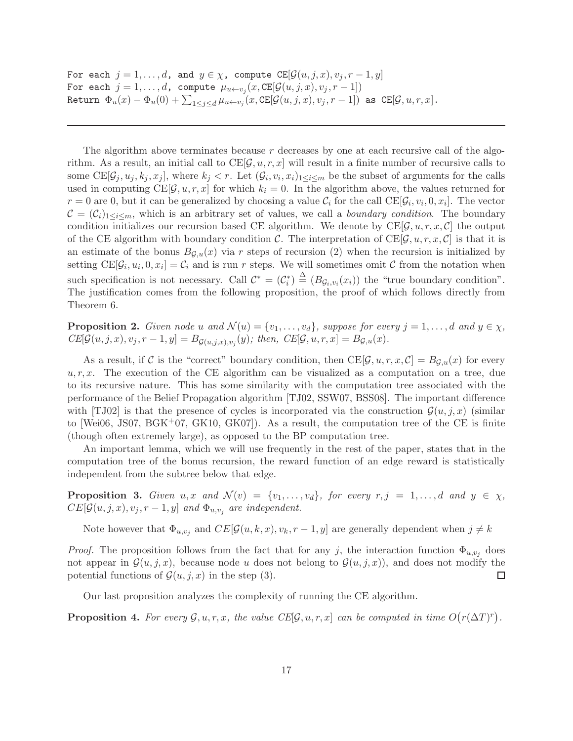```
For each j = 1,...,d, and y ∈ χ, compute CE[G(u,j,x), v_j, r−1, y]
For each j = 1,...,d, compute μ_{u←v_j}(x, CE[G(u,j,x), v_j, r−1])
Return Φ_u(x) − Φ_u(0) + Σ_{1≤j≤d} μ_{u←v_j}(x, CE[G(u,j,x), v_j, r−1]) as CE[G,u,r,x].
```

---

The algorithm above terminates because $r$ decreases by one at each recursive call of the algorithm. As a result, an initial call to $\mathrm{CE}[\mathcal{G}, u, r, x]$ will result in a finite number of recursive calls to some $\mathrm{CE}[\mathcal{G}_j, u_j, k_j, x_j]$, where $k_j < r$. Let $(\mathcal{G}_i, v_i, x_i)_{1 \le i \le m}$ be the subset of arguments for the calls used in computing $\mathrm{CE}[\mathcal{G}, u, r, x]$ for which $k_i = 0$. In the algorithm above, the values returned for $r = 0$ are 0, but it can be generalized by choosing a value $\mathcal{C}_i$ for the call $\mathrm{CE}[\mathcal{G}_i, v_i, 0, x_i]$. The vector $\mathcal{C} = (\mathcal{C}_i)_{1 \le i \le m}$, which is an arbitrary set of values, we call a *boundary condition*. The boundary condition initializes our recursion based CE algorithm. We denote by $\mathrm{CE}[\mathcal{G}, u, r, x, \mathcal{C}]$ the output of the CE algorithm with boundary condition $\mathcal{C}$. The interpretation of $\mathrm{CE}[\mathcal{G}, u, r, x, \mathcal{C}]$ is that it is an estimate of the bonus $B_{\mathcal{G},u}(x)$ via $r$ steps of recursion (2) when the recursion is initialized by setting $\mathrm{CE}[\mathcal{G}_i, u_i, 0, x_i] = \mathcal{C}_i$ and is run $r$ steps. We will sometimes omit $\mathcal{C}$ from the notation when such specification is not necessary. Call $\mathcal{C}^* = (\mathcal{C}_i^*) \triangleq (B_{\mathcal{G}_i, v_i}(x_i))$ the "true boundary condition". The justification comes from the following proposition, the proof of which follows directly from Theorem 6.

**Proposition 2.** *Given node $u$ and $\mathcal{N}(u) = \{v_1, \ldots, v_d\}$, suppose for every $j = 1, \ldots, d$ and $y \in \chi$, $CE[\mathcal{G}(u,j,x), v_j, r-1, y] = B_{\mathcal{G}(u,j,x), v_j}(y)$; then, $CE[\mathcal{G}, u, r, x] = B_{\mathcal{G},u}(x)$.*

As a result, if $\mathcal{C}$ is the "correct" boundary condition, then $\mathrm{CE}[\mathcal{G}, u, r, x, \mathcal{C}] = B_{\mathcal{G},u}(x)$ for every $u, r, x$. The execution of the CE algorithm can be visualized as a computation on a tree, due to its recursive nature. This has some similarity with the computation tree associated with the performance of the Belief Propagation algorithm [TJ02, SSW07, BSS08]. The important difference with [TJ02] is that the presence of cycles is incorporated via the construction $\mathcal{G}(u,j,x)$ (similar to [Wei06, JS07, BGK+07, GK10, GK07]). As a result, the computation tree of the CE is finite (though often extremely large), as opposed to the BP computation tree.

An important lemma, which we will use frequently in the rest of the paper, states that in the computation tree of the bonus recursion, the reward function of an edge reward is statistically independent from the subtree below that edge.

**Proposition 3.** *Given $u, x$ and $\mathcal{N}(v) = \{v_1, \ldots, v_d\}$, for every $r, j = 1, \ldots, d$ and $y \in \chi$, $CE[\mathcal{G}(u,j,x), v_j, r-1, y]$ and $\Phi_{u,v_j}$ are independent.*

Note however that $\Phi_{u,v_j}$ and $CE[\mathcal{G}(u,k,x), v_k, r-1, y]$ are generally dependent when $j \neq k$

*Proof.* The proposition follows from the fact that for any $j$, the interaction function $\Phi_{u,v_j}$ does not appear in $\mathcal{G}(u,j,x)$, because node $u$ does not belong to $\mathcal{G}(u,j,x)$), and does not modify the potential functions of $\mathcal{G}(u,j,x)$ in the step (3). ☐

Our last proposition analyzes the complexity of running the CE algorithm.

**Proposition 4.** *For every $\mathcal{G}, u, r, x$, the value $CE[\mathcal{G}, u, r, x]$ can be computed in time $O\big(r(\Delta T)^r\big)$.*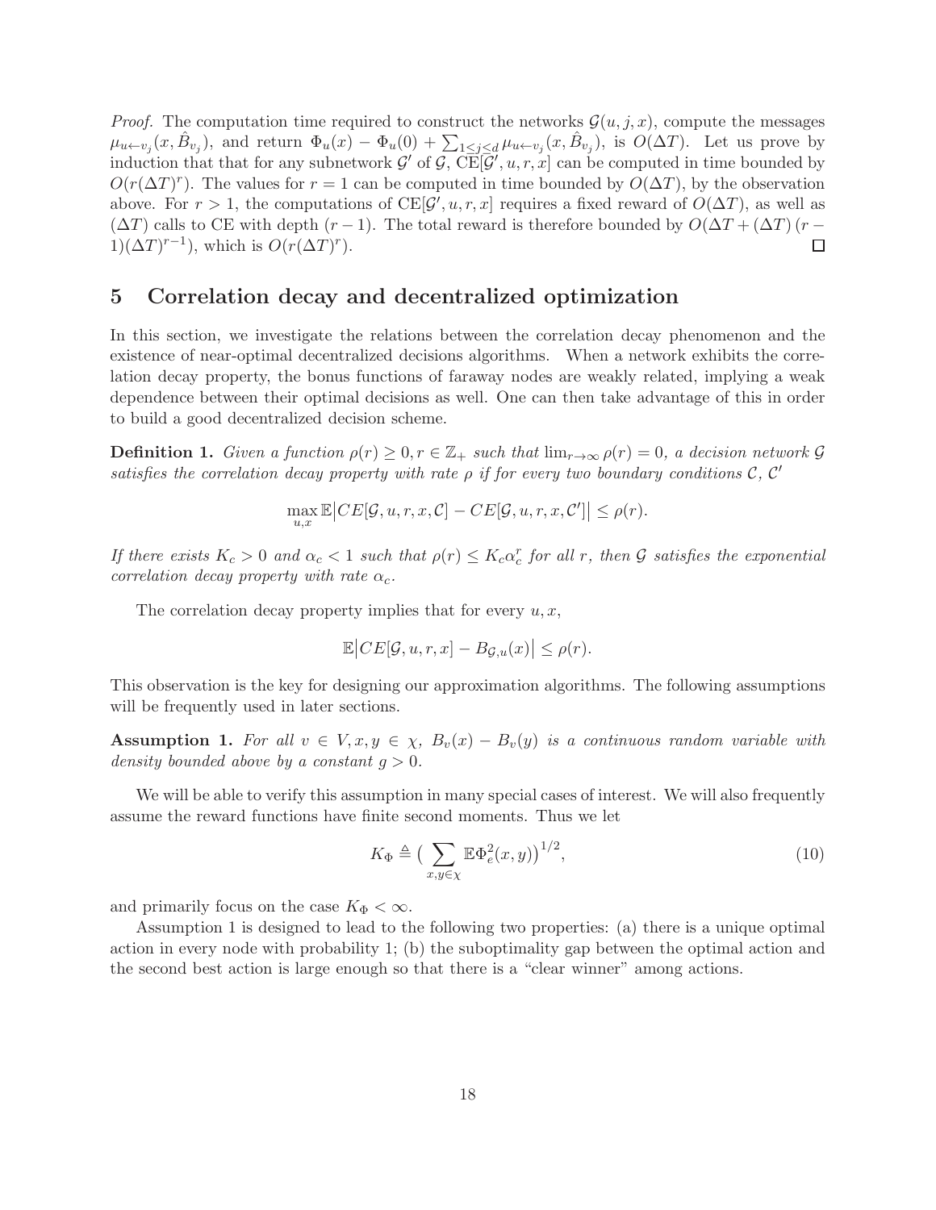*Proof.* The computation time required to construct the networks $\mathcal{G}(u, j, x)$, compute the messages $\mu_{u \leftarrow v_j}(x, \hat{B}_{v_j})$, and return $\Phi_u(x) - \Phi_u(0) + \sum_{1 \le j \le d} \mu_{u \leftarrow v_j}(x, \hat{B}_{v_j})$, is $O(\Delta T)$. Let us prove by induction that that for any subnetwork $\mathcal{G}'$ of $\mathcal{G}$, $\text{CE}[\mathcal{G}', u, r, x]$ can be computed in time bounded by $O(r(\Delta T)^r)$. The values for $r = 1$ can be computed in time bounded by $O(\Delta T)$, by the observation above. For $r > 1$, the computations of $\text{CE}[\mathcal{G}', u, r, x]$ requires a fixed reward of $O(\Delta T)$, as well as $(\Delta T)$ calls to CE with depth $(r-1)$. The total reward is therefore bounded by $O(\Delta T + (\Delta T)(r-1)(\Delta T)^{r-1})$, which is $O(r(\Delta T)^r)$. ∎

## 5 Correlation decay and decentralized optimization

In this section, we investigate the relations between the correlation decay phenomenon and the existence of near-optimal decentralized decisions algorithms. When a network exhibits the correlation decay property, the bonus functions of faraway nodes are weakly related, implying a weak dependence between their optimal decisions as well. One can then take advantage of this in order to build a good decentralized decision scheme.

**Definition 1.** *Given a function $\rho(r) \ge 0, r \in \mathbb{Z}_+$ such that $\lim_{r \to \infty} \rho(r) = 0$, a decision network $\mathcal{G}$ satisfies the correlation decay property with rate $\rho$ if for every two boundary conditions $\mathcal{C}$, $\mathcal{C}'$*

$$\max_{u,x} \mathbb{E}\big|CE[\mathcal{G}, u, r, x, \mathcal{C}] - CE[\mathcal{G}, u, r, x, \mathcal{C}']\big| \le \rho(r).$$

*If there exists $K_c > 0$ and $\alpha_c < 1$ such that $\rho(r) \le K_c \alpha_c^r$ for all $r$, then $\mathcal{G}$ satisfies the exponential correlation decay property with rate $\alpha_c$.*

The correlation decay property implies that for every $u, x$,

$$\mathbb{E}\big|CE[\mathcal{G}, u, r, x] - B_{\mathcal{G},u}(x)\big| \le \rho(r).$$

This observation is the key for designing our approximation algorithms. The following assumptions will be frequently used in later sections.

**Assumption 1.** *For all $v \in V, x, y \in \chi$, $B_v(x) - B_v(y)$ is a continuous random variable with density bounded above by a constant $g > 0$.*

We will be able to verify this assumption in many special cases of interest. We will also frequently assume the reward functions have finite second moments. Thus we let

$$K_\Phi \triangleq \big(\sum_{x,y \in \chi} \mathbb{E}\Phi_e^2(x, y)\big)^{1/2}, \tag{10}$$

and primarily focus on the case $K_\Phi < \infty$.

Assumption 1 is designed to lead to the following two properties: (a) there is a unique optimal action in every node with probability 1; (b) the suboptimality gap between the optimal action and the second best action is large enough so that there is a "clear winner" among actions.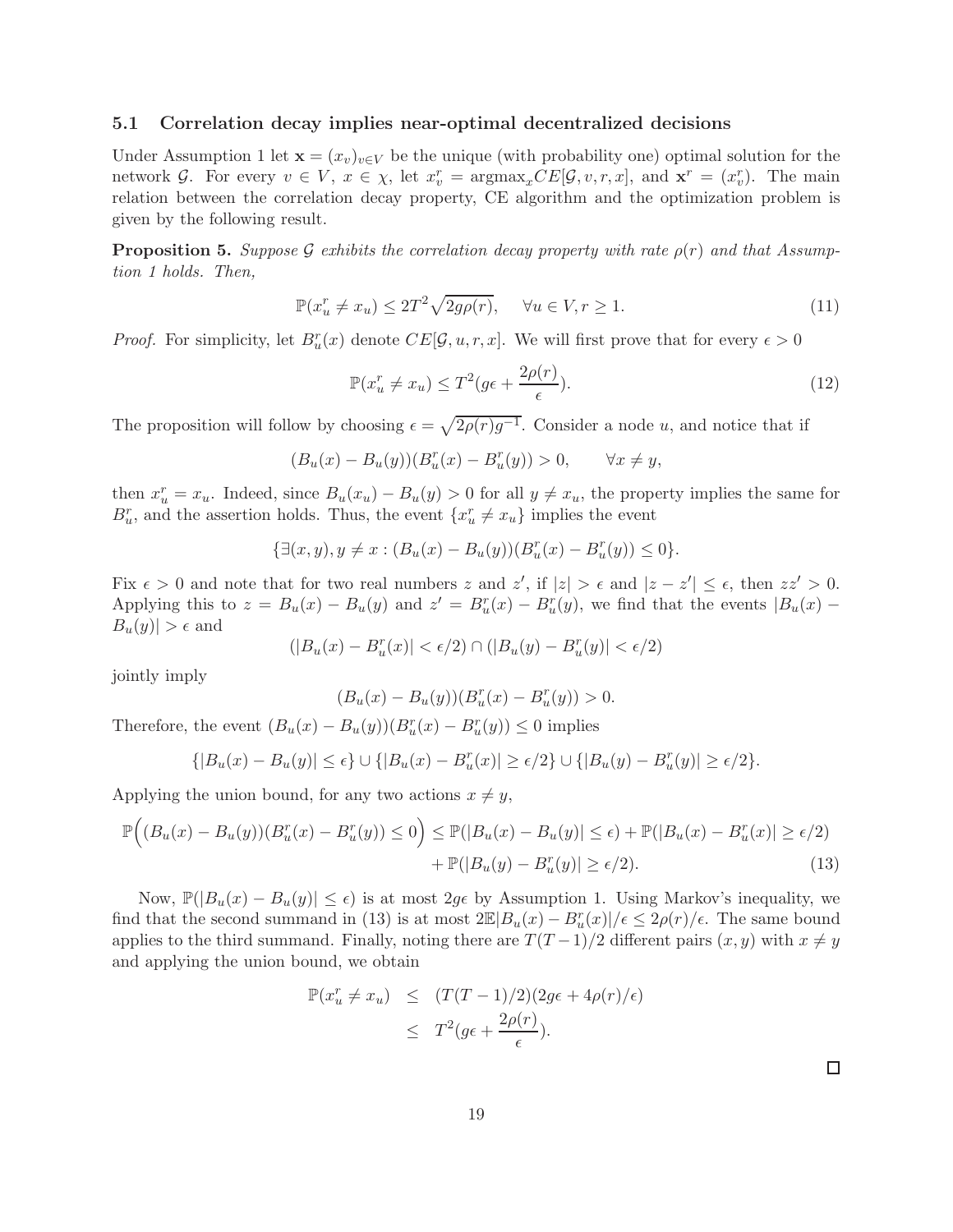### 5.1 Correlation decay implies near-optimal decentralized decisions

Under Assumption 1 let $\mathbf{x} = (x_v)_{v \in V}$ be the unique (with probability one) optimal solution for the network $\mathcal{G}$. For every $v \in V$, $x \in \chi$, let $x_v^r = \text{argmax}_x CE[\mathcal{G}, v, r, x]$, and $\mathbf{x}^r = (x_v^r)$. The main relation between the correlation decay property, CE algorithm and the optimization problem is given by the following result.

**Proposition 5.** *Suppose $\mathcal{G}$ exhibits the correlation decay property with rate $\rho(r)$ and that Assumption 1 holds. Then,*

$$\mathbb{P}(x_u^r \neq x_u) \leq 2T^2 \sqrt{2g\rho(r)}, \qquad \forall u \in V, r \geq 1. \tag{11}$$

*Proof.* For simplicity, let $B_u^r(x)$ denote $CE[\mathcal{G}, u, r, x]$. We will first prove that for every $\epsilon > 0$

$$\mathbb{P}(x_u^r \neq x_u) \leq T^2 (g\epsilon + \frac{2\rho(r)}{\epsilon}). \tag{12}$$

The proposition will follow by choosing $\epsilon = \sqrt{2\rho(r)g^{-1}}$. Consider a node $u$, and notice that if

$$(B_u(x) - B_u(y))(B_u^r(x) - B_u^r(y)) > 0, \qquad \forall x \neq y,$$

then $x_u^r = x_u$. Indeed, since $B_u(x_u) - B_u(y) > 0$ for all $y \neq x_u$, the property implies the same for $B_u^r$, and the assertion holds. Thus, the event $\{x_u^r \neq x_u\}$ implies the event

$$\{\exists (x, y), y \neq x : (B_u(x) - B_u(y))(B_u^r(x) - B_u^r(y)) \leq 0\}.$$

Fix $\epsilon > 0$ and note that for two real numbers $z$ and $z'$, if $|z| > \epsilon$ and $|z - z'| \leq \epsilon$, then $zz' > 0$. Applying this to $z = B_u(x) - B_u(y)$ and $z' = B_u^r(x) - B_u^r(y)$, we find that the events $|B_u(x) - B_u(y)| > \epsilon$ and

$$(|B_u(x) - B_u^r(x)| < \epsilon/2) \cap (|B_u(y) - B_u^r(y)| < \epsilon/2)$$

jointly imply

$$(B_u(x) - B_u(y))(B_u^r(x) - B_u^r(y)) > 0.$$

Therefore, the event $(B_u(x) - B_u(y))(B_u^r(x) - B_u^r(y)) \leq 0$ implies

$$\{|B_u(x) - B_u(y)| \leq \epsilon\} \cup \{|B_u(x) - B_u^r(x)| \geq \epsilon/2\} \cup \{|B_u(y) - B_u^r(y)| \geq \epsilon/2\}.$$

Applying the union bound, for any two actions $x \neq y$,

$$\begin{aligned} \mathbb{P}\Big((B_u(x) - B_u(y))(B_u^r(x) - B_u^r(y)) \leq 0\Big) &\leq \mathbb{P}(|B_u(x) - B_u(y)| \leq \epsilon) + \mathbb{P}(|B_u(x) - B_u^r(x)| \geq \epsilon/2) \\ &\quad + \mathbb{P}(|B_u(y) - B_u^r(y)| \geq \epsilon/2). \end{aligned} \tag{13}$$

Now, $\mathbb{P}(|B_u(x) - B_u(y)| \leq \epsilon)$ is at most $2g\epsilon$ by Assumption 1. Using Markov's inequality, we find that the second summand in (13) is at most $2\mathbb{E}|B_u(x) - B_u^r(x)|/\epsilon \leq 2\rho(r)/\epsilon$. The same bound applies to the third summand. Finally, noting there are $T(T-1)/2$ different pairs $(x, y)$ with $x \neq y$ and applying the union bound, we obtain

$$\begin{aligned} \mathbb{P}(x_u^r \neq x_u) &\leq (T(T-1)/2)(2g\epsilon + 4\rho(r)/\epsilon) \\ &\leq T^2 (g\epsilon + \frac{2\rho(r)}{\epsilon}). \end{aligned}$$

□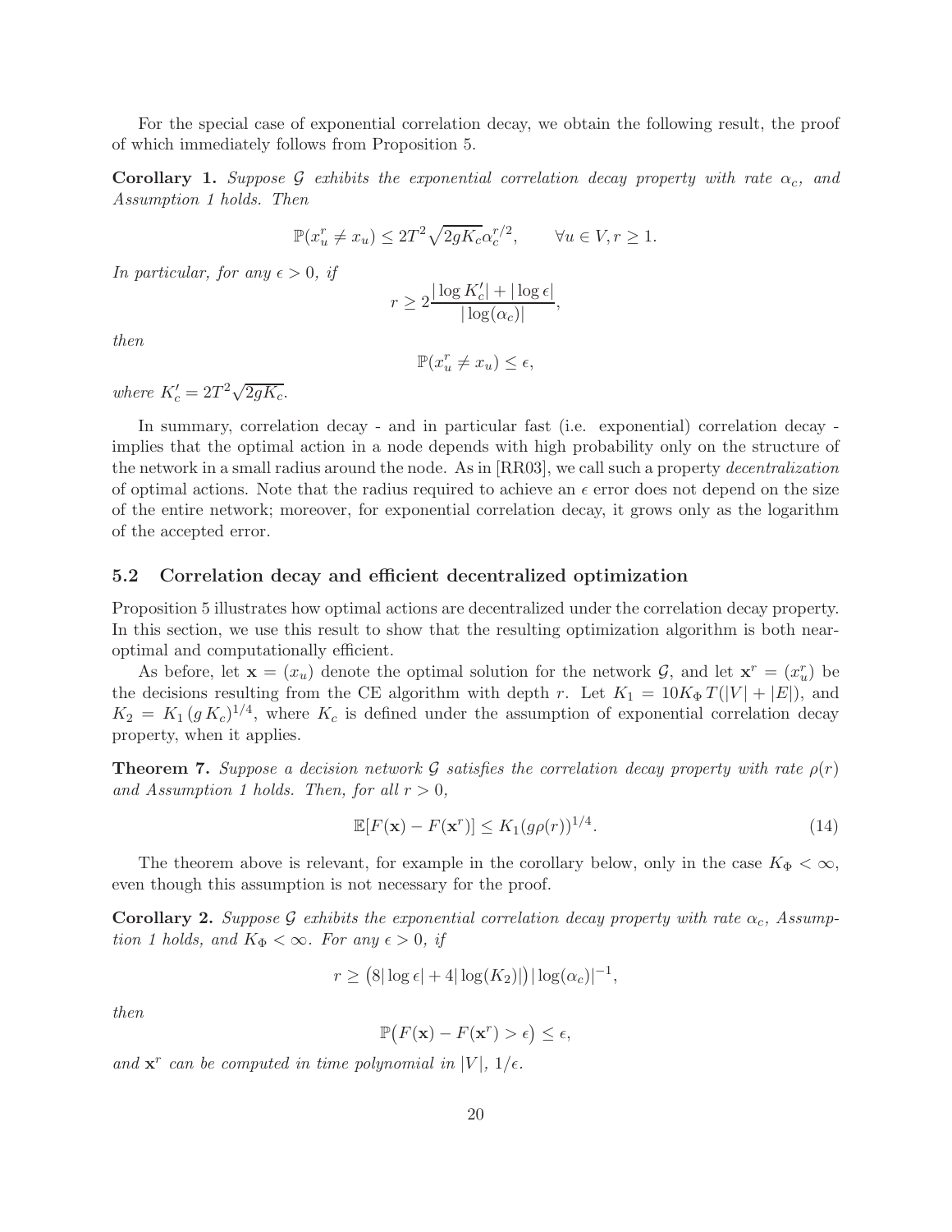For the special case of exponential correlation decay, we obtain the following result, the proof of which immediately follows from Proposition 5.

**Corollary 1.** *Suppose $\mathcal{G}$ exhibits the exponential correlation decay property with rate $\alpha_c$, and Assumption 1 holds. Then*

$$\mathbb{P}(x_u^r \neq x_u) \leq 2T^2\sqrt{2gK_c}\alpha_c^{r/2}, \qquad \forall u \in V, r \geq 1.$$

*In particular, for any $\epsilon > 0$, if*

$$r \geq 2\frac{|\log K_c'| + |\log \epsilon|}{|\log(\alpha_c)|},$$

*then*

$$\mathbb{P}(x_u^r \neq x_u) \leq \epsilon,$$

*where $K_c' = 2T^2\sqrt{2gK_c}$.*

In summary, correlation decay - and in particular fast (i.e. exponential) correlation decay - implies that the optimal action in a node depends with high probability only on the structure of the network in a small radius around the node. As in [RR03], we call such a property *decentralization* of optimal actions. Note that the radius required to achieve an $\epsilon$ error does not depend on the size of the entire network; moreover, for exponential correlation decay, it grows only as the logarithm of the accepted error.

### 5.2 Correlation decay and efficient decentralized optimization

Proposition 5 illustrates how optimal actions are decentralized under the correlation decay property. In this section, we use this result to show that the resulting optimization algorithm is both near-optimal and computationally efficient.

As before, let $\mathbf{x} = (x_u)$ denote the optimal solution for the network $\mathcal{G}$, and let $\mathbf{x}^r = (x_u^r)$ be the decisions resulting from the CE algorithm with depth $r$. Let $K_1 = 10K_\Phi T(|V| + |E|)$, and $K_2 = K_1 (g\,K_c)^{1/4}$, where $K_c$ is defined under the assumption of exponential correlation decay property, when it applies.

**Theorem 7.** *Suppose a decision network $\mathcal{G}$ satisfies the correlation decay property with rate $\rho(r)$ and Assumption 1 holds. Then, for all $r > 0$,*

$$\mathbb{E}[F(\mathbf{x}) - F(\mathbf{x}^r)] \leq K_1(g\rho(r))^{1/4}. \tag{14}$$

The theorem above is relevant, for example in the corollary below, only in the case $K_\Phi < \infty$, even though this assumption is not necessary for the proof.

**Corollary 2.** *Suppose $\mathcal{G}$ exhibits the exponential correlation decay property with rate $\alpha_c$, Assumption 1 holds, and $K_\Phi < \infty$. For any $\epsilon > 0$, if*

$$r \geq \big(8|\log \epsilon| + 4|\log(K_2)|\big)|\log(\alpha_c)|^{-1},$$

*then*

$$\mathbb{P}\big(F(\mathbf{x}) - F(\mathbf{x}^r) > \epsilon\big) \leq \epsilon,$$

*and $\mathbf{x}^r$ can be computed in time polynomial in $|V|$, $1/\epsilon$.*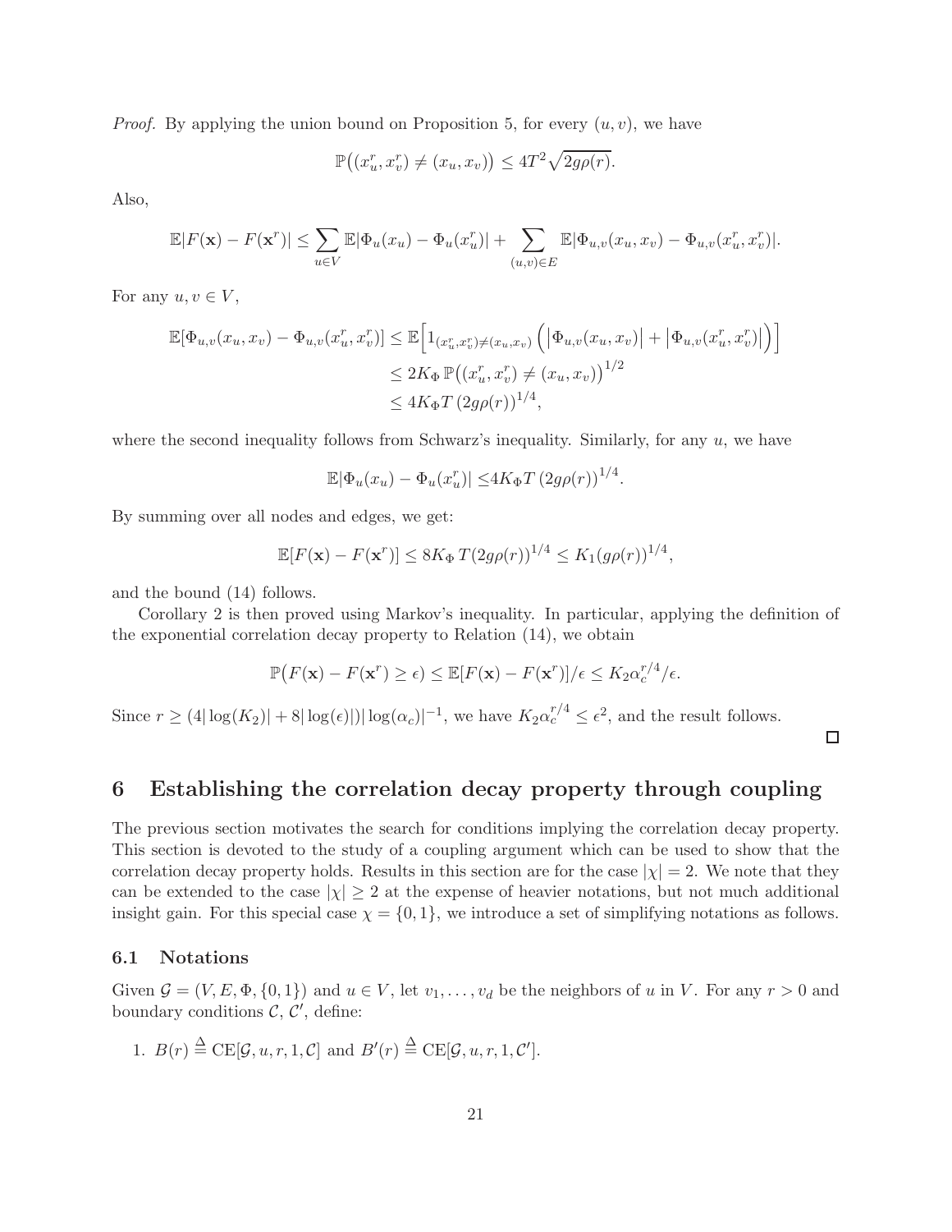*Proof.* By applying the union bound on Proposition 5, for every $(u, v)$, we have

$$\mathbb{P}\big((x_u^r, x_v^r) \neq (x_u, x_v)\big) \leq 4T^2\sqrt{2g\rho(r)}.$$

Also,

$$\mathbb{E}|F(\mathbf{x}) - F(\mathbf{x}^r)| \leq \sum_{u \in V} \mathbb{E}|\Phi_u(x_u) - \Phi_u(x_u^r)| + \sum_{(u,v) \in E} \mathbb{E}|\Phi_{u,v}(x_u, x_v) - \Phi_{u,v}(x_u^r, x_v^r)|.$$

For any $u, v \in V$,

$$\begin{aligned}
\mathbb{E}[\Phi_{u,v}(x_u, x_v) - \Phi_{u,v}(x_u^r, x_v^r)] &\leq \mathbb{E}\Big[1_{(x_u^r, x_v^r) \neq (x_u, x_v)} \left(\big|\Phi_{u,v}(x_u, x_v)\big| + \big|\Phi_{u,v}(x_u^r, x_v^r)\big|\right)\Big] \\
&\leq 2K_\Phi \, \mathbb{P}\big((x_u^r, x_v^r) \neq (x_u, x_v)\big)^{1/2} \\
&\leq 4K_\Phi T \left(2g\rho(r)\right)^{1/4},
\end{aligned}$$

where the second inequality follows from Schwarz's inequality. Similarly, for any $u$, we have

$$\mathbb{E}|\Phi_u(x_u) - \Phi_u(x_u^r)| \leq 4K_\Phi T \left(2g\rho(r)\right)^{1/4}.$$

By summing over all nodes and edges, we get:

$$\mathbb{E}[F(\mathbf{x}) - F(\mathbf{x}^r)] \leq 8K_\Phi \, T(2g\rho(r))^{1/4} \leq K_1(g\rho(r))^{1/4},$$

and the bound (14) follows.

Corollary 2 is then proved using Markov's inequality. In particular, applying the definition of the exponential correlation decay property to Relation (14), we obtain

$$\mathbb{P}\big(F(\mathbf{x}) - F(\mathbf{x}^r) \geq \epsilon\big) \leq \mathbb{E}[F(\mathbf{x}) - F(\mathbf{x}^r)]/\epsilon \leq K_2 \alpha_c^{r/4}/\epsilon.$$

Since $r \geq (4|\log(K_2)| + 8|\log(\epsilon)|)|\log(\alpha_c)|^{-1}$, we have $K_2\alpha_c^{r/4} \leq \epsilon^2$, and the result follows. □

## 6 Establishing the correlation decay property through coupling

The previous section motivates the search for conditions implying the correlation decay property. This section is devoted to the study of a coupling argument which can be used to show that the correlation decay property holds. Results in this section are for the case $|\chi| = 2$. We note that they can be extended to the case $|\chi| \geq 2$ at the expense of heavier notations, but not much additional insight gain. For this special case $\chi = \{0, 1\}$, we introduce a set of simplifying notations as follows.

### 6.1 Notations

Given $\mathcal{G} = (V, E, \Phi, \{0, 1\})$ and $u \in V$, let $v_1, \ldots, v_d$ be the neighbors of $u$ in $V$. For any $r > 0$ and boundary conditions $\mathcal{C}$, $\mathcal{C}'$, define:

1. $B(r) \triangleq \mathrm{CE}[\mathcal{G}, u, r, 1, \mathcal{C}]$ and $B'(r) \triangleq \mathrm{CE}[\mathcal{G}, u, r, 1, \mathcal{C}']$.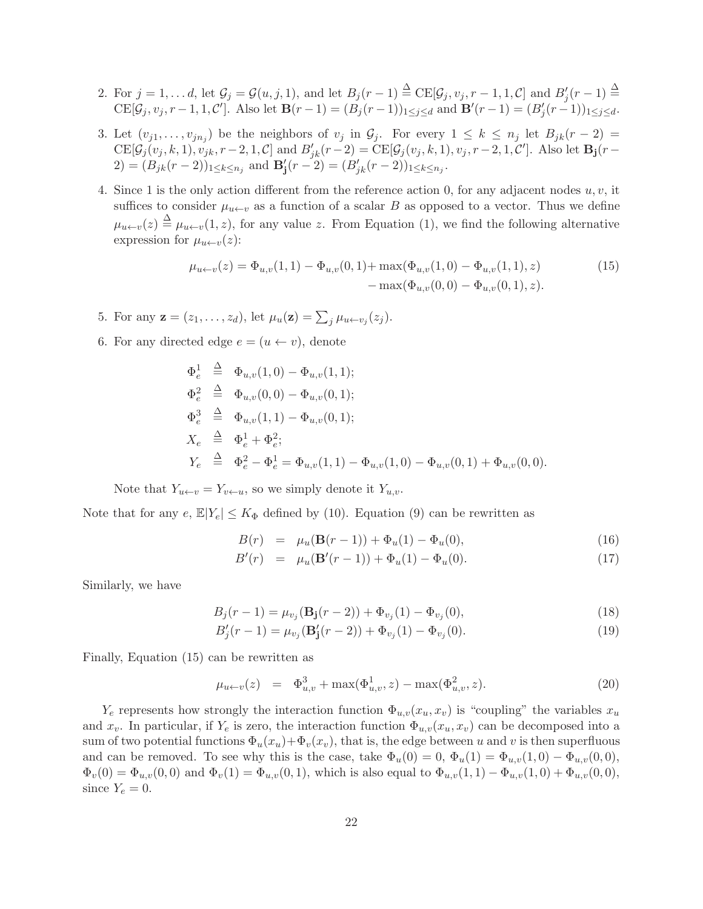2. For $j = 1, \ldots d$, let $\mathcal{G}_j = \mathcal{G}(u, j, 1)$, and let $B_j(r-1) \stackrel{\Delta}{=} \mathrm{CE}[\mathcal{G}_j, v_j, r-1, 1, \mathcal{C}]$ and $B'_j(r-1) \stackrel{\Delta}{=} \mathrm{CE}[\mathcal{G}_j, v_j, r-1, 1, \mathcal{C}']$. Also let $\mathbf{B}(r-1) = (B_j(r-1))_{1 \le j \le d}$ and $\mathbf{B}'(r-1) = (B'_j(r-1))_{1 \le j \le d}$.

3. Let $(v_{j1}, \ldots, v_{jn_j})$ be the neighbors of $v_j$ in $\mathcal{G}_j$. For every $1 \le k \le n_j$ let $B_{jk}(r-2) = \mathrm{CE}[\mathcal{G}_j(v_j, k, 1), v_{jk}, r-2, 1, \mathcal{C}]$ and $B'_{jk}(r-2) = \mathrm{CE}[\mathcal{G}_j(v_j, k, 1), v_j, r-2, 1, \mathcal{C}']$. Also let $\mathbf{B_j}(r-2) = (B_{jk}(r-2))_{1 \le k \le n_j}$ and $\mathbf{B'_j}(r-2) = (B'_{jk}(r-2))_{1 \le k \le n_j}$.

4. Since 1 is the only action different from the reference action 0, for any adjacent nodes $u, v$, it suffices to consider $\mu_{u \leftarrow v}$ as a function of a scalar $B$ as opposed to a vector. Thus we define $\mu_{u \leftarrow v}(z) \stackrel{\Delta}{=} \mu_{u \leftarrow v}(1, z)$, for any value $z$. From Equation (1), we find the following alternative expression for $\mu_{u \leftarrow v}(z)$:

$$\mu_{u \leftarrow v}(z) = \Phi_{u,v}(1,1) - \Phi_{u,v}(0,1) + \max(\Phi_{u,v}(1,0) - \Phi_{u,v}(1,1), z) - \max(\Phi_{u,v}(0,0) - \Phi_{u,v}(0,1), z). \tag{15}$$

5. For any $\mathbf{z} = (z_1, \ldots, z_d)$, let $\mu_u(\mathbf{z}) = \sum_j \mu_{u \leftarrow v_j}(z_j)$.

6. For any directed edge $e = (u \leftarrow v)$, denote

$$\begin{aligned}
\Phi^1_e &\stackrel{\Delta}{=} \Phi_{u,v}(1,0) - \Phi_{u,v}(1,1);\\
\Phi^2_e &\stackrel{\Delta}{=} \Phi_{u,v}(0,0) - \Phi_{u,v}(0,1);\\
\Phi^3_e &\stackrel{\Delta}{=} \Phi_{u,v}(1,1) - \Phi_{u,v}(0,1);\\
X_e &\stackrel{\Delta}{=} \Phi^1_e + \Phi^2_e;\\
Y_e &\stackrel{\Delta}{=} \Phi^2_e - \Phi^1_e = \Phi_{u,v}(1,1) - \Phi_{u,v}(1,0) - \Phi_{u,v}(0,1) + \Phi_{u,v}(0,0).
\end{aligned}$$

Note that $Y_{u \leftarrow v} = Y_{v \leftarrow u}$, so we simply denote it $Y_{u,v}$.

Note that for any $e$, $\mathbb{E}|Y_e| \le K_\Phi$ defined by (10). Equation (9) can be rewritten as

$$B(r) = \mu_u(\mathbf{B}(r-1)) + \Phi_u(1) - \Phi_u(0), \tag{16}$$

$$B'(r) = \mu_u(\mathbf{B}'(r-1)) + \Phi_u(1) - \Phi_u(0). \tag{17}$$

Similarly, we have

$$B_j(r-1) = \mu_{v_j}(\mathbf{B_j}(r-2)) + \Phi_{v_j}(1) - \Phi_{v_j}(0), \tag{18}$$

$$B'_j(r-1) = \mu_{v_j}(\mathbf{B'_j}(r-2)) + \Phi_{v_j}(1) - \Phi_{v_j}(0). \tag{19}$$

Finally, Equation (15) can be rewritten as

$$\mu_{u \leftarrow v}(z) = \Phi^3_{u,v} + \max(\Phi^1_{u,v}, z) - \max(\Phi^2_{u,v}, z). \tag{20}$$

$Y_e$ represents how strongly the interaction function $\Phi_{u,v}(x_u, x_v)$ is "coupling" the variables $x_u$ and $x_v$. In particular, if $Y_e$ is zero, the interaction function $\Phi_{u,v}(x_u, x_v)$ can be decomposed into a sum of two potential functions $\Phi_u(x_u) + \Phi_v(x_v)$, that is, the edge between $u$ and $v$ is then superfluous and can be removed. To see why this is the case, take $\Phi_u(0) = 0$, $\Phi_u(1) = \Phi_{u,v}(1,0) - \Phi_{u,v}(0,0)$, $\Phi_v(0) = \Phi_{u,v}(0,0)$ and $\Phi_v(1) = \Phi_{u,v}(0,1)$, which is also equal to $\Phi_{u,v}(1,1) - \Phi_{u,v}(1,0) + \Phi_{u,v}(0,0)$, since $Y_e = 0$.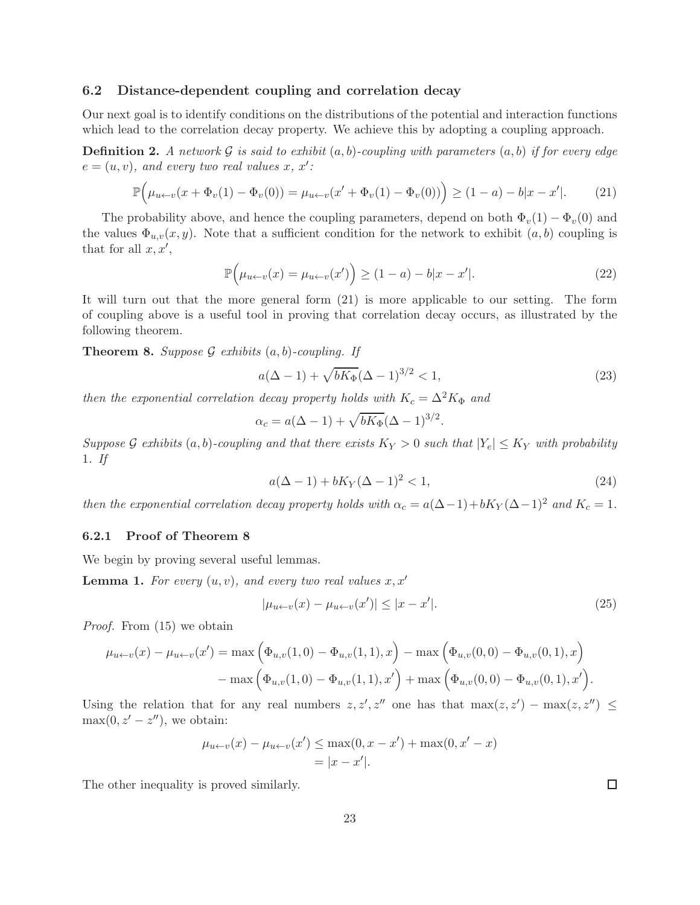### 6.2 Distance-dependent coupling and correlation decay

Our next goal is to identify conditions on the distributions of the potential and interaction functions which lead to the correlation decay property. We achieve this by adopting a coupling approach.

**Definition 2.** *A network $\mathcal{G}$ is said to exhibit $(a,b)$-coupling with parameters $(a,b)$ if for every edge $e=(u,v)$, and every two real values $x$, $x'$:*

$$\mathbb{P}\Big(\mu_{u\leftarrow v}(x+\Phi_v(1)-\Phi_v(0))=\mu_{u\leftarrow v}(x'+\Phi_v(1)-\Phi_v(0))\Big)\geq(1-a)-b|x-x'|. \tag{21}$$

The probability above, and hence the coupling parameters, depend on both $\Phi_v(1)-\Phi_v(0)$ and the values $\Phi_{u,v}(x,y)$. Note that a sufficient condition for the network to exhibit $(a,b)$ coupling is that for all $x,x'$,

$$\mathbb{P}\Big(\mu_{u\leftarrow v}(x)=\mu_{u\leftarrow v}(x')\Big)\geq(1-a)-b|x-x'|. \tag{22}$$

It will turn out that the more general form (21) is more applicable to our setting. The form of coupling above is a useful tool in proving that correlation decay occurs, as illustrated by the following theorem.

**Theorem 8.** *Suppose $\mathcal{G}$ exhibits $(a,b)$-coupling. If*

$$a(\Delta-1)+\sqrt{bK_\Phi}(\Delta-1)^{3/2}<1, \tag{23}$$

*then the exponential correlation decay property holds with $K_c=\Delta^2K_\Phi$ and*

$$\alpha_c=a(\Delta-1)+\sqrt{bK_\Phi}(\Delta-1)^{3/2}.$$

*Suppose $\mathcal{G}$ exhibits $(a,b)$-coupling and that there exists $K_Y>0$ such that $|Y_e|\leq K_Y$ with probability 1. If*

$$a(\Delta-1)+bK_Y(\Delta-1)^2<1, \tag{24}$$

*then the exponential correlation decay property holds with $\alpha_c=a(\Delta-1)+bK_Y(\Delta-1)^2$ and $K_c=1$.*

#### 6.2.1 Proof of Theorem 8

We begin by proving several useful lemmas.

**Lemma 1.** *For every $(u,v)$, and every two real values $x,x'$*

$$|\mu_{u\leftarrow v}(x)-\mu_{u\leftarrow v}(x')|\leq|x-x'|. \tag{25}$$

*Proof.* From (15) we obtain

$$\begin{aligned}\mu_{u\leftarrow v}(x)-\mu_{u\leftarrow v}(x')=&\max\Big(\Phi_{u,v}(1,0)-\Phi_{u,v}(1,1),x\Big)-\max\Big(\Phi_{u,v}(0,0)-\Phi_{u,v}(0,1),x\Big)\\&-\max\Big(\Phi_{u,v}(1,0)-\Phi_{u,v}(1,1),x'\Big)+\max\Big(\Phi_{u,v}(0,0)-\Phi_{u,v}(0,1),x'\Big).\end{aligned}$$

Using the relation that for any real numbers $z,z',z''$ one has that $\max(z,z')-\max(z,z'')\leq\max(0,z'-z'')$, we obtain:

$$\begin{aligned}\mu_{u\leftarrow v}(x)-\mu_{u\leftarrow v}(x')&\leq\max(0,x-x')+\max(0,x'-x)\\&=|x-x'|.\end{aligned}$$

The other inequality is proved similarly. ◻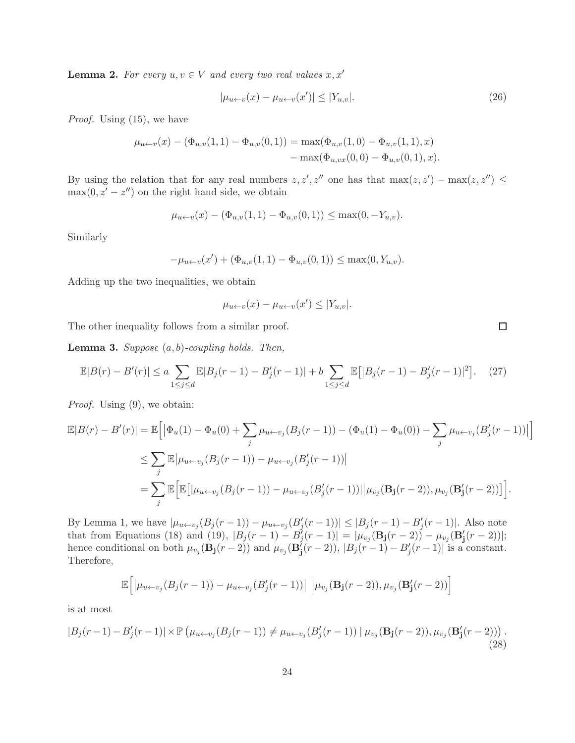**Lemma 2.** *For every $u, v \in V$ and every two real values $x, x'$*

$$|\mu_{u \leftarrow v}(x) - \mu_{u \leftarrow v}(x')| \leq |Y_{u,v}|. \tag{26}$$

*Proof.* Using (15), we have

$$\mu_{u \leftarrow v}(x) - (\Phi_{u,v}(1,1) - \Phi_{u,v}(0,1)) = \max(\Phi_{u,v}(1,0) - \Phi_{u,v}(1,1), x) \\ - \max(\Phi_{u,vx}(0,0) - \Phi_{u,v}(0,1), x).$$

By using the relation that for any real numbers $z, z', z''$ one has that $\max(z, z') - \max(z, z'') \leq \max(0, z' - z'')$ on the right hand side, we obtain

$$\mu_{u \leftarrow v}(x) - (\Phi_{u,v}(1,1) - \Phi_{u,v}(0,1)) \leq \max(0, -Y_{u,v}).$$

Similarly

$$-\mu_{u \leftarrow v}(x') + (\Phi_{u,v}(1,1) - \Phi_{u,v}(0,1)) \leq \max(0, Y_{u,v}).$$

Adding up the two inequalities, we obtain

$$\mu_{u \leftarrow v}(x) - \mu_{u \leftarrow v}(x') \leq |Y_{u,v}|.$$

The other inequality follows from a similar proof. $\square$

**Lemma 3.** *Suppose $(a, b)$-coupling holds. Then,*

$$\mathbb{E}|B(r) - B'(r)| \leq a \sum_{1 \leq j \leq d} \mathbb{E}|B_j(r-1) - B'_j(r-1)| + b \sum_{1 \leq j \leq d} \mathbb{E}\big[|B_j(r-1) - B'_j(r-1)|^2\big]. \tag{27}$$

*Proof.* Using (9), we obtain:

$$\begin{aligned}
\mathbb{E}|B(r) - B'(r)| &= \mathbb{E}\Big[\big|\Phi_u(1) - \Phi_u(0) + \sum_j \mu_{u \leftarrow v_j}(B_j(r-1)) - (\Phi_u(1) - \Phi_u(0)) - \sum_j \mu_{u \leftarrow v_j}(B'_j(r-1))\big|\Big] \\
&\leq \sum_j \mathbb{E}\big|\mu_{u \leftarrow v_j}(B_j(r-1)) - \mu_{u \leftarrow v_j}(B'_j(r-1))\big| \\
&= \sum_j \mathbb{E}\Big[\mathbb{E}\big[|\mu_{u \leftarrow v_j}(B_j(r-1)) - \mu_{u \leftarrow v_j}(B'_j(r-1))|\big|\mu_{v_j}(\mathbf{B_j}(r-2)), \mu_{v_j}(\mathbf{B'_j}(r-2))\big]\Big].
\end{aligned}$$

By Lemma 1, we have $|\mu_{u \leftarrow v_j}(B_j(r-1)) - \mu_{u \leftarrow v_j}(B'_j(r-1))| \leq |B_j(r-1) - B'_j(r-1)|$. Also note that from Equations (18) and (19), $|B_j(r-1) - B'_j(r-1)| = |\mu_{v_j}(\mathbf{B_j}(r-2)) - \mu_{v_j}(\mathbf{B'_j}(r-2))|$; hence conditional on both $\mu_{v_j}(\mathbf{B_j}(r-2))$ and $\mu_{v_j}(\mathbf{B'_j}(r-2))$, $|B_j(r-1) - B'_j(r-1)|$ is a constant. Therefore,

$$\mathbb{E}\Big[\big|\mu_{u \leftarrow v_j}(B_j(r-1)) - \mu_{u \leftarrow v_j}(B'_j(r-1))\big| \;\Big|\mu_{v_j}(\mathbf{B_j}(r-2)), \mu_{v_j}(\mathbf{B'_j}(r-2))\Big]$$

is at most

$$|B_j(r-1) - B'_j(r-1)| \times \mathbb{P}\left(\mu_{u \leftarrow v_j}(B_j(r-1)) \neq \mu_{u \leftarrow v_j}(B'_j(r-1)) \mid \mu_{v_j}(\mathbf{B_j}(r-2)), \mu_{v_j}(\mathbf{B'_j}(r-2))\right). \tag{28}$$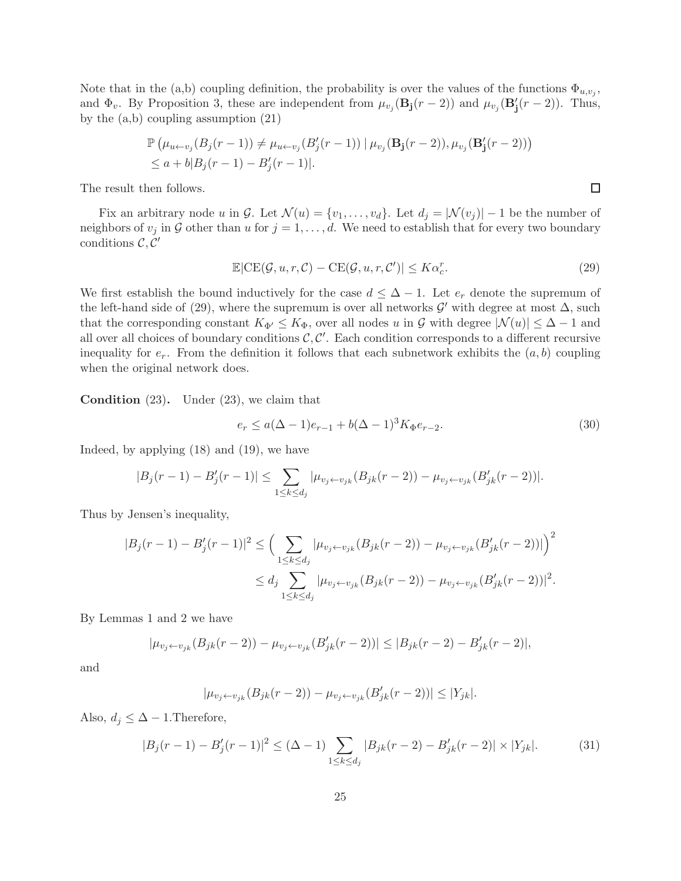Note that in the (a,b) coupling definition, the probability is over the values of the functions $\Phi_{u,v_j}$, and $\Phi_v$. By Proposition 3, these are independent from $\mu_{v_j}(\mathbf{B_j}(r-2))$ and $\mu_{v_j}(\mathbf{B'_j}(r-2))$. Thus, by the (a,b) coupling assumption (21)

$$
\begin{aligned}
&\mathbb{P}\left(\mu_{u \leftarrow v_j}(B_j(r-1)) \neq \mu_{u \leftarrow v_j}(B'_j(r-1)) \mid \mu_{v_j}(\mathbf{B_j}(r-2)), \mu_{v_j}(\mathbf{B'_j}(r-2))\right) \\
&\leq a + b|B_j(r-1) - B'_j(r-1)|.
\end{aligned}
$$

The result then follows. $\square$

Fix an arbitrary node $u$ in $\mathcal{G}$. Let $\mathcal{N}(u) = \{v_1, \ldots, v_d\}$. Let $d_j = |\mathcal{N}(v_j)| - 1$ be the number of neighbors of $v_j$ in $\mathcal{G}$ other than $u$ for $j = 1, \ldots, d$. We need to establish that for every two boundary conditions $\mathcal{C}, \mathcal{C}'$

$$
\mathbb{E}|\mathrm{CE}(\mathcal{G}, u, r, \mathcal{C}) - \mathrm{CE}(\mathcal{G}, u, r, \mathcal{C}')| \leq K\alpha_c^r. \tag{29}
$$

We first establish the bound inductively for the case $d \leq \Delta - 1$. Let $e_r$ denote the supremum of the left-hand side of (29), where the supremum is over all networks $\mathcal{G}'$ with degree at most $\Delta$, such that the corresponding constant $K_{\Phi'} \leq K_\Phi$, over all nodes $u$ in $\mathcal{G}$ with degree $|\mathcal{N}(u)| \leq \Delta - 1$ and all over all choices of boundary conditions $\mathcal{C}, \mathcal{C}'$. Each condition corresponds to a different recursive inequality for $e_r$. From the definition it follows that each subnetwork exhibits the $(a, b)$ coupling when the original network does.

**Condition** (23). Under (23), we claim that

$$
e_r \leq a(\Delta - 1)e_{r-1} + b(\Delta - 1)^3 K_\Phi e_{r-2}. \tag{30}
$$

Indeed, by applying (18) and (19), we have

$$
|B_j(r-1) - B'_j(r-1)| \leq \sum_{1 \leq k \leq d_j} |\mu_{v_j \leftarrow v_{jk}}(B_{jk}(r-2)) - \mu_{v_j \leftarrow v_{jk}}(B'_{jk}(r-2))|.
$$

Thus by Jensen's inequality,

$$
\begin{aligned}
|B_j(r-1) - B'_j(r-1)|^2 &\leq \Big( \sum_{1 \leq k \leq d_j} |\mu_{v_j \leftarrow v_{jk}}(B_{jk}(r-2)) - \mu_{v_j \leftarrow v_{jk}}(B'_{jk}(r-2))| \Big)^2 \\
&\leq d_j \sum_{1 \leq k \leq d_j} |\mu_{v_j \leftarrow v_{jk}}(B_{jk}(r-2)) - \mu_{v_j \leftarrow v_{jk}}(B'_{jk}(r-2))|^2.
\end{aligned}
$$

By Lemmas 1 and 2 we have

$$
|\mu_{v_j \leftarrow v_{jk}}(B_{jk}(r-2)) - \mu_{v_j \leftarrow v_{jk}}(B'_{jk}(r-2))| \leq |B_{jk}(r-2) - B'_{jk}(r-2)|,
$$

and

$$
|\mu_{v_j \leftarrow v_{jk}}(B_{jk}(r-2)) - \mu_{v_j \leftarrow v_{jk}}(B'_{jk}(r-2))| \leq |Y_{jk}|.
$$

Also, $d_j \leq \Delta - 1$.Therefore,

$$
|B_j(r-1) - B'_j(r-1)|^2 \leq (\Delta - 1) \sum_{1 \leq k \leq d_j} |B_{jk}(r-2) - B'_{jk}(r-2)| \times |Y_{jk}|. \tag{31}
$$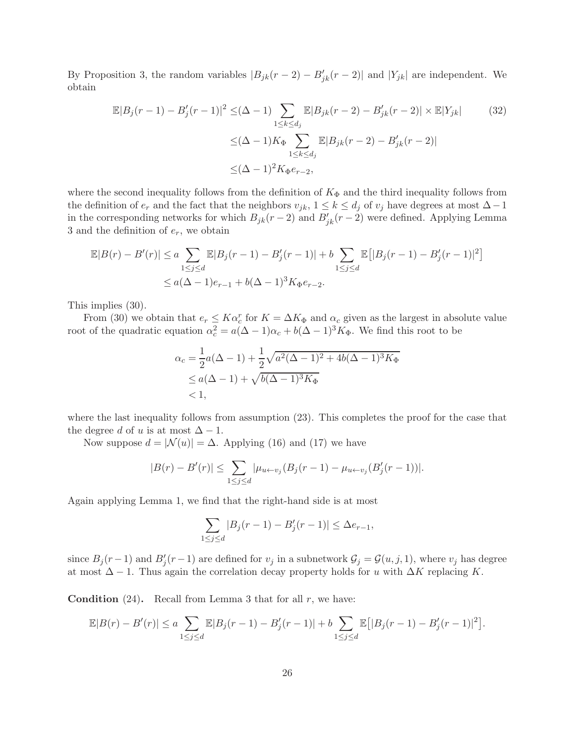By Proposition 3, the random variables $|B_{jk}(r-2) - B'_{jk}(r-2)|$ and $|Y_{jk}|$ are independent. We obtain

$$
\begin{aligned}
\mathbb{E}|B_j(r-1) - B'_j(r-1)|^2 \leq & (\Delta - 1) \sum_{1 \leq k \leq d_j} \mathbb{E}|B_{jk}(r-2) - B'_{jk}(r-2)| \times \mathbb{E}|Y_{jk}| \qquad (32) \\
\leq & (\Delta - 1) K_\Phi \sum_{1 \leq k \leq d_j} \mathbb{E}|B_{jk}(r-2) - B'_{jk}(r-2)| \\
\leq & (\Delta - 1)^2 K_\Phi e_{r-2},
\end{aligned}
$$

where the second inequality follows from the definition of $K_\Phi$ and the third inequality follows from the definition of $e_r$ and the fact that the neighbors $v_{jk}$, $1 \leq k \leq d_j$ of $v_j$ have degrees at most $\Delta - 1$ in the corresponding networks for which $B_{jk}(r-2)$ and $B'_{jk}(r-2)$ were defined. Applying Lemma 3 and the definition of $e_r$, we obtain

$$
\begin{aligned}
\mathbb{E}|B(r) - B'(r)| &\leq a \sum_{1 \leq j \leq d} \mathbb{E}|B_j(r-1) - B'_j(r-1)| + b \sum_{1 \leq j \leq d} \mathbb{E}\big[|B_j(r-1) - B'_j(r-1)|^2\big] \\
&\leq a(\Delta - 1) e_{r-1} + b(\Delta - 1)^3 K_\Phi e_{r-2}.
\end{aligned}
$$

This implies (30).

From (30) we obtain that $e_r \leq K \alpha_c^r$ for $K = \Delta K_\Phi$ and $\alpha_c$ given as the largest in absolute value root of the quadratic equation $\alpha_c^2 = a(\Delta - 1)\alpha_c + b(\Delta - 1)^3 K_\Phi$. We find this root to be

$$
\begin{aligned}
\alpha_c &= \frac{1}{2} a(\Delta - 1) + \frac{1}{2}\sqrt{a^2(\Delta - 1)^2 + 4b(\Delta - 1)^3 K_\Phi} \\
&\leq a(\Delta - 1) + \sqrt{b(\Delta - 1)^3 K_\Phi} \\
&< 1,
\end{aligned}
$$

where the last inequality follows from assumption (23). This completes the proof for the case that the degree $d$ of $u$ is at most $\Delta - 1$.

Now suppose $d = |\mathcal{N}(u)| = \Delta$. Applying (16) and (17) we have

$$
|B(r) - B'(r)| \leq \sum_{1 \leq j \leq d} |\mu_{u \leftarrow v_j}(B_j(r-1) - \mu_{u \leftarrow v_j}(B'_j(r-1))|.
$$

Again applying Lemma 1, we find that the right-hand side is at most

$$
\sum_{1 \leq j \leq d} |B_j(r-1) - B'_j(r-1)| \leq \Delta e_{r-1},
$$

since $B_j(r-1)$ and $B'_j(r-1)$ are defined for $v_j$ in a subnetwork $\mathcal{G}_j = \mathcal{G}(u, j, 1)$, where $v_j$ has degree at most $\Delta - 1$. Thus again the correlation decay property holds for $u$ with $\Delta K$ replacing $K$.

**Condition** (24)**.** Recall from Lemma 3 that for all $r$, we have:

$$
\mathbb{E}|B(r) - B'(r)| \leq a \sum_{1 \leq j \leq d} \mathbb{E}|B_j(r-1) - B'_j(r-1)| + b \sum_{1 \leq j \leq d} \mathbb{E}\big[|B_j(r-1) - B'_j(r-1)|^2\big].
$$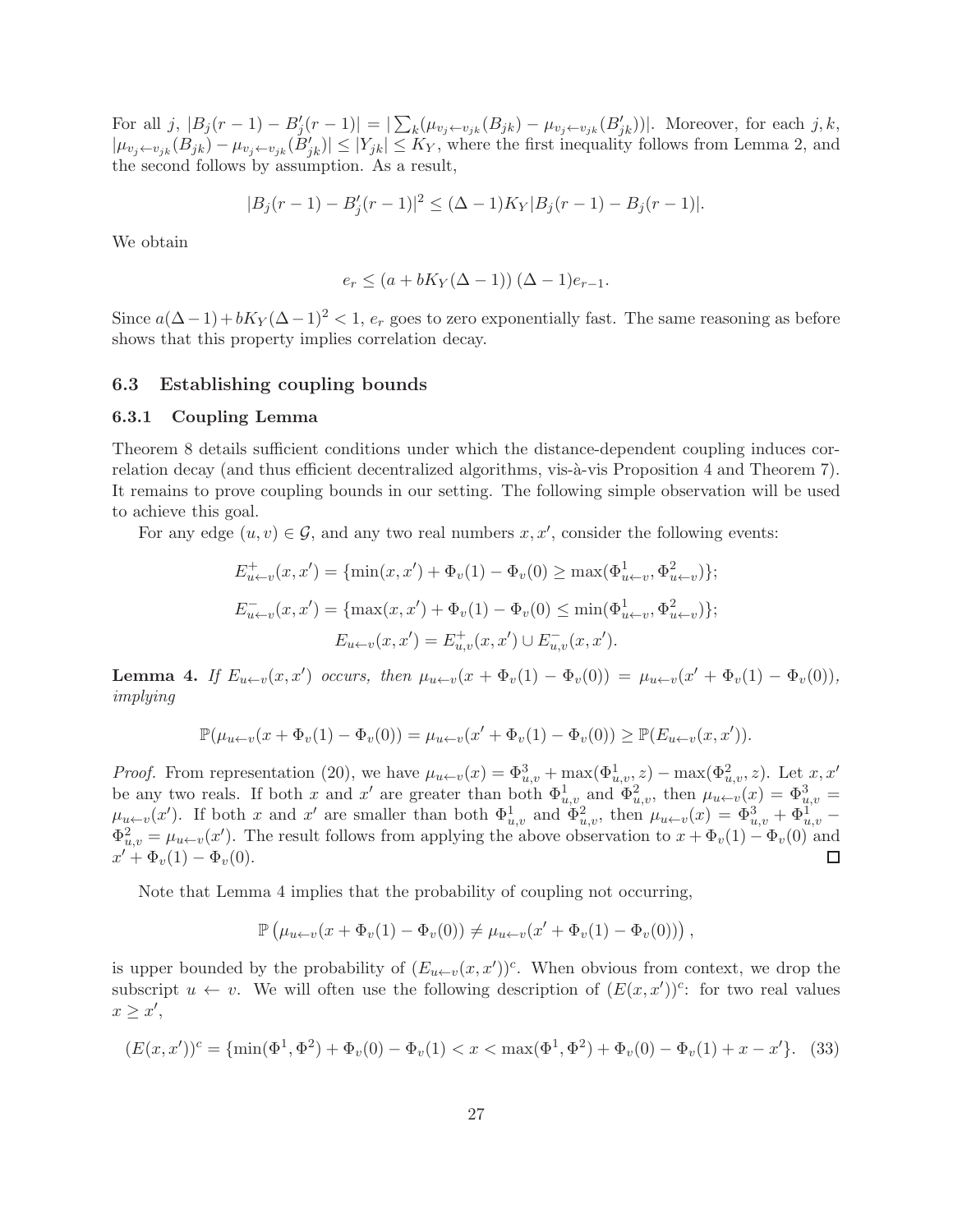For all $j$, $|B_j(r-1) - B'_j(r-1)| = |\sum_k(\mu_{v_j \leftarrow v_{jk}}(B_{jk}) - \mu_{v_j \leftarrow v_{jk}}(B'_{jk}))|$. Moreover, for each $j, k$, $|\mu_{v_j \leftarrow v_{jk}}(B_{jk}) - \mu_{v_j \leftarrow v_{jk}}(B'_{jk})| \leq |Y_{jk}| \leq K_Y$, where the first inequality follows from Lemma 2, and the second follows by assumption. As a result,

$$|B_j(r-1) - B'_j(r-1)|^2 \leq (\Delta - 1)K_Y |B_j(r-1) - B_j(r-1)|.$$

We obtain

$$e_r \leq \left(a + bK_Y(\Delta - 1)\right)(\Delta - 1)e_{r-1}.$$

Since $a(\Delta-1) + bK_Y(\Delta-1)^2 < 1$, $e_r$ goes to zero exponentially fast. The same reasoning as before shows that this property implies correlation decay.

## 6.3 Establishing coupling bounds

### 6.3.1 Coupling Lemma

Theorem 8 details sufficient conditions under which the distance-dependent coupling induces correlation decay (and thus efficient decentralized algorithms, vis-à-vis Proposition 4 and Theorem 7). It remains to prove coupling bounds in our setting. The following simple observation will be used to achieve this goal.

For any edge $(u, v) \in \mathcal{G}$, and any two real numbers $x, x'$, consider the following events:

$$E^+_{u \leftarrow v}(x, x') = \{\min(x, x') + \Phi_v(1) - \Phi_v(0) \geq \max(\Phi^1_{u \leftarrow v}, \Phi^2_{u \leftarrow v})\};$$

$$E^-_{u \leftarrow v}(x, x') = \{\max(x, x') + \Phi_v(1) - \Phi_v(0) \leq \min(\Phi^1_{u \leftarrow v}, \Phi^2_{u \leftarrow v})\};$$

$$E_{u \leftarrow v}(x, x') = E^+_{u,v}(x, x') \cup E^-_{u,v}(x, x').$$

**Lemma 4.** *If $E_{u \leftarrow v}(x, x')$ occurs, then $\mu_{u \leftarrow v}(x + \Phi_v(1) - \Phi_v(0)) = \mu_{u \leftarrow v}(x' + \Phi_v(1) - \Phi_v(0))$, implying*

$$\mathbb{P}(\mu_{u \leftarrow v}(x + \Phi_v(1) - \Phi_v(0)) = \mu_{u \leftarrow v}(x' + \Phi_v(1) - \Phi_v(0)) \geq \mathbb{P}(E_{u \leftarrow v}(x, x')).$$

*Proof.* From representation (20), we have $\mu_{u \leftarrow v}(x) = \Phi^3_{u,v} + \max(\Phi^1_{u,v}, z) - \max(\Phi^2_{u,v}, z)$. Let $x, x'$ be any two reals. If both $x$ and $x'$ are greater than both $\Phi^1_{u,v}$ and $\Phi^2_{u,v}$, then $\mu_{u \leftarrow v}(x) = \Phi^3_{u,v} = \mu_{u \leftarrow v}(x')$. If both $x$ and $x'$ are smaller than both $\Phi^1_{u,v}$ and $\Phi^2_{u,v}$, then $\mu_{u \leftarrow v}(x) = \Phi^3_{u,v} + \Phi^1_{u,v} - \Phi^2_{u,v} = \mu_{u \leftarrow v}(x')$. The result follows from applying the above observation to $x + \Phi_v(1) - \Phi_v(0)$ and $x' + \Phi_v(1) - \Phi_v(0)$. □

Note that Lemma 4 implies that the probability of coupling not occurring,

$$\mathbb{P}\left(\mu_{u \leftarrow v}(x + \Phi_v(1) - \Phi_v(0)) \neq \mu_{u \leftarrow v}(x' + \Phi_v(1) - \Phi_v(0))\right),$$

is upper bounded by the probability of $(E_{u \leftarrow v}(x, x'))^c$. When obvious from context, we drop the subscript $u \leftarrow v$. We will often use the following description of $(E(x, x'))^c$: for two real values $x \geq x'$,

$$(E(x, x'))^c = \{\min(\Phi^1, \Phi^2) + \Phi_v(0) - \Phi_v(1) < x < \max(\Phi^1, \Phi^2) + \Phi_v(0) - \Phi_v(1) + x - x'\}. \quad (33)$$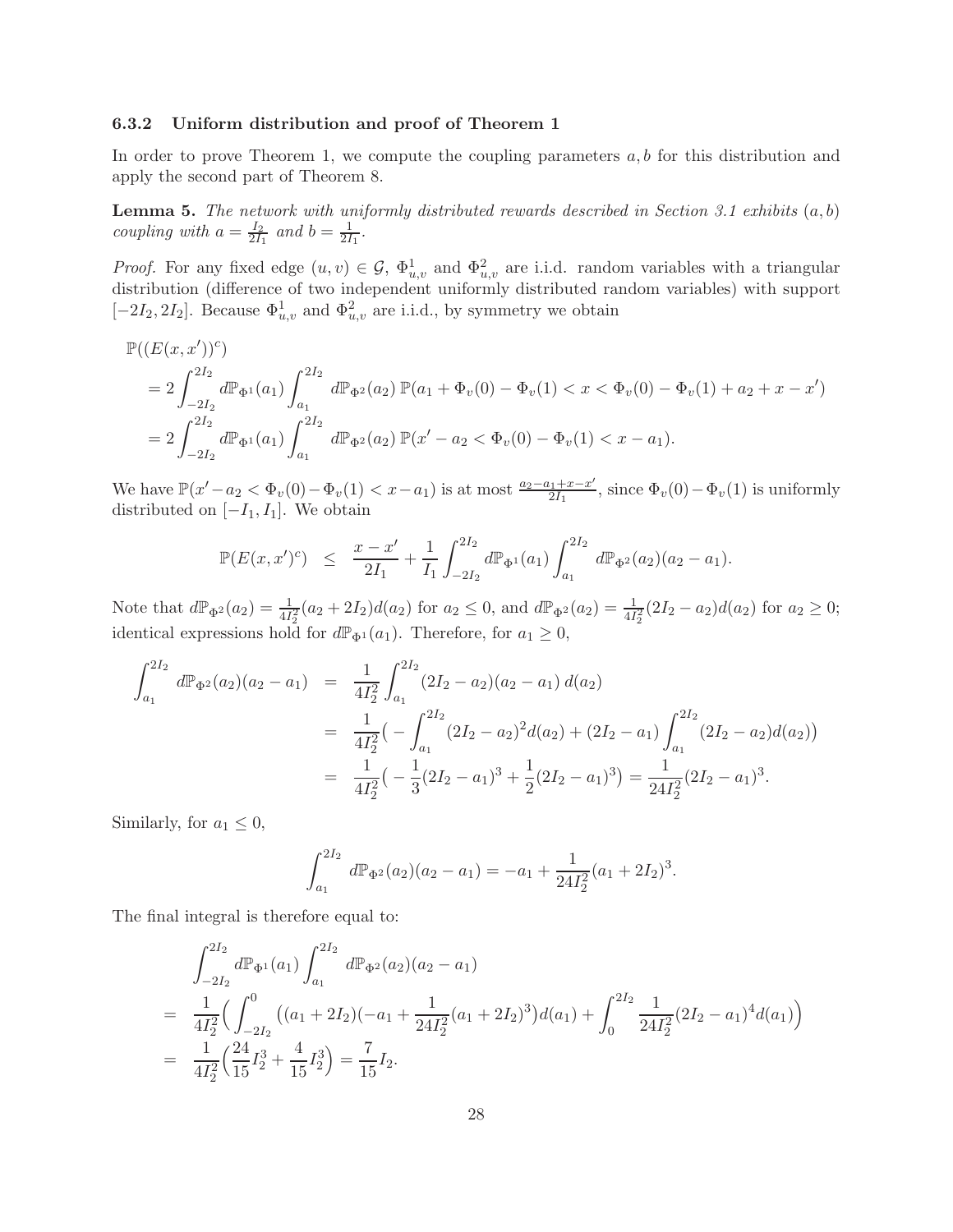### 6.3.2 Uniform distribution and proof of Theorem 1

In order to prove Theorem 1, we compute the coupling parameters $a, b$ for this distribution and apply the second part of Theorem 8.

**Lemma 5.** *The network with uniformly distributed rewards described in Section 3.1 exhibits $(a, b)$ coupling with $a = \frac{I_2}{2I_1}$ and $b = \frac{1}{2I_1}$.*

*Proof.* For any fixed edge $(u, v) \in \mathcal{G}$, $\Phi^1_{u,v}$ and $\Phi^2_{u,v}$ are i.i.d. random variables with a triangular distribution (difference of two independent uniformly distributed random variables) with support $[-2I_2, 2I_2]$. Because $\Phi^1_{u,v}$ and $\Phi^2_{u,v}$ are i.i.d., by symmetry we obtain

$$
\begin{aligned}
&\mathbb{P}((E(x, x'))^c) \\
&= 2\int_{-2I_2}^{2I_2} d\mathbb{P}_{\Phi^1}(a_1) \int_{a_1}^{2I_2} d\mathbb{P}_{\Phi^2}(a_2)\, \mathbb{P}(a_1 + \Phi_v(0) - \Phi_v(1) < x < \Phi_v(0) - \Phi_v(1) + a_2 + x - x') \\
&= 2\int_{-2I_2}^{2I_2} d\mathbb{P}_{\Phi^1}(a_1) \int_{a_1}^{2I_2} d\mathbb{P}_{\Phi^2}(a_2)\, \mathbb{P}(x' - a_2 < \Phi_v(0) - \Phi_v(1) < x - a_1).
\end{aligned}
$$

We have $\mathbb{P}(x' - a_2 < \Phi_v(0) - \Phi_v(1) < x - a_1)$ is at most $\frac{a_2 - a_1 + x - x'}{2I_1}$, since $\Phi_v(0) - \Phi_v(1)$ is uniformly distributed on $[-I_1, I_1]$. We obtain

$$
\mathbb{P}(E(x, x')^c) \quad \le \quad \frac{x - x'}{2I_1} + \frac{1}{I_1}\int_{-2I_2}^{2I_2} d\mathbb{P}_{\Phi^1}(a_1) \int_{a_1}^{2I_2} d\mathbb{P}_{\Phi^2}(a_2)(a_2 - a_1).
$$

Note that $d\mathbb{P}_{\Phi^2}(a_2) = \frac{1}{4I_2^2}(a_2 + 2I_2)d(a_2)$ for $a_2 \le 0$, and $d\mathbb{P}_{\Phi^2}(a_2) = \frac{1}{4I_2^2}(2I_2 - a_2)d(a_2)$ for $a_2 \ge 0$; identical expressions hold for $d\mathbb{P}_{\Phi^1}(a_1)$. Therefore, for $a_1 \ge 0$,

$$
\begin{aligned}
\int_{a_1}^{2I_2} d\mathbb{P}_{\Phi^2}(a_2)(a_2 - a_1) &= \frac{1}{4I_2^2}\int_{a_1}^{2I_2} (2I_2 - a_2)(a_2 - a_1)\, d(a_2) \\
&= \frac{1}{4I_2^2}\Big( -\int_{a_1}^{2I_2} (2I_2 - a_2)^2 d(a_2) + (2I_2 - a_1)\int_{a_1}^{2I_2} (2I_2 - a_2) d(a_2)\Big) \\
&= \frac{1}{4I_2^2}\Big( -\frac{1}{3}(2I_2 - a_1)^3 + \frac{1}{2}(2I_2 - a_1)^3\Big) = \frac{1}{24I_2^2}(2I_2 - a_1)^3.
\end{aligned}
$$

Similarly, for $a_1 \le 0$,

$$
\int_{a_1}^{2I_2} d\mathbb{P}_{\Phi^2}(a_2)(a_2 - a_1) = -a_1 + \frac{1}{24I_2^2}(a_1 + 2I_2)^3.
$$

The final integral is therefore equal to:

$$
\begin{aligned}
&\int_{-2I_2}^{2I_2} d\mathbb{P}_{\Phi^1}(a_1) \int_{a_1}^{2I_2} d\mathbb{P}_{\Phi^2}(a_2)(a_2 - a_1) \\
= \quad &\frac{1}{4I_2^2}\Big( \int_{-2I_2}^{0} \big((a_1 + 2I_2)(-a_1 + \frac{1}{24I_2^2}(a_1 + 2I_2)^3\big) d(a_1) + \int_0^{2I_2} \frac{1}{24I_2^2}(2I_2 - a_1)^4 d(a_1)\Big) \\
= \quad &\frac{1}{4I_2^2}\Big( \frac{24}{15}I_2^3 + \frac{4}{15}I_2^3\Big) = \frac{7}{15}I_2.
\end{aligned}
$$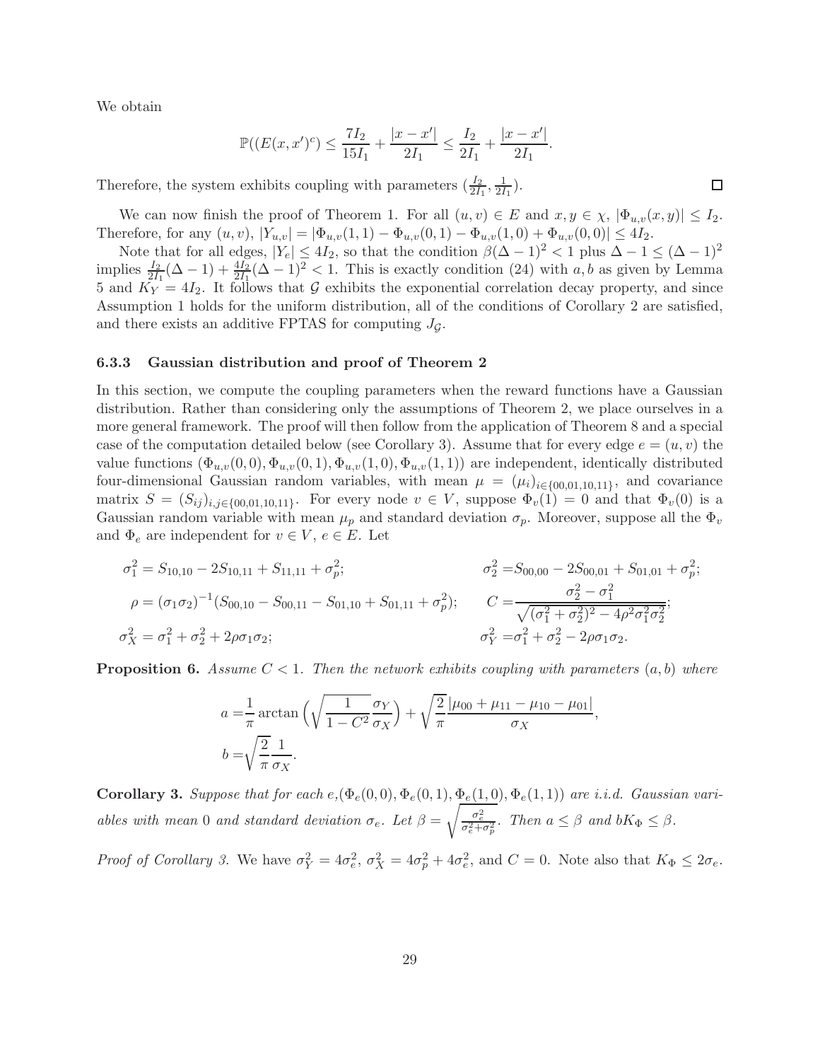We obtain

$$\mathbb{P}((E(x,x')^c) \leq \frac{7I_2}{15I_1} + \frac{|x-x'|}{2I_1} \leq \frac{I_2}{2I_1} + \frac{|x-x'|}{2I_1}.$$

Therefore, the system exhibits coupling with parameters $(\frac{I_2}{2I_1}, \frac{1}{2I_1})$. $\square$

We can now finish the proof of Theorem 1. For all $(u,v) \in E$ and $x, y \in \chi$, $|\Phi_{u,v}(x,y)| \leq I_2$. Therefore, for any $(u,v)$, $|Y_{u,v}| = |\Phi_{u,v}(1,1) - \Phi_{u,v}(0,1) - \Phi_{u,v}(1,0) + \Phi_{u,v}(0,0)| \leq 4I_2$.

Note that for all edges, $|Y_e| \leq 4I_2$, so that the condition $\beta(\Delta-1)^2 < 1$ plus $\Delta - 1 \leq (\Delta-1)^2$ implies $\frac{I_2}{2I_1}(\Delta-1) + \frac{4I_2}{2I_1}(\Delta-1)^2 < 1$. This is exactly condition (24) with $a, b$ as given by Lemma 5 and $K_Y = 4I_2$. It follows that $\mathcal{G}$ exhibits the exponential correlation decay property, and since Assumption 1 holds for the uniform distribution, all of the conditions of Corollary 2 are satisfied, and there exists an additive FPTAS for computing $J_{\mathcal{G}}$.

### 6.3.3 Gaussian distribution and proof of Theorem 2

In this section, we compute the coupling parameters when the reward functions have a Gaussian distribution. Rather than considering only the assumptions of Theorem 2, we place ourselves in a more general framework. The proof will then follow from the application of Theorem 8 and a special case of the computation detailed below (see Corollary 3). Assume that for every edge $e = (u,v)$ the value functions $(\Phi_{u,v}(0,0), \Phi_{u,v}(0,1), \Phi_{u,v}(1,0), \Phi_{u,v}(1,1))$ are independent, identically distributed four-dimensional Gaussian random variables, with mean $\mu = (\mu_i)_{i \in \{00,01,10,11\}}$, and covariance matrix $S = (S_{ij})_{i,j \in \{00,01,10,11\}}$. For every node $v \in V$, suppose $\Phi_v(1) = 0$ and that $\Phi_v(0)$ is a Gaussian random variable with mean $\mu_p$ and standard deviation $\sigma_p$. Moreover, suppose all the $\Phi_v$ and $\Phi_e$ are independent for $v \in V$, $e \in E$. Let

$$\sigma_1^2 = S_{10,10} - 2S_{10,11} + S_{11,11} + \sigma_p^2; \qquad \sigma_2^2 = S_{00,00} - 2S_{00,01} + S_{01,01} + \sigma_p^2;$$

$$\rho = (\sigma_1\sigma_2)^{-1}(S_{00,10} - S_{00,11} - S_{01,10} + S_{01,11} + \sigma_p^2); \qquad C = \frac{\sigma_2^2 - \sigma_1^2}{\sqrt{(\sigma_1^2 + \sigma_2^2)^2 - 4\rho^2\sigma_1^2\sigma_2^2}};$$

$$\sigma_X^2 = \sigma_1^2 + \sigma_2^2 + 2\rho\sigma_1\sigma_2; \qquad \sigma_Y^2 = \sigma_1^2 + \sigma_2^2 - 2\rho\sigma_1\sigma_2.$$

**Proposition 6.** *Assume $C < 1$. Then the network exhibits coupling with parameters $(a,b)$ where*

$$a = \frac{1}{\pi}\arctan\Big(\sqrt{\frac{1}{1-C^2}}\frac{\sigma_Y}{\sigma_X}\Big) + \sqrt{\frac{2}{\pi}}\frac{|\mu_{00} + \mu_{11} - \mu_{10} - \mu_{01}|}{\sigma_X},$$

$$b = \sqrt{\frac{2}{\pi}}\frac{1}{\sigma_X}.$$

**Corollary 3.** *Suppose that for each $e$, $(\Phi_e(0,0), \Phi_e(0,1), \Phi_e(1,0), \Phi_e(1,1))$ are i.i.d. Gaussian variables with mean $0$ and standard deviation $\sigma_e$. Let $\beta = \sqrt{\frac{\sigma_e^2}{\sigma_e^2 + \sigma_p^2}}$. Then $a \leq \beta$ and $bK_\Phi \leq \beta$.*

*Proof of Corollary 3.* We have $\sigma_Y^2 = 4\sigma_e^2$, $\sigma_X^2 = 4\sigma_p^2 + 4\sigma_e^2$, and $C = 0$. Note also that $K_\Phi \leq 2\sigma_e$.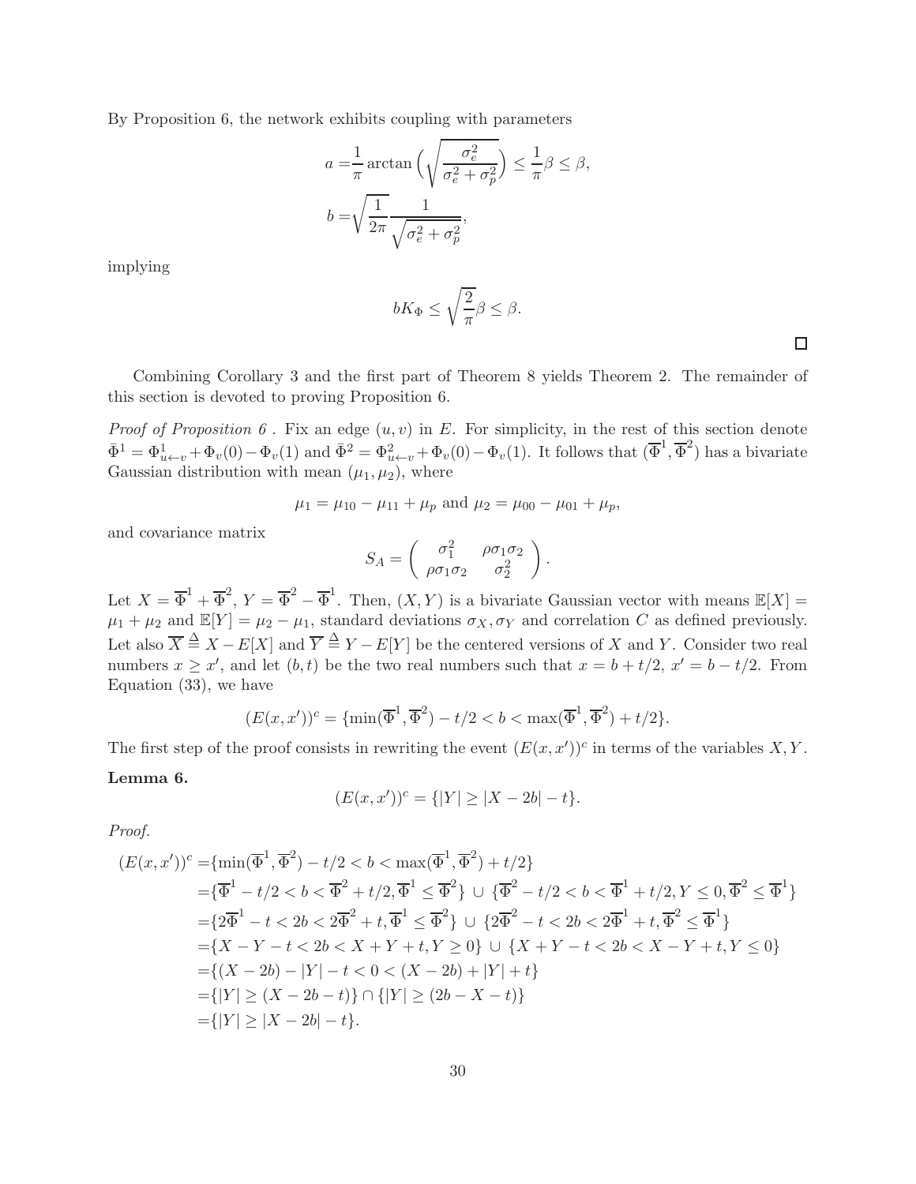By Proposition 6, the network exhibits coupling with parameters

$$
\begin{aligned}
a =& \frac{1}{\pi} \arctan\Big(\sqrt{\frac{\sigma_e^2}{\sigma_e^2+\sigma_p^2}}\Big) \leq \frac{1}{\pi}\beta \leq \beta, \\
b =& \sqrt{\frac{1}{2\pi}} \frac{1}{\sqrt{\sigma_e^2+\sigma_p^2}},
\end{aligned}
$$

implying

$$
bK_\Phi \leq \sqrt{\frac{2}{\pi}}\beta \leq \beta.
$$

□

Combining Corollary 3 and the first part of Theorem 8 yields Theorem 2. The remainder of this section is devoted to proving Proposition 6.

*Proof of Proposition 6 .* Fix an edge $(u,v)$ in $E$. For simplicity, in the rest of this section denote $\bar{\Phi}^1 = \Phi^1_{u\leftarrow v} + \Phi_v(0) - \Phi_v(1)$ and $\bar{\Phi}^2 = \Phi^2_{u\leftarrow v} + \Phi_v(0) - \Phi_v(1)$. It follows that $(\overline{\Phi}^1, \overline{\Phi}^2)$ has a bivariate Gaussian distribution with mean $(\mu_1,\mu_2)$, where

$$
\mu_1 = \mu_{10} - \mu_{11} + \mu_p \text{ and } \mu_2 = \mu_{00} - \mu_{01} + \mu_p,
$$

and covariance matrix

$$
S_A = \left( \begin{array}{cc} \sigma_1^2 & \rho\sigma_1\sigma_2 \\ \rho\sigma_1\sigma_2 & \sigma_2^2 \end{array} \right).
$$

Let $X = \overline{\Phi}^1 + \overline{\Phi}^2$, $Y = \overline{\Phi}^2 - \overline{\Phi}^1$. Then, $(X,Y)$ is a bivariate Gaussian vector with means $\mathbb{E}[X] = \mu_1+\mu_2$ and $\mathbb{E}[Y] = \mu_2 - \mu_1$, standard deviations $\sigma_X, \sigma_Y$ and correlation $C$ as defined previously. Let also $\overline{X} \triangleq X - E[X]$ and $\overline{Y} \triangleq Y - E[Y]$ be the centered versions of $X$ and $Y$. Consider two real numbers $x \geq x'$, and let $(b,t)$ be the two real numbers such that $x = b + t/2$, $x' = b - t/2$. From Equation (33), we have

$$
(E(x,x'))^c = \{\min(\overline{\Phi}^1, \overline{\Phi}^2) - t/2 < b < \max(\overline{\Phi}^1, \overline{\Phi}^2) + t/2\}.
$$

The first step of the proof consists in rewriting the event $(E(x,x'))^c$ in terms of the variables $X, Y$.

**Lemma 6.**

$$
(E(x,x'))^c = \{|Y| \geq |X - 2b| - t\}.
$$

*Proof.*

$$
\begin{aligned}
(E(x,x'))^c =& \{\min(\overline{\Phi}^1, \overline{\Phi}^2) - t/2 < b < \max(\overline{\Phi}^1, \overline{\Phi}^2) + t/2\} \\
=& \{\overline{\Phi}^1 - t/2 < b < \overline{\Phi}^2 + t/2, \overline{\Phi}^1 \leq \overline{\Phi}^2\} \cup \{\overline{\Phi}^2 - t/2 < b < \overline{\Phi}^1 + t/2, Y \leq 0, \overline{\Phi}^2 \leq \overline{\Phi}^1\} \\
=& \{2\overline{\Phi}^1 - t < 2b < 2\overline{\Phi}^2 + t, \overline{\Phi}^1 \leq \overline{\Phi}^2\} \cup \{2\overline{\Phi}^2 - t < 2b < 2\overline{\Phi}^1 + t, \overline{\Phi}^2 \leq \overline{\Phi}^1\} \\
=& \{X - Y - t < 2b < X + Y + t, Y \geq 0\} \cup \{X + Y - t < 2b < X - Y + t, Y \leq 0\} \\
=& \{(X - 2b) - |Y| - t < 0 < (X - 2b) + |Y| + t\} \\
=& \{|Y| \geq (X - 2b - t)\} \cap \{|Y| \geq (2b - X - t)\} \\
=& \{|Y| \geq |X - 2b| - t\}.
\end{aligned}
$$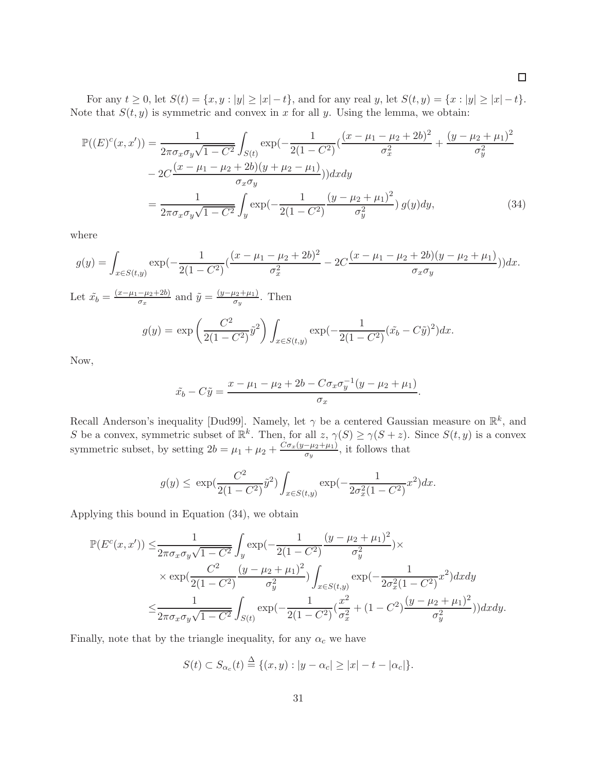□

For any $t \geq 0$, let $S(t) = \{x, y : |y| \geq |x| - t\}$, and for any real $y$, let $S(t, y) = \{x : |y| \geq |x| - t\}$. Note that $S(t, y)$ is symmetric and convex in $x$ for all $y$. Using the lemma, we obtain:

$$
\begin{aligned}
\mathbb{P}((E)^c(x, x')) = & \frac{1}{2\pi\sigma_x\sigma_y\sqrt{1-C^2}} \int_{S(t)} \exp(-\frac{1}{2(1-C^2)}(\frac{(x-\mu_1-\mu_2+2b)^2}{\sigma_x^2} + \frac{(y-\mu_2+\mu_1)^2}{\sigma_y^2} \\
& - 2C\frac{(x-\mu_1-\mu_2+2b)(y+\mu_2-\mu_1)}{\sigma_x\sigma_y}))dxdy \\
= & \frac{1}{2\pi\sigma_x\sigma_y\sqrt{1-C^2}} \int_y \exp(-\frac{1}{2(1-C^2)}\frac{(y-\mu_2+\mu_1)^2}{\sigma_y^2})\, g(y)dy, \qquad (34)
\end{aligned}
$$

where

$$
g(y) = \int_{x \in S(t,y)} \exp(-\frac{1}{2(1-C^2)}(\frac{(x-\mu_1-\mu_2+2b)^2}{\sigma_x^2} - 2C\frac{(x-\mu_1-\mu_2+2b)(y-\mu_2+\mu_1)}{\sigma_x\sigma_y}))dx.
$$

Let $\tilde{x_b} = \frac{(x-\mu_1-\mu_2+2b)}{\sigma_x}$ and $\tilde{y} = \frac{(y-\mu_2+\mu_1)}{\sigma_y}$. Then

$$
g(y) = \exp\left(\frac{C^2}{2(1-C^2)}\tilde{y}^2\right) \int_{x \in S(t,y)} \exp(-\frac{1}{2(1-C^2)}(\tilde{x_b} - C\tilde{y})^2)dx.
$$

Now,

$$
\tilde{x_b} - C\tilde{y} = \frac{x - \mu_1 - \mu_2 + 2b - C\sigma_x\sigma_y^{-1}(y - \mu_2 + \mu_1)}{\sigma_x}.
$$

Recall Anderson's inequality [Dud99]. Namely, let $\gamma$ be a centered Gaussian measure on $\mathbb{R}^k$, and $S$ be a convex, symmetric subset of $\mathbb{R}^k$. Then, for all $z$, $\gamma(S) \geq \gamma(S + z)$. Since $S(t, y)$ is a convex symmetric subset, by setting $2b = \mu_1 + \mu_2 + \frac{C\sigma_x(y-\mu_2+\mu_1)}{\sigma_y}$, it follows that

$$
g(y) \leq \exp(\frac{C^2}{2(1-C^2)}\tilde{y}^2) \int_{x \in S(t,y)} \exp(-\frac{1}{2\sigma_x^2(1-C^2)}x^2)dx.
$$

Applying this bound in Equation (34), we obtain

$$
\begin{aligned}
\mathbb{P}(E^c(x, x')) \leq & \frac{1}{2\pi\sigma_x\sigma_y\sqrt{1-C^2}} \int_y \exp(-\frac{1}{2(1-C^2)}\frac{(y-\mu_2+\mu_1)^2}{\sigma_y^2}) \times \\
& \times \exp(\frac{C^2}{2(1-C^2)}\frac{(y-\mu_2+\mu_1)^2}{\sigma_y^2}) \int_{x \in S(t,y)} \exp(-\frac{1}{2\sigma_x^2(1-C^2)}x^2)dxdy \\
\leq & \frac{1}{2\pi\sigma_x\sigma_y\sqrt{1-C^2}} \int_{S(t)} \exp(-\frac{1}{2(1-C^2)}(\frac{x^2}{\sigma_x^2} + (1-C^2)\frac{(y-\mu_2+\mu_1)^2}{\sigma_y^2}))dxdy.
\end{aligned}
$$

Finally, note that by the triangle inequality, for any $\alpha_c$ we have

$$
S(t) \subset S_{\alpha_c}(t) \stackrel{\Delta}{=} \{(x, y) : |y - \alpha_c| \geq |x| - t - |\alpha_c|\}.
$$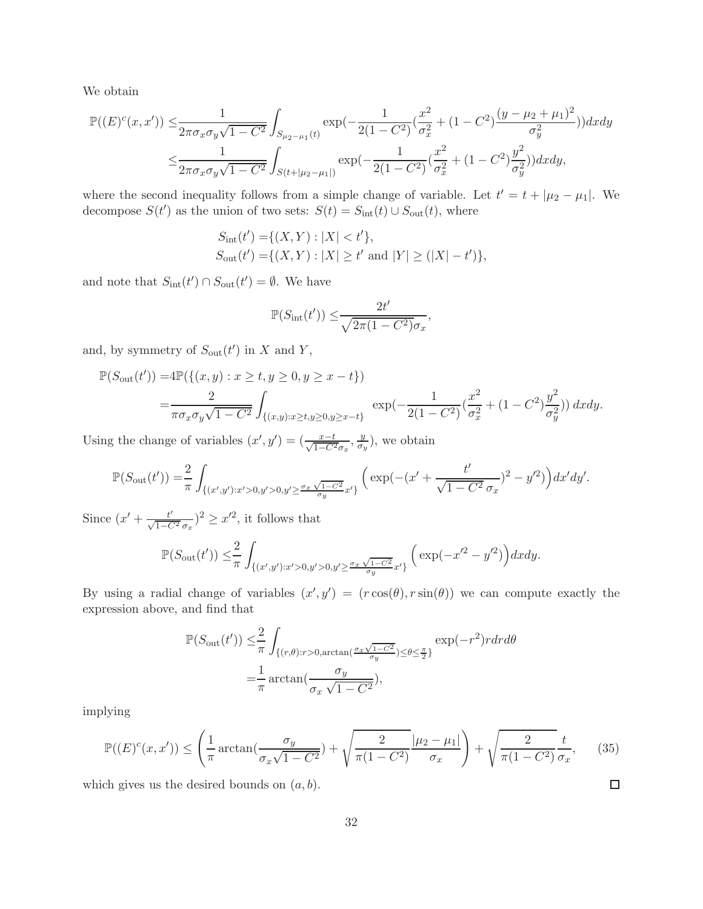We obtain

$$
\begin{aligned}
\mathbb{P}((E)^c(x,x')) \leq & \frac{1}{2\pi\sigma_x\sigma_y\sqrt{1-C^2}} \int_{S_{\mu_2-\mu_1}(t)} \exp(-\frac{1}{2(1-C^2)}(\frac{x^2}{\sigma_x^2} + (1-C^2)\frac{(y-\mu_2+\mu_1)^2}{\sigma_y^2}))dxdy \\
\leq & \frac{1}{2\pi\sigma_x\sigma_y\sqrt{1-C^2}} \int_{S(t+|\mu_2-\mu_1|)} \exp(-\frac{1}{2(1-C^2)}(\frac{x^2}{\sigma_x^2} + (1-C^2)\frac{y^2}{\sigma_y^2}))dxdy,
\end{aligned}
$$

where the second inequality follows from a simple change of variable. Let $t' = t + |\mu_2 - \mu_1|$. We decompose $S(t')$ as the union of two sets: $S(t) = S_{\text{int}}(t) \cup S_{\text{out}}(t)$, where

$$
\begin{aligned}
S_{\text{int}}(t') = & \{(X,Y) : |X| < t'\}, \\
S_{\text{out}}(t') = & \{(X,Y) : |X| \geq t' \text{ and } |Y| \geq (|X| - t')\},
\end{aligned}
$$

and note that $S_{\text{int}}(t') \cap S_{\text{out}}(t') = \emptyset$. We have

$$
\mathbb{P}(S_{\text{int}}(t')) \leq \frac{2t'}{\sqrt{2\pi(1-C^2)}\sigma_x},
$$

and, by symmetry of $S_{\text{out}}(t')$ in $X$ and $Y$,

$$
\begin{aligned}
\mathbb{P}(S_{\text{out}}(t')) = & 4\mathbb{P}(\{(x,y) : x \geq t, y \geq 0, y \geq x - t\}) \\
= & \frac{2}{\pi\sigma_x\sigma_y\sqrt{1-C^2}} \int_{\{(x,y):x\geq t, y\geq 0, y \geq x-t\}} \exp(-\frac{1}{2(1-C^2)}(\frac{x^2}{\sigma_x^2} + (1-C^2)\frac{y^2}{\sigma_y^2}))\, dxdy.
\end{aligned}
$$

Using the change of variables $(x', y') = (\frac{x-t}{\sqrt{1-C^2}\sigma_x}, \frac{y}{\sigma_y})$, we obtain

$$
\mathbb{P}(S_{\text{out}}(t')) = \frac{2}{\pi} \int_{\{(x',y'):x'>0, y'>0, y' \geq \frac{\sigma_x\sqrt{1-C^2}}{\sigma_y}x'\}} \Big(\exp(-(x' + \frac{t'}{\sqrt{1-C^2}\,\sigma_x})^2 - y'^2)\Big) dx'dy'.
$$

Since $(x' + \frac{t'}{\sqrt{1-C^2}\,\sigma_x})^2 \geq x'^2$, it follows that

$$
\mathbb{P}(S_{\text{out}}(t')) \leq \frac{2}{\pi} \int_{\{(x',y'):x'>0, y'>0, y' \geq \frac{\sigma_x\sqrt{1-C^2}}{\sigma_y}x'\}} \Big(\exp(-x'^2 - y'^2)\Big) dxdy.
$$

By using a radial change of variables $(x', y') = (r\cos(\theta), r\sin(\theta))$ we can compute exactly the expression above, and find that

$$
\begin{aligned}
\mathbb{P}(S_{\text{out}}(t')) \leq & \frac{2}{\pi} \int_{\{(r,\theta):r>0, \arctan(\frac{\sigma_x\sqrt{1-C^2}}{\sigma_y}) \leq \theta \leq \frac{\pi}{2}\}} \exp(-r^2) r dr d\theta \\
= & \frac{1}{\pi} \arctan(\frac{\sigma_y}{\sigma_x\sqrt{1-C^2}}),
\end{aligned}
$$

implying

$$
\mathbb{P}((E)^c(x,x')) \leq \left(\frac{1}{\pi}\arctan(\frac{\sigma_y}{\sigma_x\sqrt{1-C^2}}) + \sqrt{\frac{2}{\pi(1-C^2)}}\frac{|\mu_2-\mu_1|}{\sigma_x}\right) + \sqrt{\frac{2}{\pi(1-C^2)}}\frac{t}{\sigma_x}, \tag{35}
$$

which gives us the desired bounds on $(a, b)$. $\square$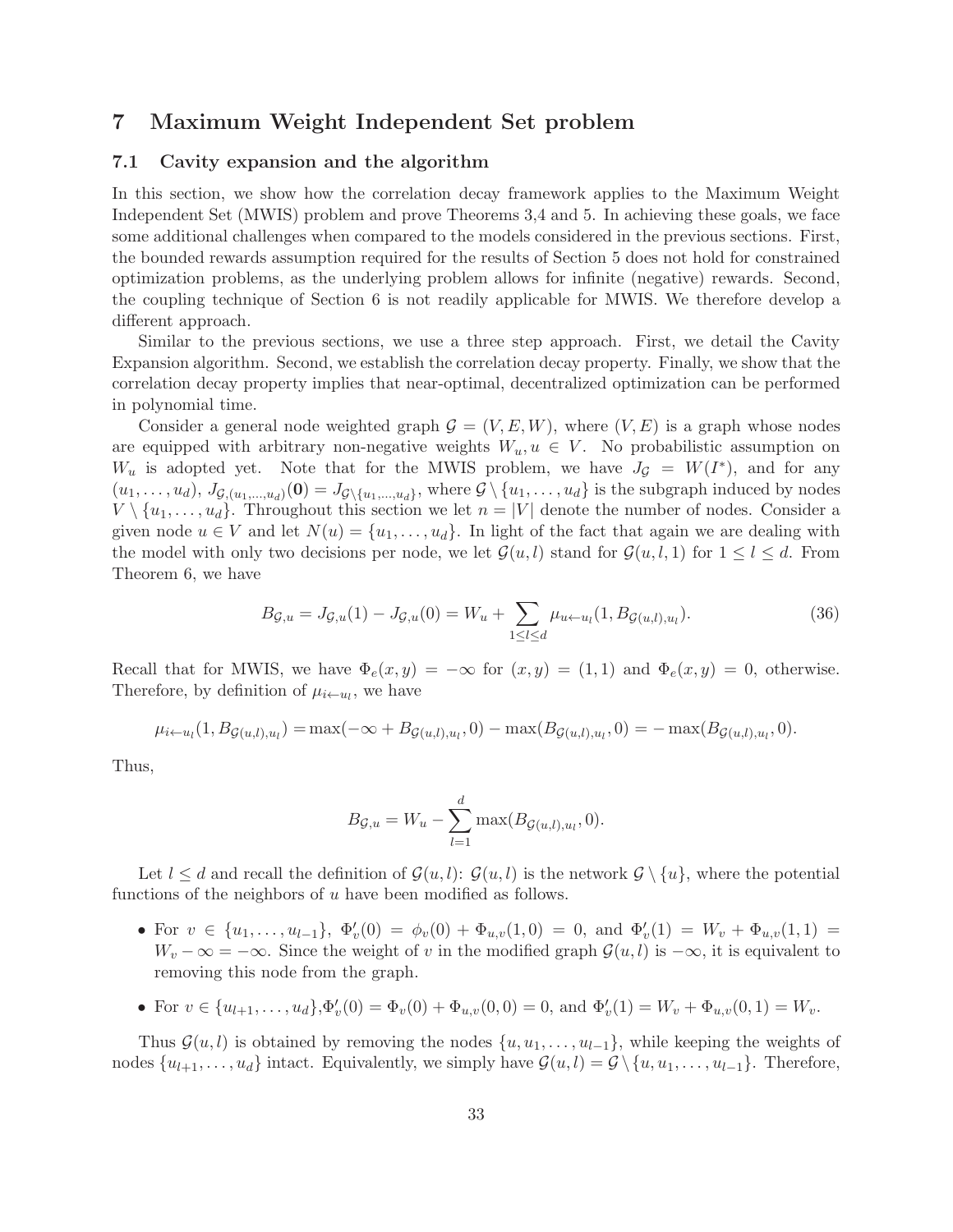## 7 Maximum Weight Independent Set problem

### 7.1 Cavity expansion and the algorithm

In this section, we show how the correlation decay framework applies to the Maximum Weight Independent Set (MWIS) problem and prove Theorems 3,4 and 5. In achieving these goals, we face some additional challenges when compared to the models considered in the previous sections. First, the bounded rewards assumption required for the results of Section 5 does not hold for constrained optimization problems, as the underlying problem allows for infinite (negative) rewards. Second, the coupling technique of Section 6 is not readily applicable for MWIS. We therefore develop a different approach.

Similar to the previous sections, we use a three step approach. First, we detail the Cavity Expansion algorithm. Second, we establish the correlation decay property. Finally, we show that the correlation decay property implies that near-optimal, decentralized optimization can be performed in polynomial time.

Consider a general node weighted graph $\mathcal{G} = (V, E, W)$, where $(V, E)$ is a graph whose nodes are equipped with arbitrary non-negative weights $W_u, u \in V$. No probabilistic assumption on $W_u$ is adopted yet. Note that for the MWIS problem, we have $J_{\mathcal{G}} = W(I^*)$, and for any $(u_1, \ldots, u_d)$, $J_{\mathcal{G},(u_1,\ldots,u_d)}(\mathbf{0}) = J_{\mathcal{G}\setminus\{u_1,\ldots,u_d\}}$, where $\mathcal{G} \setminus \{u_1, \ldots, u_d\}$ is the subgraph induced by nodes $V \setminus \{u_1, \ldots, u_d\}$. Throughout this section we let $n = |V|$ denote the number of nodes. Consider a given node $u \in V$ and let $N(u) = \{u_1, \ldots, u_d\}$. In light of the fact that again we are dealing with the model with only two decisions per node, we let $\mathcal{G}(u, l)$ stand for $\mathcal{G}(u, l, 1)$ for $1 \le l \le d$. From Theorem 6, we have

$$B_{\mathcal{G},u} = J_{\mathcal{G},u}(1) - J_{\mathcal{G},u}(0) = W_u + \sum_{1 \le l \le d} \mu_{u \leftarrow u_l}(1, B_{\mathcal{G}(u,l),u_l}). \tag{36}$$

Recall that for MWIS, we have $\Phi_e(x, y) = -\infty$ for $(x, y) = (1, 1)$ and $\Phi_e(x, y) = 0$, otherwise. Therefore, by definition of $\mu_{i \leftarrow u_l}$, we have

$$\mu_{i \leftarrow u_l}(1, B_{\mathcal{G}(u,l),u_l}) = \max(-\infty + B_{\mathcal{G}(u,l),u_l}, 0) - \max(B_{\mathcal{G}(u,l),u_l}, 0) = -\max(B_{\mathcal{G}(u,l),u_l}, 0).$$

Thus,

$$B_{\mathcal{G},u} = W_u - \sum_{l=1}^{d} \max(B_{\mathcal{G}(u,l),u_l}, 0).$$

Let $l \le d$ and recall the definition of $\mathcal{G}(u, l)$: $\mathcal{G}(u, l)$ is the network $\mathcal{G} \setminus \{u\}$, where the potential functions of the neighbors of $u$ have been modified as follows.

- For $v \in \{u_1, \ldots, u_{l-1}\}$, $\Phi'_v(0) = \phi_v(0) + \Phi_{u,v}(1, 0) = 0$, and $\Phi'_v(1) = W_v + \Phi_{u,v}(1, 1) = W_v - \infty = -\infty$. Since the weight of $v$ in the modified graph $\mathcal{G}(u, l)$ is $-\infty$, it is equivalent to removing this node from the graph.
- For $v \in \{u_{l+1}, \ldots, u_d\}$,$\Phi'_v(0) = \Phi_v(0) + \Phi_{u,v}(0, 0) = 0$, and $\Phi'_v(1) = W_v + \Phi_{u,v}(0, 1) = W_v$.

Thus $\mathcal{G}(u, l)$ is obtained by removing the nodes $\{u, u_1, \ldots, u_{l-1}\}$, while keeping the weights of nodes $\{u_{l+1}, \ldots, u_d\}$ intact. Equivalently, we simply have $\mathcal{G}(u, l) = \mathcal{G} \setminus \{u, u_1, \ldots, u_{l-1}\}$. Therefore,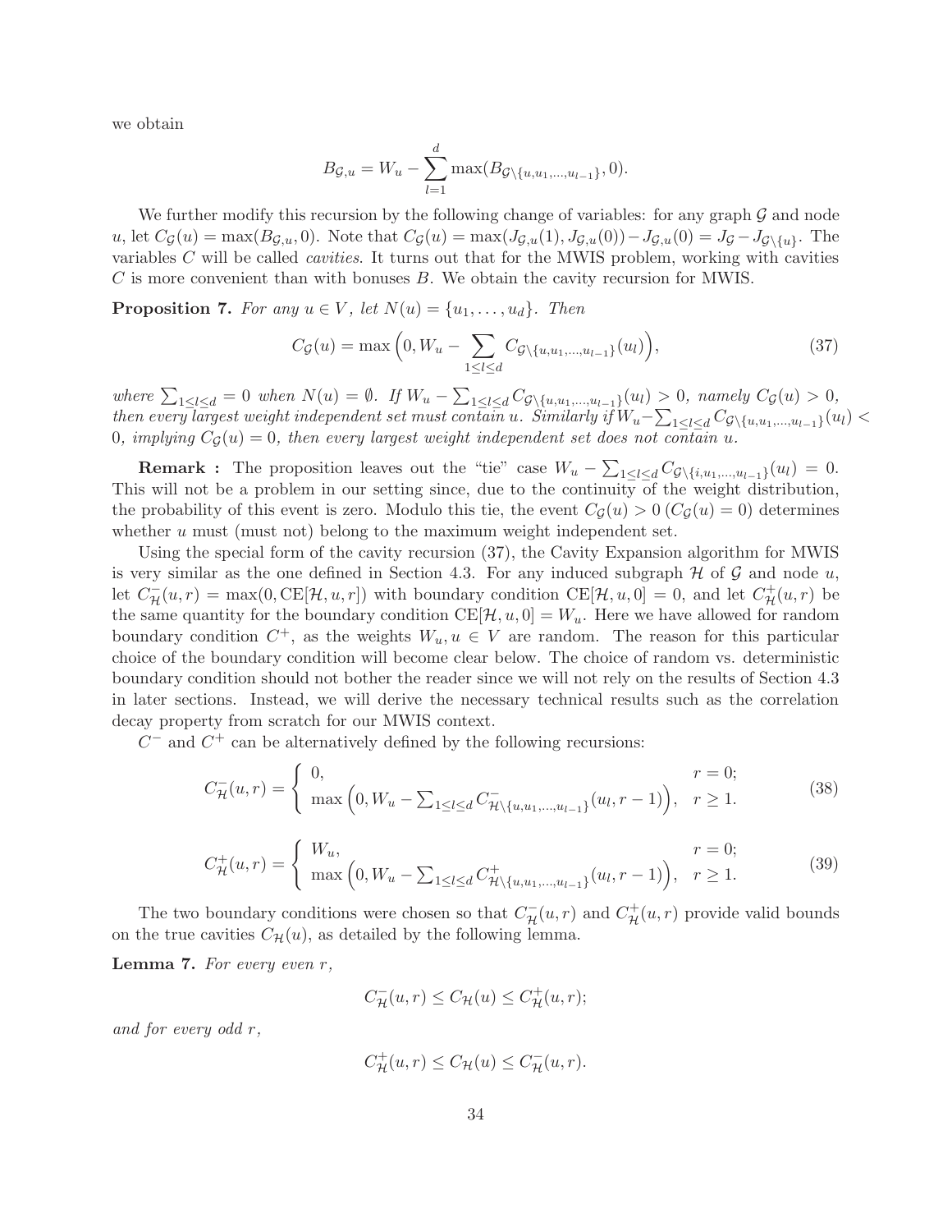we obtain

$$B_{\mathcal{G},u} = W_u - \sum_{l=1}^{d} \max(B_{\mathcal{G}\setminus\{u,u_1,\ldots,u_{l-1}\}}, 0).$$

We further modify this recursion by the following change of variables: for any graph $\mathcal{G}$ and node $u$, let $C_{\mathcal{G}}(u) = \max(B_{\mathcal{G},u}, 0)$. Note that $C_{\mathcal{G}}(u) = \max(J_{\mathcal{G},u}(1), J_{\mathcal{G},u}(0)) - J_{\mathcal{G},u}(0) = J_{\mathcal{G}} - J_{\mathcal{G}\setminus\{u\}}$. The variables $C$ will be called *cavities*. It turns out that for the MWIS problem, working with cavities $C$ is more convenient than with bonuses $B$. We obtain the cavity recursion for MWIS.

**Proposition 7.** *For any $u \in V$, let $N(u) = \{u_1, \ldots, u_d\}$. Then*

$$C_{\mathcal{G}}(u) = \max\Big(0, W_u - \sum_{1 \le l \le d} C_{\mathcal{G}\setminus\{u,u_1,\ldots,u_{l-1}\}}(u_l)\Big), \tag{37}$$

*where $\sum_{1\le l\le d} = 0$ when $N(u) = \emptyset$. If $W_u - \sum_{1\le l\le d} C_{\mathcal{G}\setminus\{u,u_1,\ldots,u_{l-1}\}}(u_l) > 0$, namely $C_{\mathcal{G}}(u) > 0$, then every largest weight independent set must contain $u$. Similarly if $W_u - \sum_{1\le l\le d} C_{\mathcal{G}\setminus\{u,u_1,\ldots,u_{l-1}\}}(u_l) < 0$, implying $C_{\mathcal{G}}(u) = 0$, then every largest weight independent set does not contain $u$.*

**Remark :** The proposition leaves out the "tie" case $W_u - \sum_{1\le l\le d} C_{\mathcal{G}\setminus\{i,u_1,\ldots,u_{l-1}\}}(u_l) = 0$. This will not be a problem in our setting since, due to the continuity of the weight distribution, the probability of this event is zero. Modulo this tie, the event $C_{\mathcal{G}}(u) > 0$ ($C_{\mathcal{G}}(u) = 0$) determines whether $u$ must (must not) belong to the maximum weight independent set.

Using the special form of the cavity recursion (37), the Cavity Expansion algorithm for MWIS is very similar as the one defined in Section 4.3. For any induced subgraph $\mathcal{H}$ of $\mathcal{G}$ and node $u$, let $C^-_{\mathcal{H}}(u, r) = \max(0, \mathrm{CE}[\mathcal{H}, u, r])$ with boundary condition $\mathrm{CE}[\mathcal{H}, u, 0] = 0$, and let $C^+_{\mathcal{H}}(u, r)$ be the same quantity for the boundary condition $\mathrm{CE}[\mathcal{H}, u, 0] = W_u$. Here we have allowed for random boundary condition $C^+$, as the weights $W_u, u \in V$ are random. The reason for this particular choice of the boundary condition will become clear below. The choice of random vs. deterministic boundary condition should not bother the reader since we will not rely on the results of Section 4.3 in later sections. Instead, we will derive the necessary technical results such as the correlation decay property from scratch for our MWIS context.

$C^-$ and $C^+$ can be alternatively defined by the following recursions:

$$C^-_{\mathcal{H}}(u, r) = \begin{cases} 0, & r = 0; \\ \max\Big(0, W_u - \sum_{1\le l\le d} C^-_{\mathcal{H}\setminus\{u,u_1,\ldots,u_{l-1}\}}(u_l, r-1)\Big), & r \ge 1. \end{cases} \tag{38}$$

$$C^+_{\mathcal{H}}(u, r) = \begin{cases} W_u, & r = 0; \\ \max\Big(0, W_u - \sum_{1\le l\le d} C^+_{\mathcal{H}\setminus\{u,u_1,\ldots,u_{l-1}\}}(u_l, r-1)\Big), & r \ge 1. \end{cases} \tag{39}$$

The two boundary conditions were chosen so that $C^-_{\mathcal{H}}(u, r)$ and $C^+_{\mathcal{H}}(u, r)$ provide valid bounds on the true cavities $C_{\mathcal{H}}(u)$, as detailed by the following lemma.

**Lemma 7.** *For every even $r$,*

$$C^-_{\mathcal{H}}(u, r) \le C_{\mathcal{H}}(u) \le C^+_{\mathcal{H}}(u, r);$$

*and for every odd $r$,*

$$C^+_{\mathcal{H}}(u, r) \le C_{\mathcal{H}}(u) \le C^-_{\mathcal{H}}(u, r).$$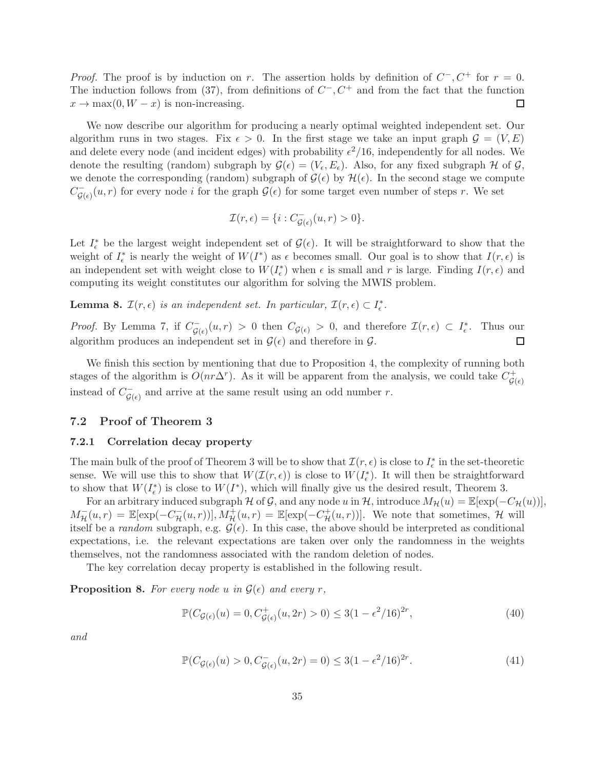*Proof.* The proof is by induction on $r$. The assertion holds by definition of $C^-, C^+$ for $r = 0$. The induction follows from (37), from definitions of $C^-, C^+$ and from the fact that the function $x \to \max(0, W - x)$ is non-increasing. $\square$

We now describe our algorithm for producing a nearly optimal weighted independent set. Our algorithm runs in two stages. Fix $\epsilon > 0$. In the first stage we take an input graph $\mathcal{G} = (V, E)$ and delete every node (and incident edges) with probability $\epsilon^2/16$, independently for all nodes. We denote the resulting (random) subgraph by $\mathcal{G}(\epsilon) = (V_\epsilon, E_\epsilon)$. Also, for any fixed subgraph $\mathcal{H}$ of $\mathcal{G}$, we denote the corresponding (random) subgraph of $\mathcal{G}(\epsilon)$ by $\mathcal{H}(\epsilon)$. In the second stage we compute $C^-_{\mathcal{G}(\epsilon)}(u, r)$ for every node $i$ for the graph $\mathcal{G}(\epsilon)$ for some target even number of steps $r$. We set

$$\mathcal{I}(r, \epsilon) = \{i : C^-_{\mathcal{G}(\epsilon)}(u, r) > 0\}.$$

Let $I^*_\epsilon$ be the largest weight independent set of $\mathcal{G}(\epsilon)$. It will be straightforward to show that the weight of $I^*_\epsilon$ is nearly the weight of $W(I^*)$ as $\epsilon$ becomes small. Our goal is to show that $I(r, \epsilon)$ is an independent set with weight close to $W(I^*_\epsilon)$ when $\epsilon$ is small and $r$ is large. Finding $I(r, \epsilon)$ and computing its weight constitutes our algorithm for solving the MWIS problem.

**Lemma 8.** *$\mathcal{I}(r, \epsilon)$ is an independent set. In particular, $\mathcal{I}(r, \epsilon) \subset I^*_\epsilon$.*

*Proof.* By Lemma 7, if $C^-_{\mathcal{G}(\epsilon)}(u, r) > 0$ then $C_{\mathcal{G}(\epsilon)} > 0$, and therefore $\mathcal{I}(r, \epsilon) \subset I^*_\epsilon$. Thus our algorithm produces an independent set in $\mathcal{G}(\epsilon)$ and therefore in $\mathcal{G}$. $\square$

We finish this section by mentioning that due to Proposition 4, the complexity of running both stages of the algorithm is $O(nr\Delta^r)$. As it will be apparent from the analysis, we could take $C^+_{\mathcal{G}(\epsilon)}$ instead of $C^-_{\mathcal{G}(\epsilon)}$ and arrive at the same result using an odd number $r$.

## 7.2 Proof of Theorem 3

### 7.2.1 Correlation decay property

The main bulk of the proof of Theorem 3 will be to show that $\mathcal{I}(r, \epsilon)$ is close to $I^*_\epsilon$ in the set-theoretic sense. We will use this to show that $W(\mathcal{I}(r, \epsilon))$ is close to $W(I^*_\epsilon)$. It will then be straightforward to show that $W(I^*_\epsilon)$ is close to $W(I^*)$, which will finally give us the desired result, Theorem 3.

For an arbitrary induced subgraph $\mathcal{H}$ of $\mathcal{G}$, and any node $u$ in $\mathcal{H}$, introduce $M_{\mathcal{H}}(u) = \mathbb{E}[\exp(-C_{\mathcal{H}}(u))]$, $M^-_{\mathcal{H}}(u, r) = \mathbb{E}[\exp(-C^-_{\mathcal{H}}(u, r))], M^+_{\mathcal{H}}(u, r) = \mathbb{E}[\exp(-C^+_{\mathcal{H}}(u, r))]$. We note that sometimes, $\mathcal{H}$ will itself be a *random* subgraph, e.g. $\mathcal{G}(\epsilon)$. In this case, the above should be interpreted as conditional expectations, i.e. the relevant expectations are taken over only the randomness in the weights themselves, not the randomness associated with the random deletion of nodes.

The key correlation decay property is established in the following result.

**Proposition 8.** *For every node $u$ in $\mathcal{G}(\epsilon)$ and every $r$,*

$$\mathbb{P}(C_{\mathcal{G}(\epsilon)}(u) = 0, C^+_{\mathcal{G}(\epsilon)}(u, 2r) > 0) \le 3(1 - \epsilon^2/16)^{2r}, \tag{40}$$

*and*

$$\mathbb{P}(C_{\mathcal{G}(\epsilon)}(u) > 0, C^-_{\mathcal{G}(\epsilon)}(u, 2r) = 0) \le 3(1 - \epsilon^2/16)^{2r}. \tag{41}$$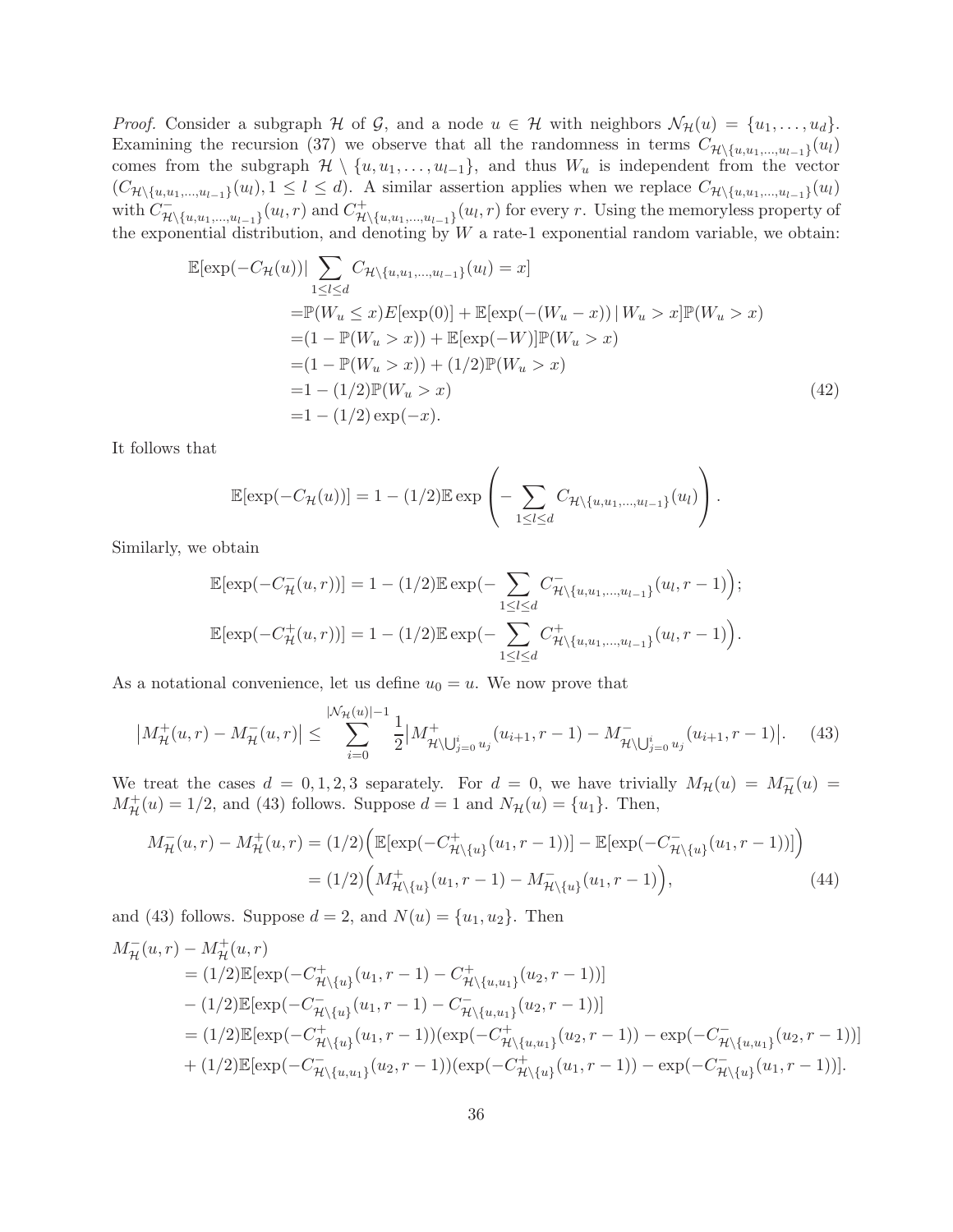*Proof.* Consider a subgraph $\mathcal{H}$ of $\mathcal{G}$, and a node $u \in \mathcal{H}$ with neighbors $\mathcal{N}_{\mathcal{H}}(u) = \{u_1, \dots, u_d\}$. Examining the recursion (37) we observe that all the randomness in terms $C_{\mathcal{H}\setminus\{u,u_1,\dots,u_{l-1}\}}(u_l)$ comes from the subgraph $\mathcal{H} \setminus \{u, u_1, \dots, u_{l-1}\}$, and thus $W_u$ is independent from the vector $(C_{\mathcal{H}\setminus\{u,u_1,\dots,u_{l-1}\}}(u_l), 1 \le l \le d)$. A similar assertion applies when we replace $C_{\mathcal{H}\setminus\{u,u_1,\dots,u_{l-1}\}}(u_l)$ with $C^-_{\mathcal{H}\setminus\{u,u_1,\dots,u_{l-1}\}}(u_l, r)$ and $C^+_{\mathcal{H}\setminus\{u,u_1,\dots,u_{l-1}\}}(u_l, r)$ for every $r$. Using the memoryless property of the exponential distribution, and denoting by $W$ a rate-1 exponential random variable, we obtain:

$$
\begin{aligned}
\mathbb{E}[\exp(-C_{\mathcal{H}}(u))| \sum_{1\le l\le d} C_{\mathcal{H}\setminus\{u,u_1,\dots,u_{l-1}\}}(u_l) = x]&\\
=&\mathbb{P}(W_u \le x)E[\exp(0)] + \mathbb{E}[\exp(-(W_u - x))\,|\,W_u > x]\mathbb{P}(W_u > x)\\
=&(1 - \mathbb{P}(W_u > x)) + \mathbb{E}[\exp(-W)]\mathbb{P}(W_u > x)\\
=&(1 - \mathbb{P}(W_u > x)) + (1/2)\mathbb{P}(W_u > x)\\
=&1 - (1/2)\mathbb{P}(W_u > x)\\
=&1 - (1/2)\exp(-x).
\end{aligned}
\tag{42}
$$

It follows that

$$
\mathbb{E}[\exp(-C_{\mathcal{H}}(u))] = 1 - (1/2)\mathbb{E}\exp\left(-\sum_{1\le l\le d} C_{\mathcal{H}\setminus\{u,u_1,\dots,u_{l-1}\}}(u_l)\right).
$$

Similarly, we obtain

$$
\mathbb{E}[\exp(-C^-_{\mathcal{H}}(u,r))] = 1 - (1/2)\mathbb{E}\exp\Big(-\sum_{1\le l\le d} C^-_{\mathcal{H}\setminus\{u,u_1,\dots,u_{l-1}\}}(u_l, r-1)\Big);
$$

$$
\mathbb{E}[\exp(-C^+_{\mathcal{H}}(u,r))] = 1 - (1/2)\mathbb{E}\exp\Big(-\sum_{1\le l\le d} C^+_{\mathcal{H}\setminus\{u,u_1,\dots,u_{l-1}\}}(u_l, r-1)\Big).
$$

As a notational convenience, let us define $u_0 = u$. We now prove that

$$
\big|M^+_{\mathcal{H}}(u,r) - M^-_{\mathcal{H}}(u,r)\big| \le \sum_{i=0}^{|\mathcal{N}_{\mathcal{H}}(u)|-1} \frac{1}{2}\big|M^+_{\mathcal{H}\setminus\bigcup_{j=0}^{i} u_j}(u_{i+1}, r-1) - M^-_{\mathcal{H}\setminus\bigcup_{j=0}^{i} u_j}(u_{i+1}, r-1)\big|. \tag{43}
$$

We treat the cases $d = 0, 1, 2, 3$ separately. For $d = 0$, we have trivially $M_{\mathcal{H}}(u) = M^-_{\mathcal{H}}(u) = M^+_{\mathcal{H}}(u) = 1/2$, and (43) follows. Suppose $d = 1$ and $N_{\mathcal{H}}(u) = \{u_1\}$. Then,

$$
\begin{aligned}
M^-_{\mathcal{H}}(u,r) - M^+_{\mathcal{H}}(u,r) &= (1/2)\Big(\mathbb{E}[\exp(-C^+_{\mathcal{H}\setminus\{u\}}(u_1, r-1))] - \mathbb{E}[\exp(-C^-_{\mathcal{H}\setminus\{u\}}(u_1, r-1))]\Big)\\
&= (1/2)\Big(M^+_{\mathcal{H}\setminus\{u\}}(u_1, r-1) - M^-_{\mathcal{H}\setminus\{u\}}(u_1, r-1)\Big),
\end{aligned}
\tag{44}
$$

and (43) follows. Suppose $d = 2$, and $N(u) = \{u_1, u_2\}$. Then

$$
\begin{aligned}
&M^-_{\mathcal{H}}(u,r) - M^+_{\mathcal{H}}(u,r)\\
&= (1/2)\mathbb{E}[\exp(-C^+_{\mathcal{H}\setminus\{u\}}(u_1, r-1) - C^+_{\mathcal{H}\setminus\{u,u_1\}}(u_2, r-1))]\\
&- (1/2)\mathbb{E}[\exp(-C^-_{\mathcal{H}\setminus\{u\}}(u_1, r-1) - C^-_{\mathcal{H}\setminus\{u,u_1\}}(u_2, r-1))]\\
&= (1/2)\mathbb{E}[\exp(-C^+_{\mathcal{H}\setminus\{u\}}(u_1, r-1))(\exp(-C^+_{\mathcal{H}\setminus\{u,u_1\}}(u_2, r-1)) - \exp(-C^-_{\mathcal{H}\setminus\{u,u_1\}}(u_2, r-1))]\\
&+ (1/2)\mathbb{E}[\exp(-C^-_{\mathcal{H}\setminus\{u,u_1\}}(u_2, r-1))(\exp(-C^+_{\mathcal{H}\setminus\{u\}}(u_1, r-1)) - \exp(-C^-_{\mathcal{H}\setminus\{u\}}(u_1, r-1))].
\end{aligned}
$$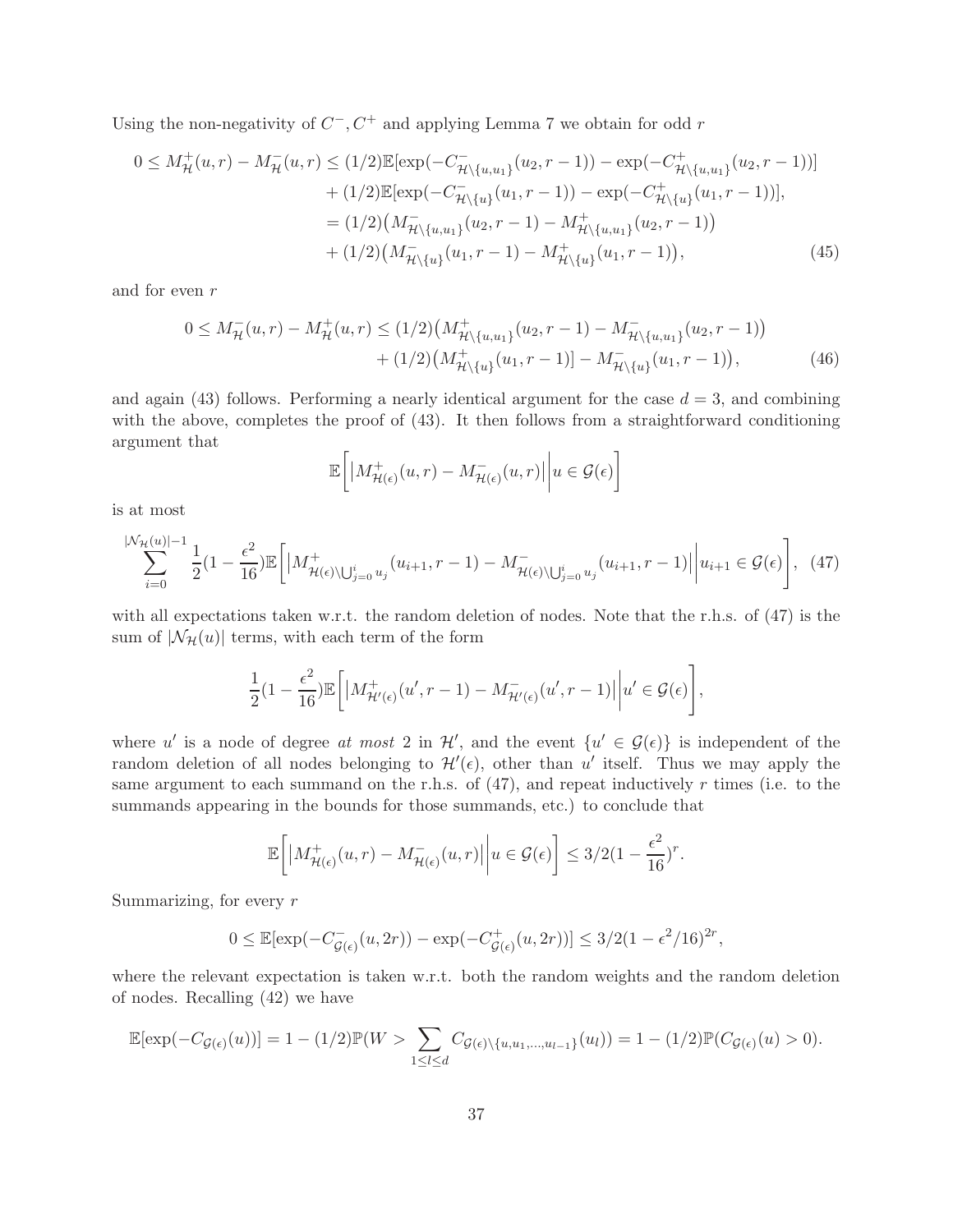Using the non-negativity of $C^-, C^+$ and applying Lemma 7 we obtain for odd $r$

$$
\begin{aligned}
0 \le M^+_{\mathcal{H}}(u,r) - M^-_{\mathcal{H}}(u,r) &\le (1/2)\mathbb{E}[\exp(-C^-_{\mathcal{H}\setminus\{u,u_1\}}(u_2, r-1)) - \exp(-C^+_{\mathcal{H}\setminus\{u,u_1\}}(u_2, r-1))] \\
&\quad + (1/2)\mathbb{E}[\exp(-C^-_{\mathcal{H}\setminus\{u\}}(u_1, r-1)) - \exp(-C^+_{\mathcal{H}\setminus\{u\}}(u_1, r-1))], \\
&= (1/2)\big(M^-_{\mathcal{H}\setminus\{u,u_1\}}(u_2, r-1) - M^+_{\mathcal{H}\setminus\{u,u_1\}}(u_2, r-1)\big) \\
&\quad + (1/2)\big(M^-_{\mathcal{H}\setminus\{u\}}(u_1, r-1) - M^+_{\mathcal{H}\setminus\{u\}}(u_1, r-1)\big),
\end{aligned} \tag{45}
$$

and for even $r$

$$
\begin{aligned}
0 \le M^-_{\mathcal{H}}(u,r) - M^+_{\mathcal{H}}(u,r) &\le (1/2)\big(M^+_{\mathcal{H}\setminus\{u,u_1\}}(u_2, r-1) - M^-_{\mathcal{H}\setminus\{u,u_1\}}(u_2, r-1)\big) \\
&\quad + (1/2)\big(M^+_{\mathcal{H}\setminus\{u\}}(u_1, r-1)] - M^-_{\mathcal{H}\setminus\{u\}}(u_1, r-1)\big),
\end{aligned} \tag{46}
$$

and again (43) follows. Performing a nearly identical argument for the case $d = 3$, and combining with the above, completes the proof of (43). It then follows from a straightforward conditioning argument that

$$
\mathbb{E}\bigg[\big|M^+_{\mathcal{H}(\epsilon)}(u,r) - M^-_{\mathcal{H}(\epsilon)}(u,r)\big|\bigg| u \in \mathcal{G}(\epsilon)\bigg]
$$

is at most

$$
\sum_{i=0}^{|\mathcal{N}_{\mathcal{H}}(u)|-1} \frac{1}{2}(1 - \frac{\epsilon^2}{16})\mathbb{E}\bigg[\big|M^+_{\mathcal{H}(\epsilon)\setminus\bigcup_{j=0}^{i} u_j}(u_{i+1}, r-1) - M^-_{\mathcal{H}(\epsilon)\setminus\bigcup_{j=0}^{i} u_j}(u_{i+1}, r-1)\big|\bigg| u_{i+1} \in \mathcal{G}(\epsilon)\bigg], \tag{47}
$$

with all expectations taken w.r.t. the random deletion of nodes. Note that the r.h.s. of (47) is the sum of $|\mathcal{N}_{\mathcal{H}}(u)|$ terms, with each term of the form

$$
\frac{1}{2}(1 - \frac{\epsilon^2}{16})\mathbb{E}\bigg[\big|M^+_{\mathcal{H}'(\epsilon)}(u', r-1) - M^-_{\mathcal{H}'(\epsilon)}(u', r-1)\big|\bigg| u' \in \mathcal{G}(\epsilon)\bigg],
$$

where $u'$ is a node of degree *at most* 2 in $\mathcal{H}'$, and the event $\{u' \in \mathcal{G}(\epsilon)\}$ is independent of the random deletion of all nodes belonging to $\mathcal{H}'(\epsilon)$, other than $u'$ itself. Thus we may apply the same argument to each summand on the r.h.s. of (47), and repeat inductively $r$ times (i.e. to the summands appearing in the bounds for those summands, etc.) to conclude that

$$
\mathbb{E}\bigg[\big|M^+_{\mathcal{H}(\epsilon)}(u,r) - M^-_{\mathcal{H}(\epsilon)}(u,r)\big|\bigg| u \in \mathcal{G}(\epsilon)\bigg] \le 3/2(1 - \frac{\epsilon^2}{16})^r.
$$

Summarizing, for every $r$

$$
0 \le \mathbb{E}[\exp(-C^-_{\mathcal{G}(\epsilon)}(u, 2r)) - \exp(-C^+_{\mathcal{G}(\epsilon)}(u, 2r))] \le 3/2(1 - \epsilon^2/16)^{2r},
$$

where the relevant expectation is taken w.r.t. both the random weights and the random deletion of nodes. Recalling (42) we have

$$
\mathbb{E}[\exp(-C_{\mathcal{G}(\epsilon)}(u))] = 1 - (1/2)\mathbb{P}(W > \sum_{1 \le l \le d} C_{\mathcal{G}(\epsilon)\setminus\{u,u_1,\ldots,u_{l-1}\}}(u_l)) = 1 - (1/2)\mathbb{P}(C_{\mathcal{G}(\epsilon)}(u) > 0).
$$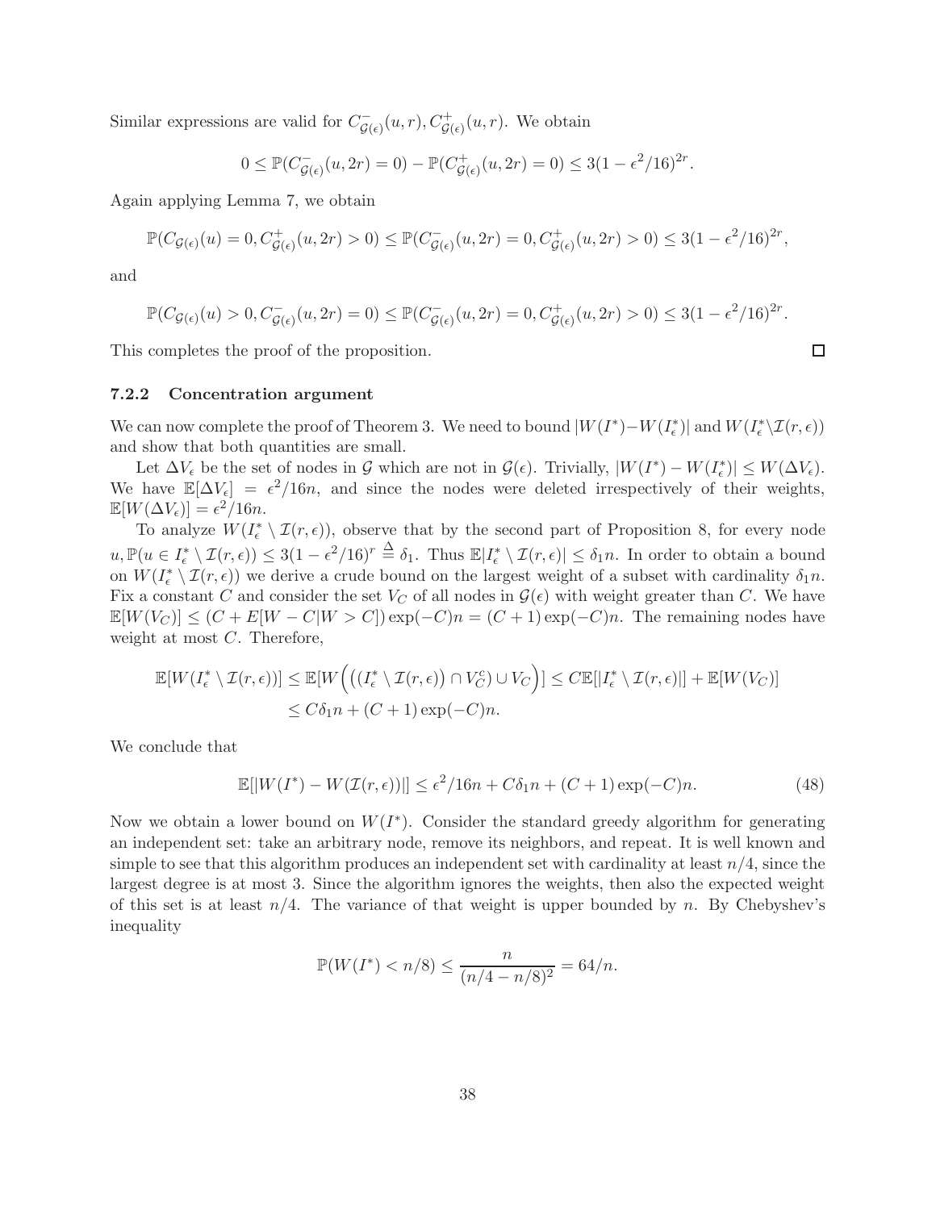Similar expressions are valid for $C^-_{\mathcal{G}(\epsilon)}(u,r), C^+_{\mathcal{G}(\epsilon)}(u,r)$. We obtain

$$0 \le \mathbb{P}(C^-_{\mathcal{G}(\epsilon)}(u,2r)=0) - \mathbb{P}(C^+_{\mathcal{G}(\epsilon)}(u,2r)=0) \le 3(1-\epsilon^2/16)^{2r}.$$

Again applying Lemma 7, we obtain

$$\mathbb{P}(C_{\mathcal{G}(\epsilon)}(u)=0, C^+_{\mathcal{G}(\epsilon)}(u,2r)>0) \le \mathbb{P}(C^-_{\mathcal{G}(\epsilon)}(u,2r)=0, C^+_{\mathcal{G}(\epsilon)}(u,2r)>0) \le 3(1-\epsilon^2/16)^{2r},$$

and

$$\mathbb{P}(C_{\mathcal{G}(\epsilon)}(u)>0, C^-_{\mathcal{G}(\epsilon)}(u,2r)=0) \le \mathbb{P}(C^-_{\mathcal{G}(\epsilon)}(u,2r)=0, C^+_{\mathcal{G}(\epsilon)}(u,2r)>0) \le 3(1-\epsilon^2/16)^{2r}.$$

This completes the proof of the proposition. □

#### 7.2.2 Concentration argument

We can now complete the proof of Theorem 3. We need to bound $|W(I^*)-W(I^*_\epsilon)|$ and $W(I^*_\epsilon\setminus\mathcal{I}(r,\epsilon))$ and show that both quantities are small.

Let $\Delta V_\epsilon$ be the set of nodes in $\mathcal{G}$ which are not in $\mathcal{G}(\epsilon)$. Trivially, $|W(I^*)-W(I^*_\epsilon)| \le W(\Delta V_\epsilon)$. We have $\mathbb{E}[\Delta V_\epsilon] = \epsilon^2/16n$, and since the nodes were deleted irrespectively of their weights, $\mathbb{E}[W(\Delta V_\epsilon)] = \epsilon^2/16n$.

To analyze $W(I^*_\epsilon \setminus \mathcal{I}(r,\epsilon))$, observe that by the second part of Proposition 8, for every node $u, \mathbb{P}(u \in I^*_\epsilon \setminus \mathcal{I}(r,\epsilon)) \le 3(1-\epsilon^2/16)^r \triangleq \delta_1$. Thus $\mathbb{E}|I^*_\epsilon \setminus \mathcal{I}(r,\epsilon)| \le \delta_1 n$. In order to obtain a bound on $W(I^*_\epsilon \setminus \mathcal{I}(r,\epsilon))$ we derive a crude bound on the largest weight of a subset with cardinality $\delta_1 n$. Fix a constant $C$ and consider the set $V_C$ of all nodes in $\mathcal{G}(\epsilon)$ with weight greater than $C$. We have $\mathbb{E}[W(V_C)] \le (C + E[W-C|W>C])\exp(-C)n = (C+1)\exp(-C)n$. The remaining nodes have weight at most $C$. Therefore,

$$\begin{aligned}\mathbb{E}[W(I^*_\epsilon \setminus \mathcal{I}(r,\epsilon))] &\le \mathbb{E}[W\Big(\big((I^*_\epsilon \setminus \mathcal{I}(r,\epsilon)\big) \cap V_C^c) \cup V_C\Big)] \le C\mathbb{E}[|I^*_\epsilon \setminus \mathcal{I}(r,\epsilon)|] + \mathbb{E}[W(V_C)] \\ &\le C\delta_1 n + (C+1)\exp(-C)n.\end{aligned}$$

We conclude that

$$\mathbb{E}[|W(I^*) - W(\mathcal{I}(r,\epsilon))|] \le \epsilon^2/16n + C\delta_1 n + (C+1)\exp(-C)n. \tag{48}$$

Now we obtain a lower bound on $W(I^*)$. Consider the standard greedy algorithm for generating an independent set: take an arbitrary node, remove its neighbors, and repeat. It is well known and simple to see that this algorithm produces an independent set with cardinality at least $n/4$, since the largest degree is at most 3. Since the algorithm ignores the weights, then also the expected weight of this set is at least $n/4$. The variance of that weight is upper bounded by $n$. By Chebyshev's inequality

$$\mathbb{P}(W(I^*) < n/8) \le \frac{n}{(n/4 - n/8)^2} = 64/n.$$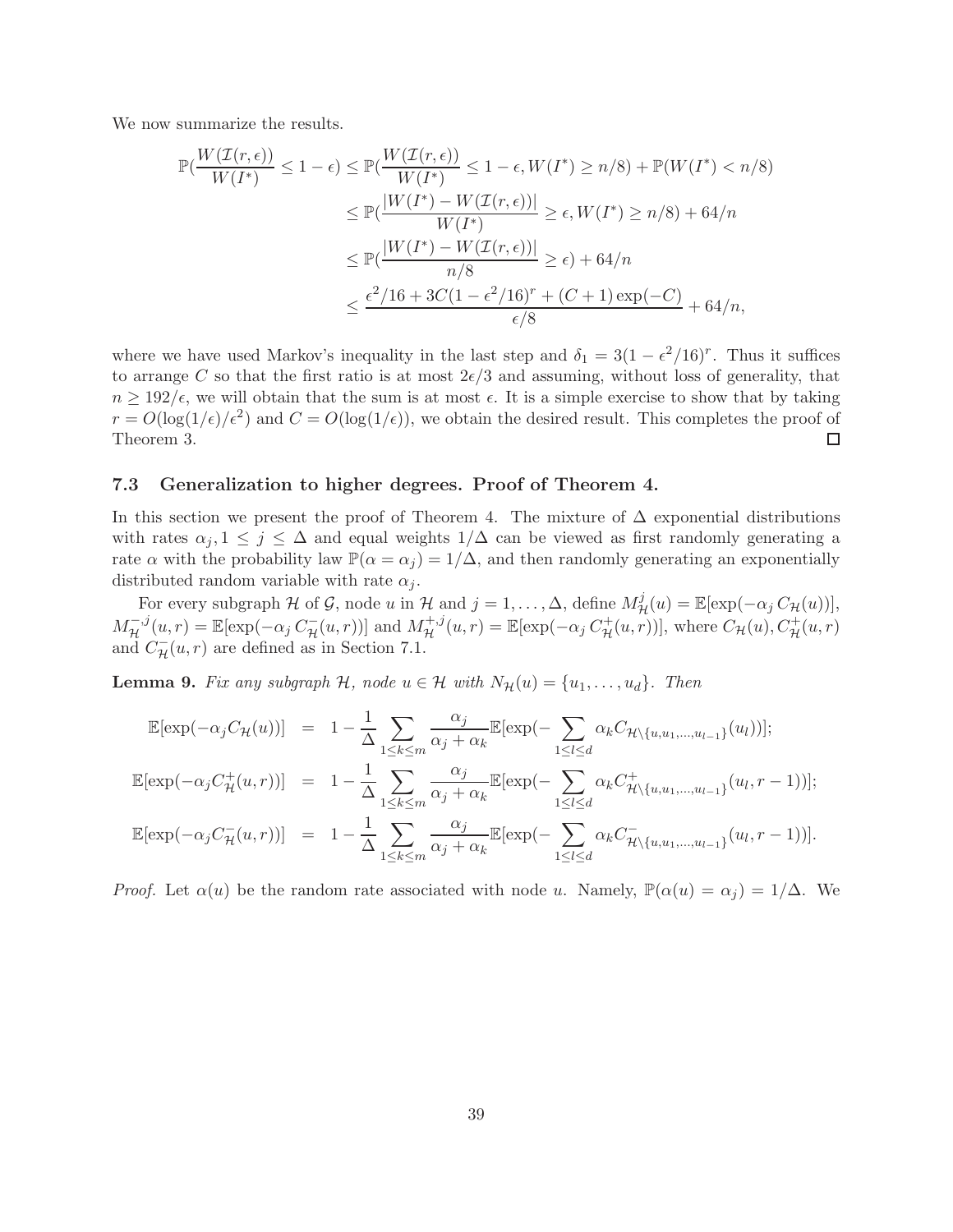We now summarize the results.

$$
\begin{aligned}
\mathbb{P}(\frac{W(\mathcal{I}(r,\epsilon))}{W(I^*)} \leq 1-\epsilon) &\leq \mathbb{P}(\frac{W(\mathcal{I}(r,\epsilon))}{W(I^*)} \leq 1-\epsilon, W(I^*) \geq n/8) + \mathbb{P}(W(I^*) < n/8) \\
&\leq \mathbb{P}(\frac{|W(I^*) - W(\mathcal{I}(r,\epsilon))|}{W(I^*)} \geq \epsilon, W(I^*) \geq n/8) + 64/n \\
&\leq \mathbb{P}(\frac{|W(I^*) - W(\mathcal{I}(r,\epsilon))|}{n/8} \geq \epsilon) + 64/n \\
&\leq \frac{\epsilon^2/16 + 3C(1-\epsilon^2/16)^r + (C+1)\exp(-C)}{\epsilon/8} + 64/n,
\end{aligned}
$$

where we have used Markov's inequality in the last step and $\delta_1 = 3(1-\epsilon^2/16)^r$. Thus it suffices to arrange $C$ so that the first ratio is at most $2\epsilon/3$ and assuming, without loss of generality, that $n \geq 192/\epsilon$, we will obtain that the sum is at most $\epsilon$. It is a simple exercise to show that by taking $r = O(\log(1/\epsilon)/\epsilon^2)$ and $C = O(\log(1/\epsilon))$, we obtain the desired result. This completes the proof of Theorem 3. □

### 7.3 Generalization to higher degrees. Proof of Theorem 4.

In this section we present the proof of Theorem 4. The mixture of $\Delta$ exponential distributions with rates $\alpha_j, 1 \leq j \leq \Delta$ and equal weights $1/\Delta$ can be viewed as first randomly generating a rate $\alpha$ with the probability law $\mathbb{P}(\alpha = \alpha_j) = 1/\Delta$, and then randomly generating an exponentially distributed random variable with rate $\alpha_j$.

For every subgraph $\mathcal{H}$ of $\mathcal{G}$, node $u$ in $\mathcal{H}$ and $j = 1, \ldots, \Delta$, define $M^j_{\mathcal{H}}(u) = \mathbb{E}[\exp(-\alpha_j\, C_{\mathcal{H}}(u))]$, $M^{-,j}_{\mathcal{H}}(u,r) = \mathbb{E}[\exp(-\alpha_j\, C^-_{\mathcal{H}}(u,r))]$ and $M^{+,j}_{\mathcal{H}}(u,r) = \mathbb{E}[\exp(-\alpha_j\, C^+_{\mathcal{H}}(u,r))]$, where $C_{\mathcal{H}}(u), C^+_{\mathcal{H}}(u,r)$ and $C^-_{\mathcal{H}}(u,r)$ are defined as in Section 7.1.

**Lemma 9.** *Fix any subgraph $\mathcal{H}$, node $u \in \mathcal{H}$ with $N_{\mathcal{H}}(u) = \{u_1, \ldots, u_d\}$. Then*

$$
\begin{aligned}
\mathbb{E}[\exp(-\alpha_j C_{\mathcal{H}}(u))] &= 1 - \frac{1}{\Delta}\sum_{1\leq k\leq m} \frac{\alpha_j}{\alpha_j + \alpha_k}\mathbb{E}[\exp(-\sum_{1\leq l\leq d} \alpha_k C_{\mathcal{H}\setminus\{u,u_1,\ldots,u_{l-1}\}}(u_l))]; \\
\mathbb{E}[\exp(-\alpha_j C^+_{\mathcal{H}}(u,r))] &= 1 - \frac{1}{\Delta}\sum_{1\leq k\leq m} \frac{\alpha_j}{\alpha_j + \alpha_k}\mathbb{E}[\exp(-\sum_{1\leq l\leq d} \alpha_k C^+_{\mathcal{H}\setminus\{u,u_1,\ldots,u_{l-1}\}}(u_l, r-1))]; \\
\mathbb{E}[\exp(-\alpha_j C^-_{\mathcal{H}}(u,r))] &= 1 - \frac{1}{\Delta}\sum_{1\leq k\leq m} \frac{\alpha_j}{\alpha_j + \alpha_k}\mathbb{E}[\exp(-\sum_{1\leq l\leq d} \alpha_k C^-_{\mathcal{H}\setminus\{u,u_1,\ldots,u_{l-1}\}}(u_l, r-1))].
\end{aligned}
$$

*Proof.* Let $\alpha(u)$ be the random rate associated with node $u$. Namely, $\mathbb{P}(\alpha(u) = \alpha_j) = 1/\Delta$. We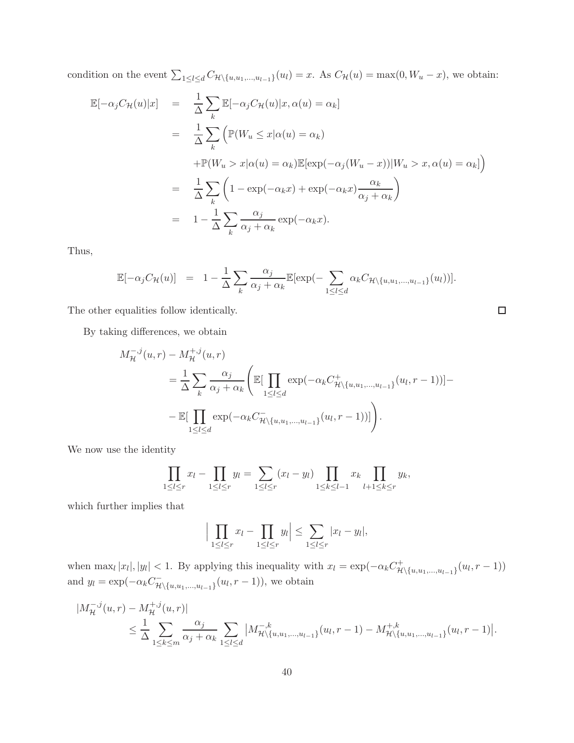condition on the event $\sum_{1\le l\le d} C_{\mathcal{H}\setminus\{u,u_1,\dots,u_{l-1}\}}(u_l) = x$. As $C_{\mathcal{H}}(u) = \max(0, W_u - x)$, we obtain:

$$
\begin{aligned}
\mathbb{E}[-\alpha_j C_{\mathcal{H}}(u)|x] &= \frac{1}{\Delta}\sum_k \mathbb{E}[-\alpha_j C_{\mathcal{H}}(u)|x, \alpha(u) = \alpha_k] \\
&= \frac{1}{\Delta}\sum_k \Big(\mathbb{P}(W_u \le x|\alpha(u) = \alpha_k) \\
&\quad + \mathbb{P}(W_u > x|\alpha(u) = \alpha_k)\mathbb{E}[\exp(-\alpha_j(W_u - x))|W_u > x, \alpha(u) = \alpha_k]\Big) \\
&= \frac{1}{\Delta}\sum_k \left(1 - \exp(-\alpha_k x) + \exp(-\alpha_k x)\frac{\alpha_k}{\alpha_j + \alpha_k}\right) \\
&= 1 - \frac{1}{\Delta}\sum_k \frac{\alpha_j}{\alpha_j + \alpha_k}\exp(-\alpha_k x).
\end{aligned}
$$

Thus,

$$
\mathbb{E}[-\alpha_j C_{\mathcal{H}}(u)] = 1 - \frac{1}{\Delta}\sum_k \frac{\alpha_j}{\alpha_j + \alpha_k}\mathbb{E}[\exp(-\sum_{1\le l\le d}\alpha_k C_{\mathcal{H}\setminus\{u,u_1,\dots,u_{l-1}\}}(u_l))].
$$

The other equalities follow identically. $\square$

By taking differences, we obtain

$$
\begin{aligned}
&M^{-,j}_{\mathcal{H}}(u,r) - M^{+,j}_{\mathcal{H}}(u,r) \\
&\quad = \frac{1}{\Delta}\sum_k \frac{\alpha_j}{\alpha_j + \alpha_k}\Bigg(\mathbb{E}[\prod_{1\le l\le d}\exp(-\alpha_k C^{+}_{\mathcal{H}\setminus\{u,u_1,\dots,u_{l-1}\}}(u_l, r-1))] - \\
&\quad\quad - \mathbb{E}[\prod_{1\le l\le d}\exp(-\alpha_k C^{-}_{\mathcal{H}\setminus\{u,u_1,\dots,u_{l-1}\}}(u_l, r-1))]\Bigg).
\end{aligned}
$$

We now use the identity

$$
\prod_{1\le l\le r} x_l - \prod_{1\le l\le r} y_l = \sum_{1\le l\le r}(x_l - y_l)\prod_{1\le k\le l-1} x_k \prod_{l+1\le k\le r} y_k,
$$

which further implies that

$$
\Big|\prod_{1\le l\le r} x_l - \prod_{1\le l\le r} y_l\Big| \le \sum_{1\le l\le r}|x_l - y_l|,
$$

when $\max_l |x_l|, |y_l| < 1$. By applying this inequality with $x_l = \exp(-\alpha_k C^{+}_{\mathcal{H}\setminus\{u,u_1,\dots,u_{l-1}\}}(u_l, r-1))$ and $y_l = \exp(-\alpha_k C^{-}_{\mathcal{H}\setminus\{u,u_1,\dots,u_{l-1}\}}(u_l, r-1))$, we obtain

$$
\begin{aligned}
&|M^{-,j}_{\mathcal{H}}(u,r) - M^{+,j}_{\mathcal{H}}(u,r)| \\
&\quad\le \frac{1}{\Delta}\sum_{1\le k\le m}\frac{\alpha_j}{\alpha_j + \alpha_k}\sum_{1\le l\le d}\big|M^{-,k}_{\mathcal{H}\setminus\{u,u_1,\dots,u_{l-1}\}}(u_l, r-1) - M^{+,k}_{\mathcal{H}\setminus\{u,u_1,\dots,u_{l-1}\}}(u_l, r-1)\big|.
\end{aligned}
$$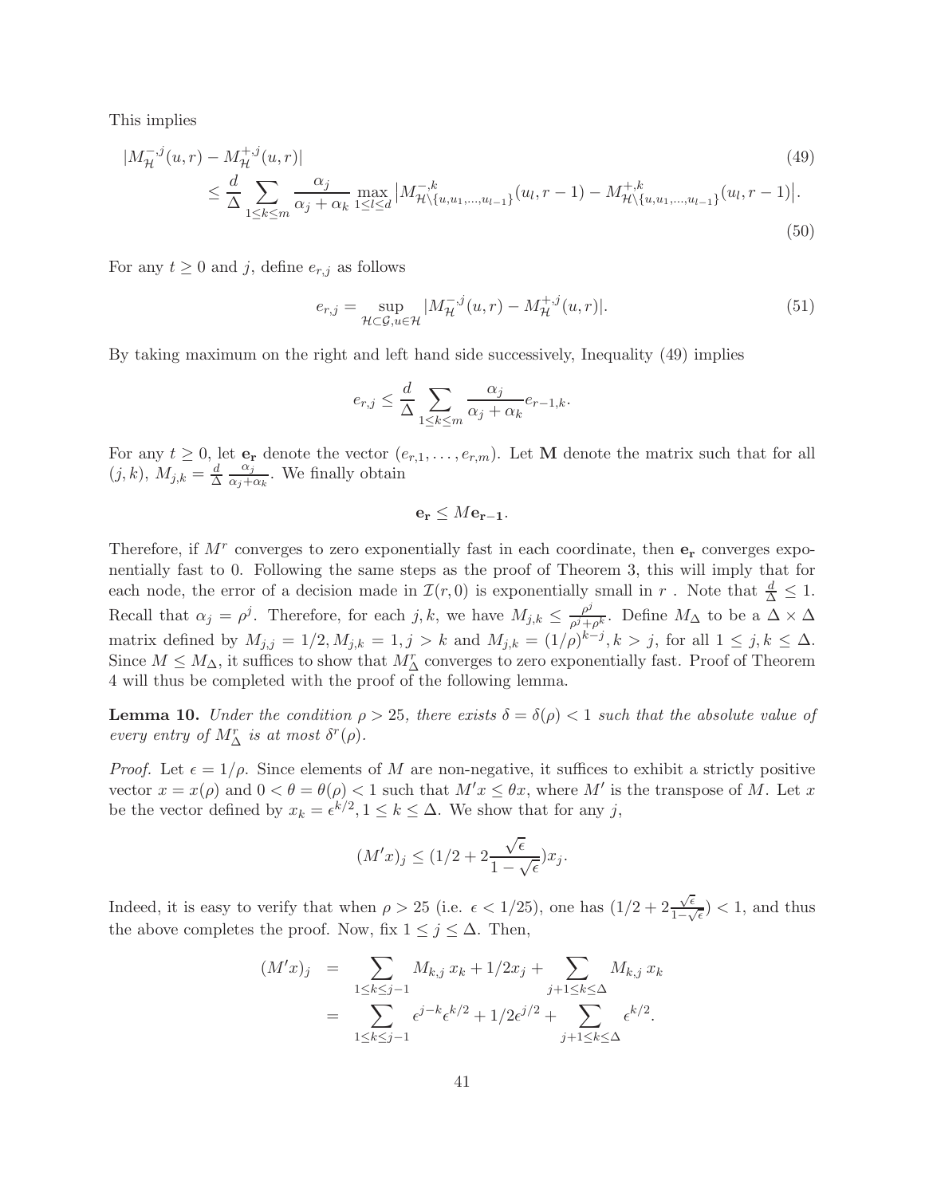This implies

$$
\begin{aligned}
&|M^{-,j}_{\mathcal{H}}(u,r) - M^{+,j}_{\mathcal{H}}(u,r)| && (49)\\
&\quad \le \frac{d}{\Delta} \sum_{1\le k\le m} \frac{\alpha_j}{\alpha_j+\alpha_k} \max_{1\le l\le d} \big|M^{-,k}_{\mathcal{H}\setminus\{u,u_1,\ldots,u_{l-1}\}}(u_l,r-1) - M^{+,k}_{\mathcal{H}\setminus\{u,u_1,\ldots,u_{l-1}\}}(u_l,r-1)\big|. && (50)
\end{aligned}
$$

For any $t \ge 0$ and $j$, define $e_{r,j}$ as follows

$$
e_{r,j} = \sup_{\mathcal{H}\subset\mathcal{G},u\in\mathcal{H}} |M^{-,j}_{\mathcal{H}}(u,r) - M^{+,j}_{\mathcal{H}}(u,r)|. \tag{51}
$$

By taking maximum on the right and left hand side successively, Inequality (49) implies

$$
e_{r,j} \le \frac{d}{\Delta} \sum_{1\le k\le m} \frac{\alpha_j}{\alpha_j+\alpha_k} e_{r-1,k}.
$$

For any $t \ge 0$, let $\mathbf{e_r}$ denote the vector $(e_{r,1},\ldots,e_{r,m})$. Let $\mathbf{M}$ denote the matrix such that for all $(j,k)$, $M_{j,k} = \frac{d}{\Delta}\frac{\alpha_j}{\alpha_j+\alpha_k}$. We finally obtain

$$
\mathbf{e_r} \le M\mathbf{e_{r-1}}.
$$

Therefore, if $M^r$ converges to zero exponentially fast in each coordinate, then $\mathbf{e_r}$ converges exponentially fast to 0. Following the same steps as the proof of Theorem 3, this will imply that for each node, the error of a decision made in $\mathcal{I}(r,0)$ is exponentially small in $r$ . Note that $\frac{d}{\Delta} \le 1$. Recall that $\alpha_j = \rho^j$. Therefore, for each $j,k$, we have $M_{j,k} \le \frac{\rho^j}{\rho^j+\rho^k}$. Define $M_\Delta$ to be a $\Delta\times\Delta$ matrix defined by $M_{j,j} = 1/2, M_{j,k} = 1, j > k$ and $M_{j,k} = (1/\rho)^{k-j}, k > j$, for all $1 \le j,k \le \Delta$. Since $M \le M_\Delta$, it suffices to show that $M^r_\Delta$ converges to zero exponentially fast. Proof of Theorem 4 will thus be completed with the proof of the following lemma.

**Lemma 10.** *Under the condition $\rho > 25$, there exists $\delta = \delta(\rho) < 1$ such that the absolute value of every entry of $M^r_\Delta$ is at most $\delta^r(\rho)$.*

*Proof.* Let $\epsilon = 1/\rho$. Since elements of $M$ are non-negative, it suffices to exhibit a strictly positive vector $x = x(\rho)$ and $0 < \theta = \theta(\rho) < 1$ such that $M'x \le \theta x$, where $M'$ is the transpose of $M$. Let $x$ be the vector defined by $x_k = \epsilon^{k/2}, 1 \le k \le \Delta$. We show that for any $j$,

$$
(M'x)_j \le (1/2 + 2\frac{\sqrt{\epsilon}}{1-\sqrt{\epsilon}})x_j.
$$

Indeed, it is easy to verify that when $\rho > 25$ (i.e. $\epsilon < 1/25$), one has $(1/2 + 2\frac{\sqrt{\epsilon}}{1-\sqrt{\epsilon}}) < 1$, and thus the above completes the proof. Now, fix $1 \le j \le \Delta$. Then,

$$
\begin{aligned}
(M'x)_j &= \sum_{1\le k\le j-1} M_{k,j}\, x_k + 1/2x_j + \sum_{j+1\le k\le\Delta} M_{k,j}\, x_k \\
&= \sum_{1\le k\le j-1} \epsilon^{j-k}\epsilon^{k/2} + 1/2\epsilon^{j/2} + \sum_{j+1\le k\le\Delta} \epsilon^{k/2}.
\end{aligned}
$$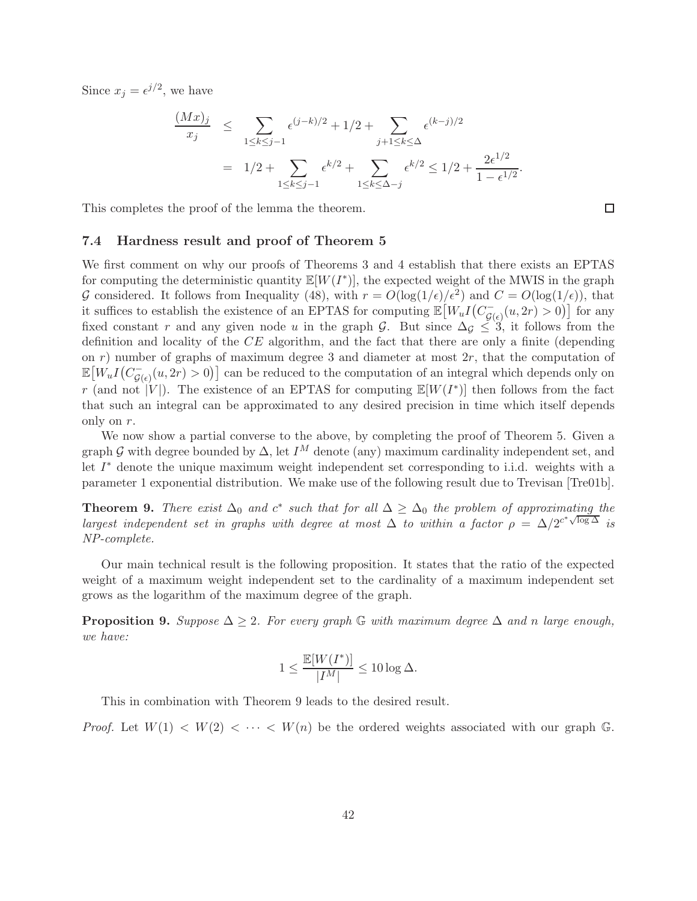Since $x_j = \epsilon^{j/2}$, we have

$$
\begin{aligned}
\frac{(Mx)_j}{x_j} &\le \sum_{1\le k\le j-1} \epsilon^{(j-k)/2} + 1/2 + \sum_{j+1\le k\le \Delta} \epsilon^{(k-j)/2} \\
&= 1/2 + \sum_{1\le k\le j-1} \epsilon^{k/2} + \sum_{1\le k\le \Delta-j} \epsilon^{k/2} \le 1/2 + \frac{2\epsilon^{1/2}}{1-\epsilon^{1/2}}.
\end{aligned}
$$

This completes the proof of the lemma the theorem. □

### 7.4 Hardness result and proof of Theorem 5

We first comment on why our proofs of Theorems 3 and 4 establish that there exists an EPTAS for computing the deterministic quantity $\mathbb{E}[W(I^*)]$, the expected weight of the MWIS in the graph $\mathcal{G}$ considered. It follows from Inequality (48), with $r = O(\log(1/\epsilon)/\epsilon^2)$ and $C = O(\log(1/\epsilon))$, that it suffices to establish the existence of an EPTAS for computing $\mathbb{E}\big[W_u I\big(C^-_{\mathcal{G}(\epsilon)}(u,2r) > 0\big)\big]$ for any fixed constant $r$ and any given node $u$ in the graph $\mathcal{G}$. But since $\Delta_{\mathcal{G}} \le 3$, it follows from the definition and locality of the $CE$ algorithm, and the fact that there are only a finite (depending on $r$) number of graphs of maximum degree 3 and diameter at most $2r$, that the computation of $\mathbb{E}\big[W_u I\big(C^-_{\mathcal{G}(\epsilon)}(u,2r) > 0\big)\big]$ can be reduced to the computation of an integral which depends only on $r$ (and not $|V|$). The existence of an EPTAS for computing $\mathbb{E}[W(I^*)]$ then follows from the fact that such an integral can be approximated to any desired precision in time which itself depends only on $r$.

We now show a partial converse to the above, by completing the proof of Theorem 5. Given a graph $\mathcal{G}$ with degree bounded by $\Delta$, let $I^M$ denote (any) maximum cardinality independent set, and let $I^*$ denote the unique maximum weight independent set corresponding to i.i.d. weights with a parameter 1 exponential distribution. We make use of the following result due to Trevisan [Tre01b].

**Theorem 9.** *There exist $\Delta_0$ and $c^*$ such that for all $\Delta \ge \Delta_0$ the problem of approximating the largest independent set in graphs with degree at most $\Delta$ to within a factor $\rho = \Delta/2^{c^*\sqrt{\log \Delta}}$ is NP-complete.*

Our main technical result is the following proposition. It states that the ratio of the expected weight of a maximum weight independent set to the cardinality of a maximum independent set grows as the logarithm of the maximum degree of the graph.

**Proposition 9.** *Suppose $\Delta \ge 2$. For every graph $\mathbb{G}$ with maximum degree $\Delta$ and $n$ large enough, we have:*

$$
1 \le \frac{\mathbb{E}[W(I^*)]}{|I^M|} \le 10 \log \Delta.
$$

This in combination with Theorem 9 leads to the desired result.

*Proof.* Let $W(1) < W(2) < \cdots < W(n)$ be the ordered weights associated with our graph $\mathbb{G}$.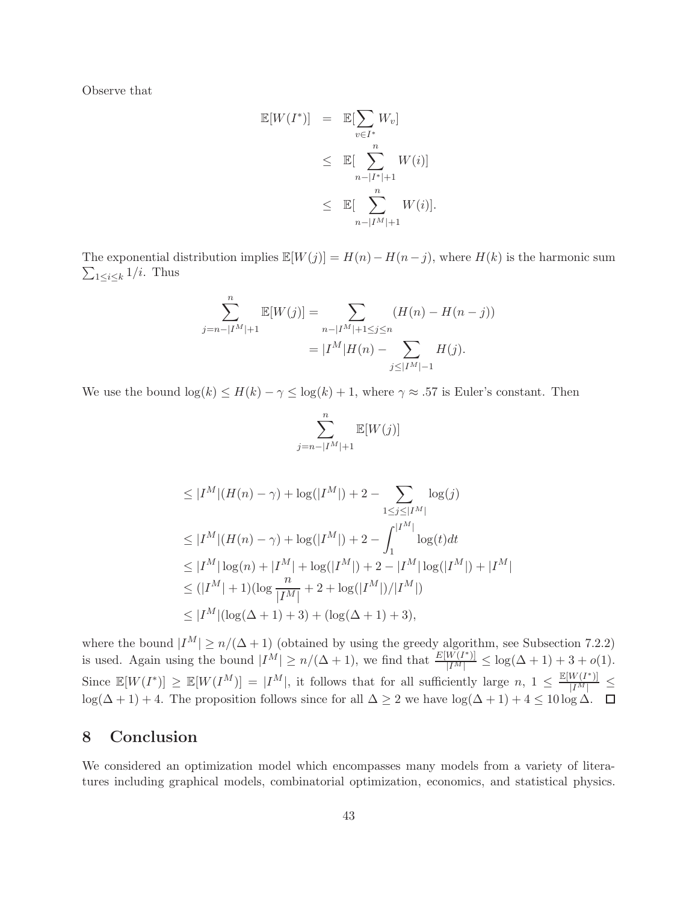Observe that

$$
\begin{aligned}
\mathbb{E}[W(I^*)] &= \mathbb{E}[\sum_{v \in I^*} W_v] \\
&\leq \mathbb{E}[\sum_{n-|I^*|+1}^{n} W(i)] \\
&\leq \mathbb{E}[\sum_{n-|I^M|+1}^{n} W(i)].
\end{aligned}
$$

The exponential distribution implies $\mathbb{E}[W(j)] = H(n) - H(n-j)$, where $H(k)$ is the harmonic sum $\sum_{1 \leq i \leq k} 1/i$. Thus

$$
\begin{aligned}
\sum_{j=n-|I^M|+1}^{n} \mathbb{E}[W(j)] &= \sum_{n-|I^M|+1 \leq j \leq n} (H(n) - H(n-j)) \\
&= |I^M| H(n) - \sum_{j \leq |I^M|-1} H(j).
\end{aligned}
$$

We use the bound $\log(k) \leq H(k) - \gamma \leq \log(k) + 1$, where $\gamma \approx .57$ is Euler's constant. Then

$$
\sum_{j=n-|I^M|+1}^{n} \mathbb{E}[W(j)]
$$

$$
\begin{aligned}
&\leq |I^M|(H(n) - \gamma) + \log(|I^M|) + 2 - \sum_{1 \leq j \leq |I^M|} \log(j) \\
&\leq |I^M|(H(n) - \gamma) + \log(|I^M|) + 2 - \int_1^{|I^M|} \log(t)dt \\
&\leq |I^M| \log(n) + |I^M| + \log(|I^M|) + 2 - |I^M| \log(|I^M|) + |I^M| \\
&\leq (|I^M| + 1)(\log \frac{n}{|I^M|} + 2 + \log(|I^M|)/|I^M|) \\
&\leq |I^M|(\log(\Delta + 1) + 3) + (\log(\Delta + 1) + 3),
\end{aligned}
$$

where the bound $|I^M| \geq n/(\Delta + 1)$ (obtained by using the greedy algorithm, see Subsection 7.2.2) is used. Again using the bound $|I^M| \geq n/(\Delta + 1)$, we find that $\frac{E[W(I^*)]}{|I^M|} \leq \log(\Delta + 1) + 3 + o(1)$. Since $\mathbb{E}[W(I^*)] \geq \mathbb{E}[W(I^M)] = |I^M|$, it follows that for all sufficiently large $n$, $1 \leq \frac{\mathbb{E}[W(I^*)]}{|I^M|} \leq \log(\Delta + 1) + 4$. The proposition follows since for all $\Delta \geq 2$ we have $\log(\Delta + 1) + 4 \leq 10 \log \Delta$. $\square$

# 8 Conclusion

We considered an optimization model which encompasses many models from a variety of literatures including graphical models, combinatorial optimization, economics, and statistical physics.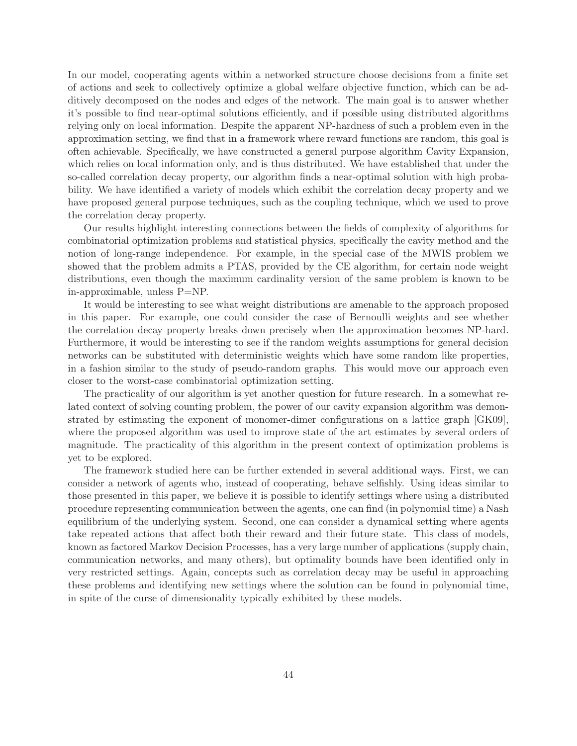In our model, cooperating agents within a networked structure choose decisions from a finite set of actions and seek to collectively optimize a global welfare objective function, which can be additively decomposed on the nodes and edges of the network. The main goal is to answer whether it's possible to find near-optimal solutions efficiently, and if possible using distributed algorithms relying only on local information. Despite the apparent NP-hardness of such a problem even in the approximation setting, we find that in a framework where reward functions are random, this goal is often achievable. Specifically, we have constructed a general purpose algorithm Cavity Expansion, which relies on local information only, and is thus distributed. We have established that under the so-called correlation decay property, our algorithm finds a near-optimal solution with high probability. We have identified a variety of models which exhibit the correlation decay property and we have proposed general purpose techniques, such as the coupling technique, which we used to prove the correlation decay property.

Our results highlight interesting connections between the fields of complexity of algorithms for combinatorial optimization problems and statistical physics, specifically the cavity method and the notion of long-range independence. For example, in the special case of the MWIS problem we showed that the problem admits a PTAS, provided by the CE algorithm, for certain node weight distributions, even though the maximum cardinality version of the same problem is known to be in-approximable, unless P=NP.

It would be interesting to see what weight distributions are amenable to the approach proposed in this paper. For example, one could consider the case of Bernoulli weights and see whether the correlation decay property breaks down precisely when the approximation becomes NP-hard. Furthermore, it would be interesting to see if the random weights assumptions for general decision networks can be substituted with deterministic weights which have some random like properties, in a fashion similar to the study of pseudo-random graphs. This would move our approach even closer to the worst-case combinatorial optimization setting.

The practicality of our algorithm is yet another question for future research. In a somewhat related context of solving counting problem, the power of our cavity expansion algorithm was demonstrated by estimating the exponent of monomer-dimer configurations on a lattice graph [GK09], where the proposed algorithm was used to improve state of the art estimates by several orders of magnitude. The practicality of this algorithm in the present context of optimization problems is yet to be explored.

The framework studied here can be further extended in several additional ways. First, we can consider a network of agents who, instead of cooperating, behave selfishly. Using ideas similar to those presented in this paper, we believe it is possible to identify settings where using a distributed procedure representing communication between the agents, one can find (in polynomial time) a Nash equilibrium of the underlying system. Second, one can consider a dynamical setting where agents take repeated actions that affect both their reward and their future state. This class of models, known as factored Markov Decision Processes, has a very large number of applications (supply chain, communication networks, and many others), but optimality bounds have been identified only in very restricted settings. Again, concepts such as correlation decay may be useful in approaching these problems and identifying new settings where the solution can be found in polynomial time, in spite of the curse of dimensionality typically exhibited by these models.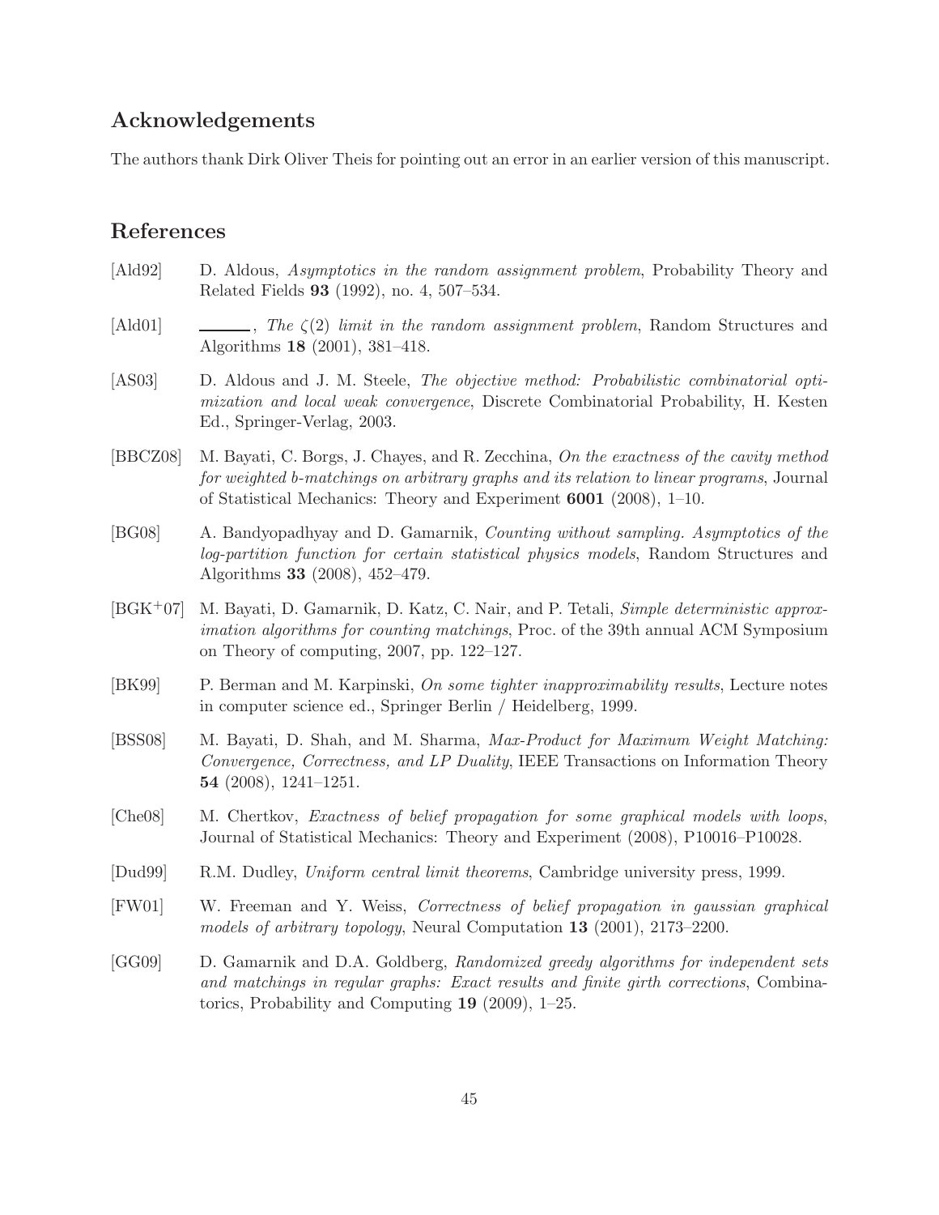## Acknowledgements

The authors thank Dirk Oliver Theis for pointing out an error in an earlier version of this manuscript.

## References

[Ald92] D. Aldous, *Asymptotics in the random assignment problem*, Probability Theory and Related Fields **93** (1992), no. 4, 507–534.

[Ald01] ______, *The $\zeta(2)$ limit in the random assignment problem*, Random Structures and Algorithms **18** (2001), 381–418.

[AS03] D. Aldous and J. M. Steele, *The objective method: Probabilistic combinatorial optimization and local weak convergence*, Discrete Combinatorial Probability, H. Kesten Ed., Springer-Verlag, 2003.

[BBCZ08] M. Bayati, C. Borgs, J. Chayes, and R. Zecchina, *On the exactness of the cavity method for weighted b-matchings on arbitrary graphs and its relation to linear programs*, Journal of Statistical Mechanics: Theory and Experiment **6001** (2008), 1–10.

[BG08] A. Bandyopadhyay and D. Gamarnik, *Counting without sampling. Asymptotics of the log-partition function for certain statistical physics models*, Random Structures and Algorithms **33** (2008), 452–479.

[BGK+07] M. Bayati, D. Gamarnik, D. Katz, C. Nair, and P. Tetali, *Simple deterministic approximation algorithms for counting matchings*, Proc. of the 39th annual ACM Symposium on Theory of computing, 2007, pp. 122–127.

[BK99] P. Berman and M. Karpinski, *On some tighter inapproximability results*, Lecture notes in computer science ed., Springer Berlin / Heidelberg, 1999.

[BSS08] M. Bayati, D. Shah, and M. Sharma, *Max-Product for Maximum Weight Matching: Convergence, Correctness, and LP Duality*, IEEE Transactions on Information Theory **54** (2008), 1241–1251.

[Che08] M. Chertkov, *Exactness of belief propagation for some graphical models with loops*, Journal of Statistical Mechanics: Theory and Experiment (2008), P10016–P10028.

[Dud99] R.M. Dudley, *Uniform central limit theorems*, Cambridge university press, 1999.

[FW01] W. Freeman and Y. Weiss, *Correctness of belief propagation in gaussian graphical models of arbitrary topology*, Neural Computation **13** (2001), 2173–2200.

[GG09] D. Gamarnik and D.A. Goldberg, *Randomized greedy algorithms for independent sets and matchings in regular graphs: Exact results and finite girth corrections*, Combinatorics, Probability and Computing **19** (2009), 1–25.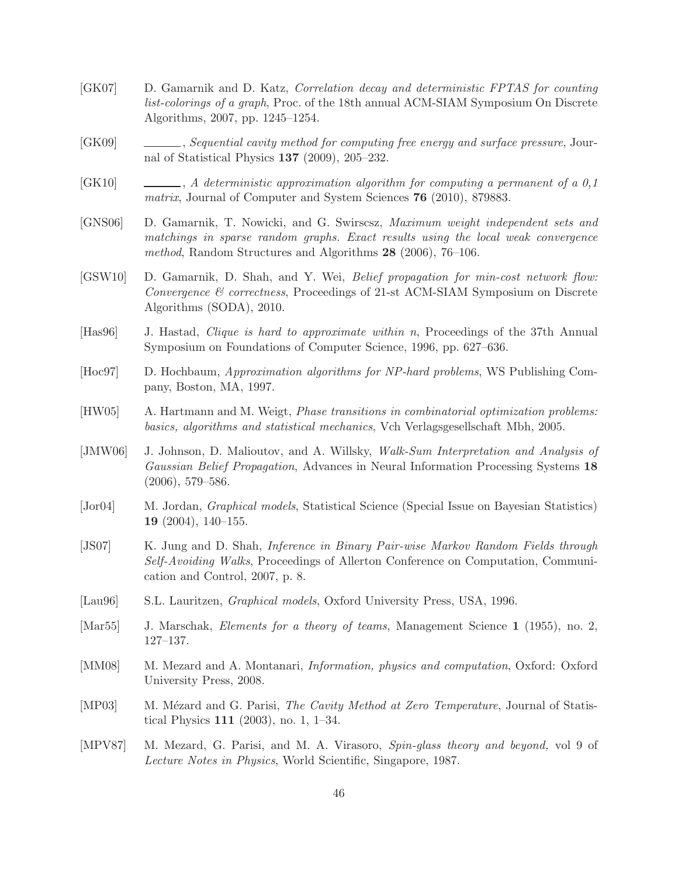[GK07] D. Gamarnik and D. Katz, *Correlation decay and deterministic FPTAS for counting list-colorings of a graph*, Proc. of the 18th annual ACM-SIAM Symposium On Discrete Algorithms, 2007, pp. 1245–1254.

[GK09] ______, *Sequential cavity method for computing free energy and surface pressure*, Journal of Statistical Physics **137** (2009), 205–232.

[GK10] ______, *A deterministic approximation algorithm for computing a permanent of a 0,1 matrix*, Journal of Computer and System Sciences **76** (2010), 879883.

[GNS06] D. Gamarnik, T. Nowicki, and G. Swirscsz, *Maximum weight independent sets and matchings in sparse random graphs. Exact results using the local weak convergence method*, Random Structures and Algorithms **28** (2006), 76–106.

[GSW10] D. Gamarnik, D. Shah, and Y. Wei, *Belief propagation for min-cost network flow: Convergence & correctness*, Proceedings of 21-st ACM-SIAM Symposium on Discrete Algorithms (SODA), 2010.

[Has96] J. Hastad, *Clique is hard to approximate within n*, Proceedings of the 37th Annual Symposium on Foundations of Computer Science, 1996, pp. 627–636.

[Hoc97] D. Hochbaum, *Approximation algorithms for NP-hard problems*, WS Publishing Company, Boston, MA, 1997.

[HW05] A. Hartmann and M. Weigt, *Phase transitions in combinatorial optimization problems: basics, algorithms and statistical mechanics*, Vch Verlagsgesellschaft Mbh, 2005.

[JMW06] J. Johnson, D. Malioutov, and A. Willsky, *Walk-Sum Interpretation and Analysis of Gaussian Belief Propagation*, Advances in Neural Information Processing Systems **18** (2006), 579–586.

[Jor04] M. Jordan, *Graphical models*, Statistical Science (Special Issue on Bayesian Statistics) **19** (2004), 140–155.

[JS07] K. Jung and D. Shah, *Inference in Binary Pair-wise Markov Random Fields through Self-Avoiding Walks*, Proceedings of Allerton Conference on Computation, Communication and Control, 2007, p. 8.

[Lau96] S.L. Lauritzen, *Graphical models*, Oxford University Press, USA, 1996.

[Mar55] J. Marschak, *Elements for a theory of teams*, Management Science **1** (1955), no. 2, 127–137.

[MM08] M. Mezard and A. Montanari, *Information, physics and computation*, Oxford: Oxford University Press, 2008.

[MP03] M. Mézard and G. Parisi, *The Cavity Method at Zero Temperature*, Journal of Statistical Physics **111** (2003), no. 1, 1–34.

[MPV87] M. Mezard, G. Parisi, and M. A. Virasoro, *Spin-glass theory and beyond,* vol 9 of *Lecture Notes in Physics*, World Scientific, Singapore, 1987.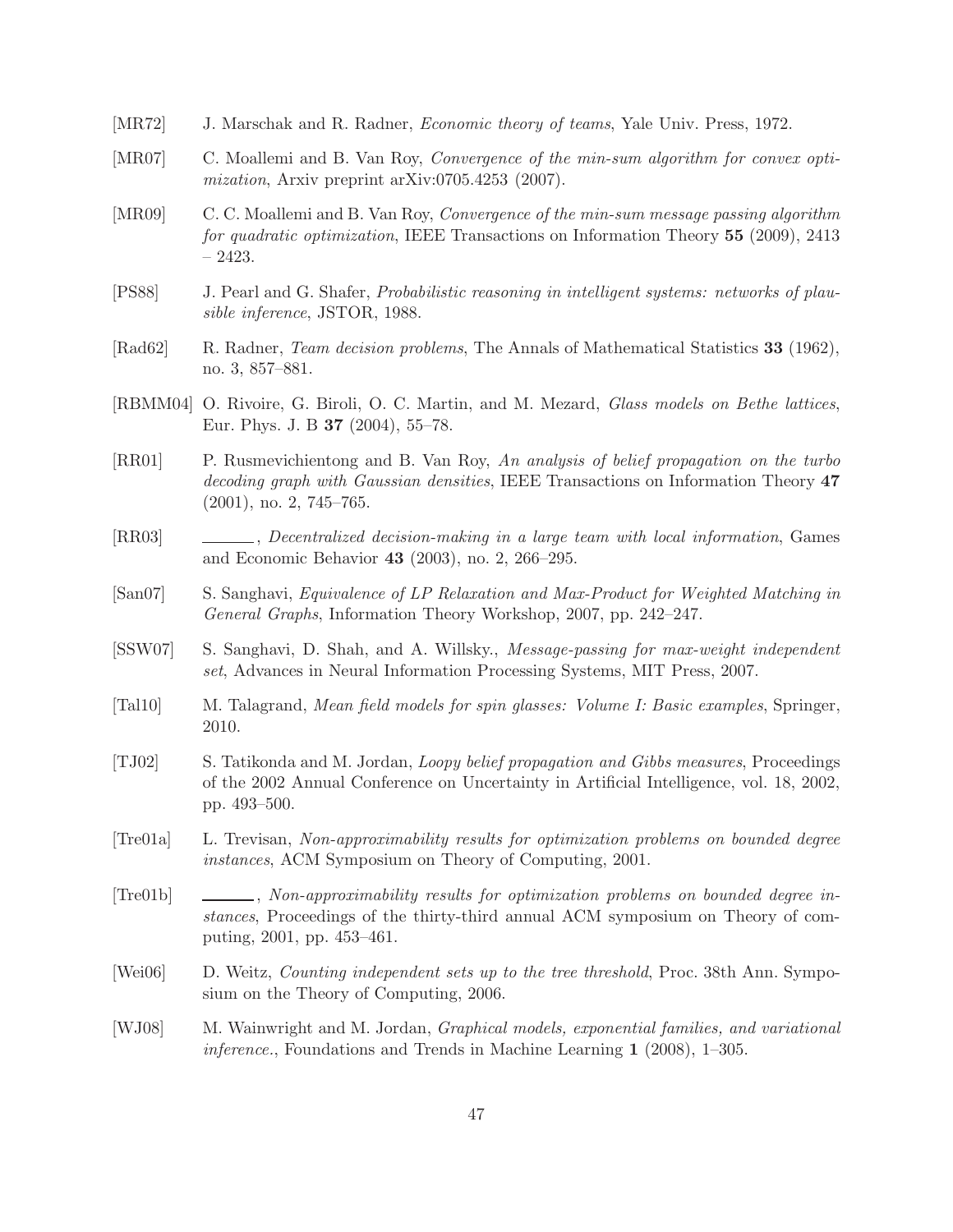[MR72] J. Marschak and R. Radner, *Economic theory of teams*, Yale Univ. Press, 1972.

[MR07] C. Moallemi and B. Van Roy, *Convergence of the min-sum algorithm for convex optimization*, Arxiv preprint arXiv:0705.4253 (2007).

[MR09] C. C. Moallemi and B. Van Roy, *Convergence of the min-sum message passing algorithm for quadratic optimization*, IEEE Transactions on Information Theory **55** (2009), 2413 – 2423.

[PS88] J. Pearl and G. Shafer, *Probabilistic reasoning in intelligent systems: networks of plausible inference*, JSTOR, 1988.

[Rad62] R. Radner, *Team decision problems*, The Annals of Mathematical Statistics **33** (1962), no. 3, 857–881.

[RBMM04] O. Rivoire, G. Biroli, O. C. Martin, and M. Mezard, *Glass models on Bethe lattices*, Eur. Phys. J. B **37** (2004), 55–78.

[RR01] P. Rusmevichientong and B. Van Roy, *An analysis of belief propagation on the turbo decoding graph with Gaussian densities*, IEEE Transactions on Information Theory **47** (2001), no. 2, 745–765.

[RR03] ______, *Decentralized decision-making in a large team with local information*, Games and Economic Behavior **43** (2003), no. 2, 266–295.

[San07] S. Sanghavi, *Equivalence of LP Relaxation and Max-Product for Weighted Matching in General Graphs*, Information Theory Workshop, 2007, pp. 242–247.

[SSW07] S. Sanghavi, D. Shah, and A. Willsky., *Message-passing for max-weight independent set*, Advances in Neural Information Processing Systems, MIT Press, 2007.

[Tal10] M. Talagrand, *Mean field models for spin glasses: Volume I: Basic examples*, Springer, 2010.

[TJ02] S. Tatikonda and M. Jordan, *Loopy belief propagation and Gibbs measures*, Proceedings of the 2002 Annual Conference on Uncertainty in Artificial Intelligence, vol. 18, 2002, pp. 493–500.

[Tre01a] L. Trevisan, *Non-approximability results for optimization problems on bounded degree instances*, ACM Symposium on Theory of Computing, 2001.

[Tre01b] ______, *Non-approximability results for optimization problems on bounded degree instances*, Proceedings of the thirty-third annual ACM symposium on Theory of computing, 2001, pp. 453–461.

[Wei06] D. Weitz, *Counting independent sets up to the tree threshold*, Proc. 38th Ann. Symposium on the Theory of Computing, 2006.

[WJ08] M. Wainwright and M. Jordan, *Graphical models, exponential families, and variational inference.*, Foundations and Trends in Machine Learning **1** (2008), 1–305.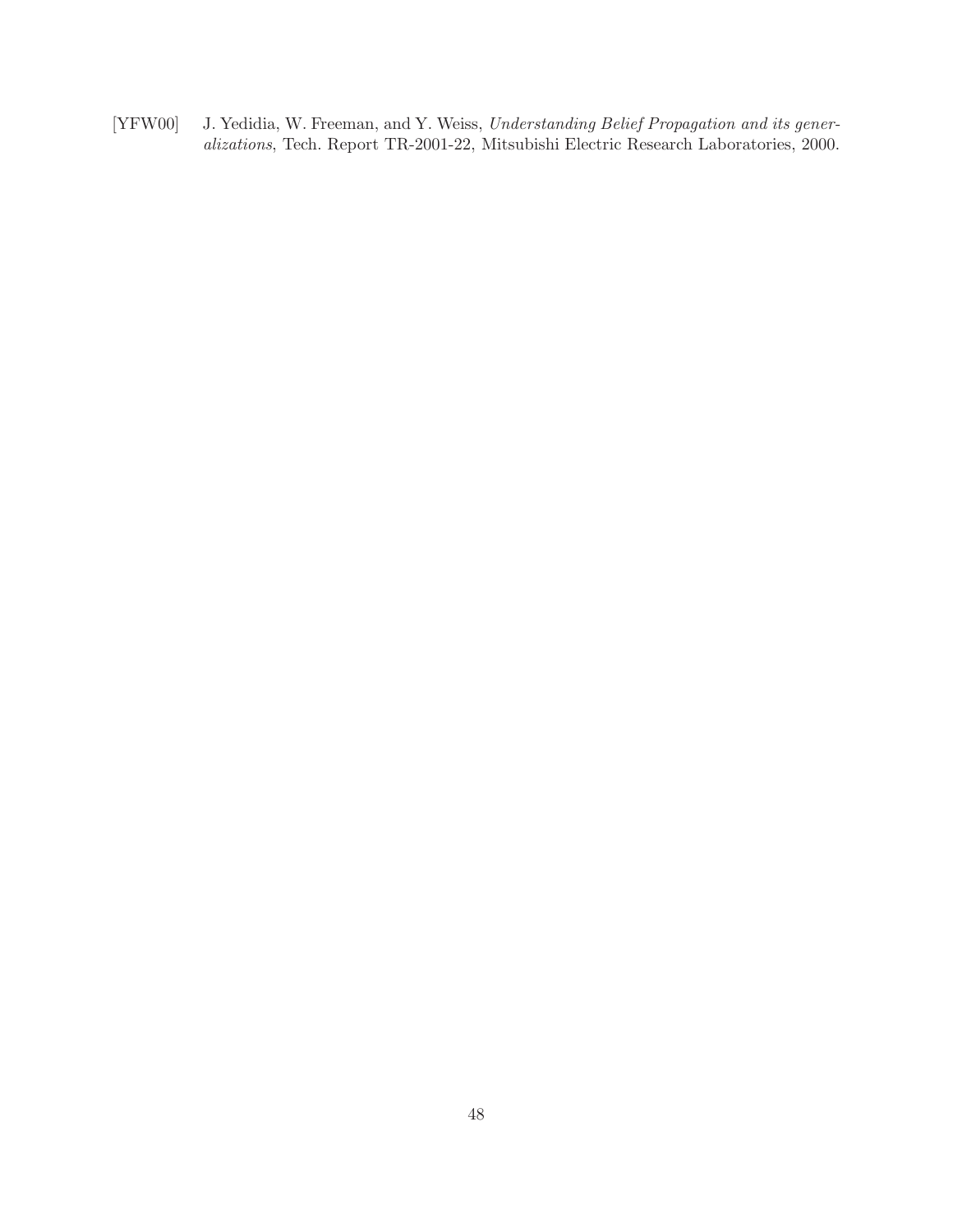[YFW00] J. Yedidia, W. Freeman, and Y. Weiss, *Understanding Belief Propagation and its generalizations*, Tech. Report TR-2001-22, Mitsubishi Electric Research Laboratories, 2000.